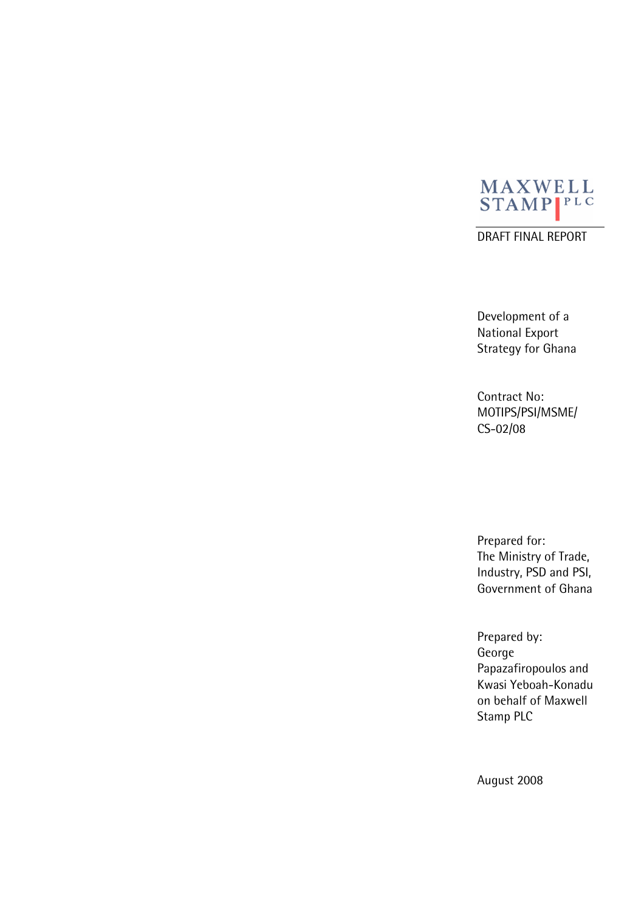MAXWELL STAMP PLC

DRAFT FINAL REPORT

# Development of a National Export Strategy for Ghana

Contract No: MOTIPS/PSI/MSME/CS-02/08

Prepared for:
The Ministry of Trade, Industry, PSD and PSI, Government of Ghana

Prepared by:
George Papazafiropoulos and Kwasi Yeboah-Konadu on behalf of Maxwell Stamp PLC

August 2008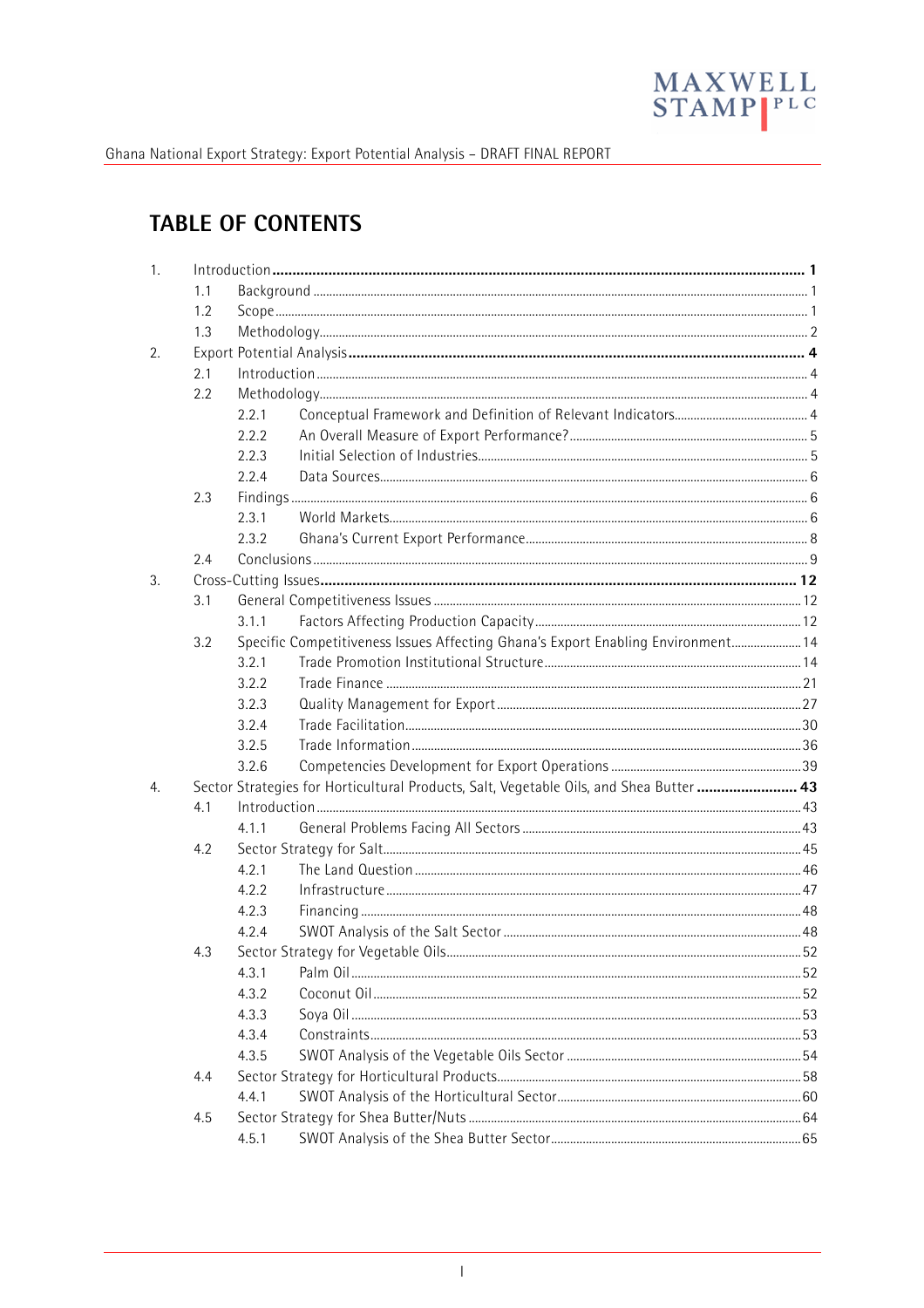# TABLE OF CONTENTS

1. **Introduction** .......... **1**
   - 1.1 Background .......... 1
   - 1.2 Scope .......... 1
   - 1.3 Methodology .......... 2
2. **Export Potential Analysis** .......... **4**
   - 2.1 Introduction .......... 4
   - 2.2 Methodology .......... 4
     - 2.2.1 Conceptual Framework and Definition of Relevant Indicators .......... 4
     - 2.2.2 An Overall Measure of Export Performance? .......... 5
     - 2.2.3 Initial Selection of Industries .......... 5
     - 2.2.4 Data Sources .......... 6
   - 2.3 Findings .......... 6
     - 2.3.1 World Markets .......... 6
     - 2.3.2 Ghana's Current Export Performance .......... 8
   - 2.4 Conclusions .......... 9
3. **Cross-Cutting Issues** .......... **12**
   - 3.1 General Competitiveness Issues .......... 12
     - 3.1.1 Factors Affecting Production Capacity .......... 12
   - 3.2 Specific Competitiveness Issues Affecting Ghana's Export Enabling Environment .......... 14
     - 3.2.1 Trade Promotion Institutional Structure .......... 14
     - 3.2.2 Trade Finance .......... 21
     - 3.2.3 Quality Management for Export .......... 27
     - 3.2.4 Trade Facilitation .......... 30
     - 3.2.5 Trade Information .......... 36
     - 3.2.6 Competencies Development for Export Operations .......... 39
4. **Sector Strategies for Horticultural Products, Salt, Vegetable Oils, and Shea Butter** .......... **43**
   - 4.1 Introduction .......... 43
     - 4.1.1 General Problems Facing All Sectors .......... 43
   - 4.2 Sector Strategy for Salt .......... 45
     - 4.2.1 The Land Question .......... 46
     - 4.2.2 Infrastructure .......... 47
     - 4.2.3 Financing .......... 48
     - 4.2.4 SWOT Analysis of the Salt Sector .......... 48
   - 4.3 Sector Strategy for Vegetable Oils .......... 52
     - 4.3.1 Palm Oil .......... 52
     - 4.3.2 Coconut Oil .......... 52
     - 4.3.3 Soya Oil .......... 53
     - 4.3.4 Constraints .......... 53
     - 4.3.5 SWOT Analysis of the Vegetable Oils Sector .......... 54
   - 4.4 Sector Strategy for Horticultural Products .......... 58
     - 4.4.1 SWOT Analysis of the Horticultural Sector .......... 60
   - 4.5 Sector Strategy for Shea Butter/Nuts .......... 64
     - 4.5.1 SWOT Analysis of the Shea Butter Sector .......... 65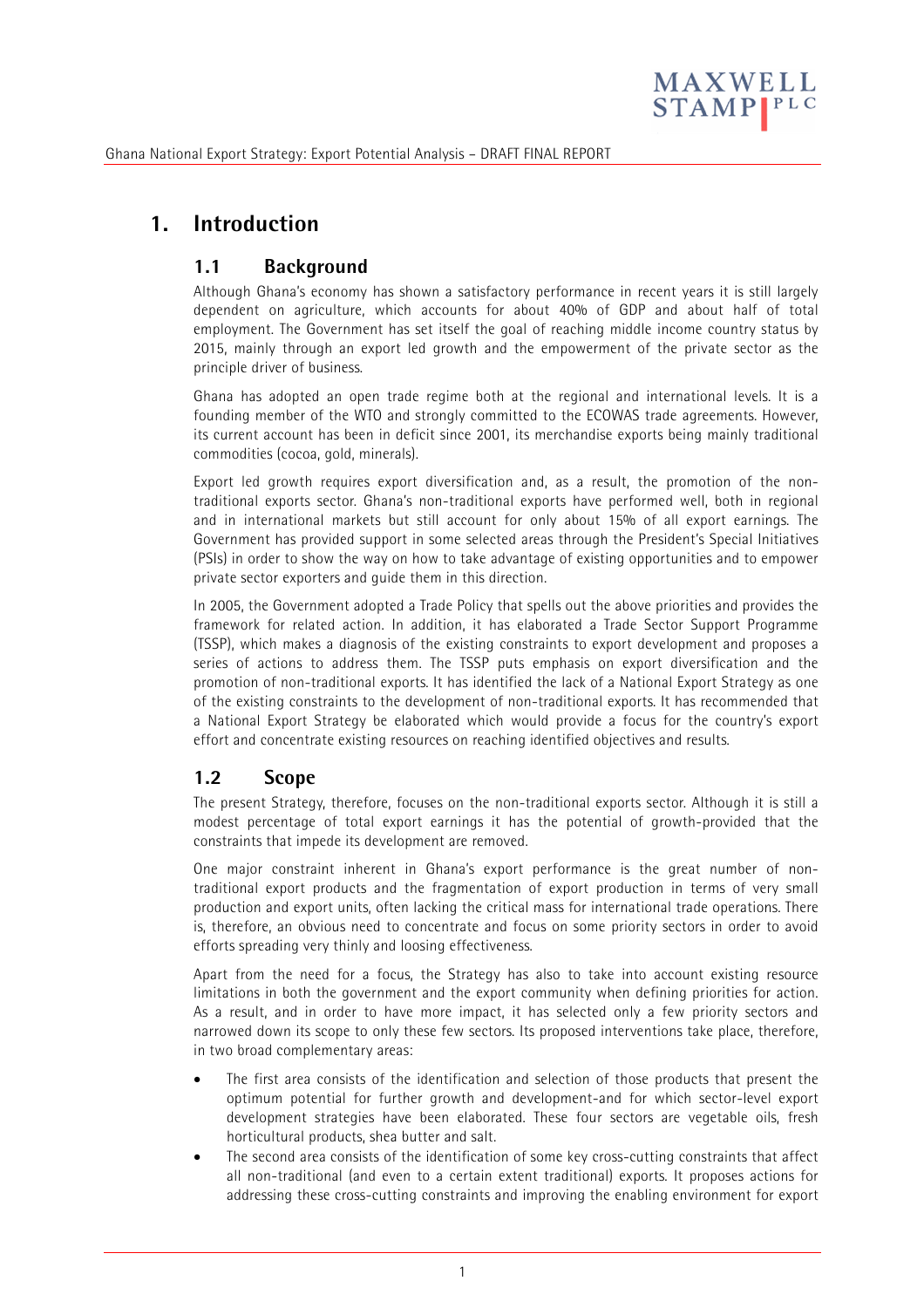# 1. Introduction

## 1.1 Background

Although Ghana's economy has shown a satisfactory performance in recent years it is still largely dependent on agriculture, which accounts for about 40% of GDP and about half of total employment. The Government has set itself the goal of reaching middle income country status by 2015, mainly through an export led growth and the empowerment of the private sector as the principle driver of business.

Ghana has adopted an open trade regime both at the regional and international levels. It is a founding member of the WTO and strongly committed to the ECOWAS trade agreements. However, its current account has been in deficit since 2001, its merchandise exports being mainly traditional commodities (cocoa, gold, minerals).

Export led growth requires export diversification and, as a result, the promotion of the non-traditional exports sector. Ghana's non-traditional exports have performed well, both in regional and in international markets but still account for only about 15% of all export earnings. The Government has provided support in some selected areas through the President's Special Initiatives (PSIs) in order to show the way on how to take advantage of existing opportunities and to empower private sector exporters and guide them in this direction.

In 2005, the Government adopted a Trade Policy that spells out the above priorities and provides the framework for related action. In addition, it has elaborated a Trade Sector Support Programme (TSSP), which makes a diagnosis of the existing constraints to export development and proposes a series of actions to address them. The TSSP puts emphasis on export diversification and the promotion of non-traditional exports. It has identified the lack of a National Export Strategy as one of the existing constraints to the development of non-traditional exports. It has recommended that a National Export Strategy be elaborated which would provide a focus for the country's export effort and concentrate existing resources on reaching identified objectives and results.

## 1.2 Scope

The present Strategy, therefore, focuses on the non-traditional exports sector. Although it is still a modest percentage of total export earnings it has the potential of growth-provided that the constraints that impede its development are removed.

One major constraint inherent in Ghana's export performance is the great number of non-traditional export products and the fragmentation of export production in terms of very small production and export units, often lacking the critical mass for international trade operations. There is, therefore, an obvious need to concentrate and focus on some priority sectors in order to avoid efforts spreading very thinly and loosing effectiveness.

Apart from the need for a focus, the Strategy has also to take into account existing resource limitations in both the government and the export community when defining priorities for action. As a result, and in order to have more impact, it has selected only a few priority sectors and narrowed down its scope to only these few sectors. Its proposed interventions take place, therefore, in two broad complementary areas:

- The first area consists of the identification and selection of those products that present the optimum potential for further growth and development-and for which sector-level export development strategies have been elaborated. These four sectors are vegetable oils, fresh horticultural products, shea butter and salt.
- The second area consists of the identification of some key cross-cutting constraints that affect all non-traditional (and even to a certain extent traditional) exports. It proposes actions for addressing these cross-cutting constraints and improving the enabling environment for export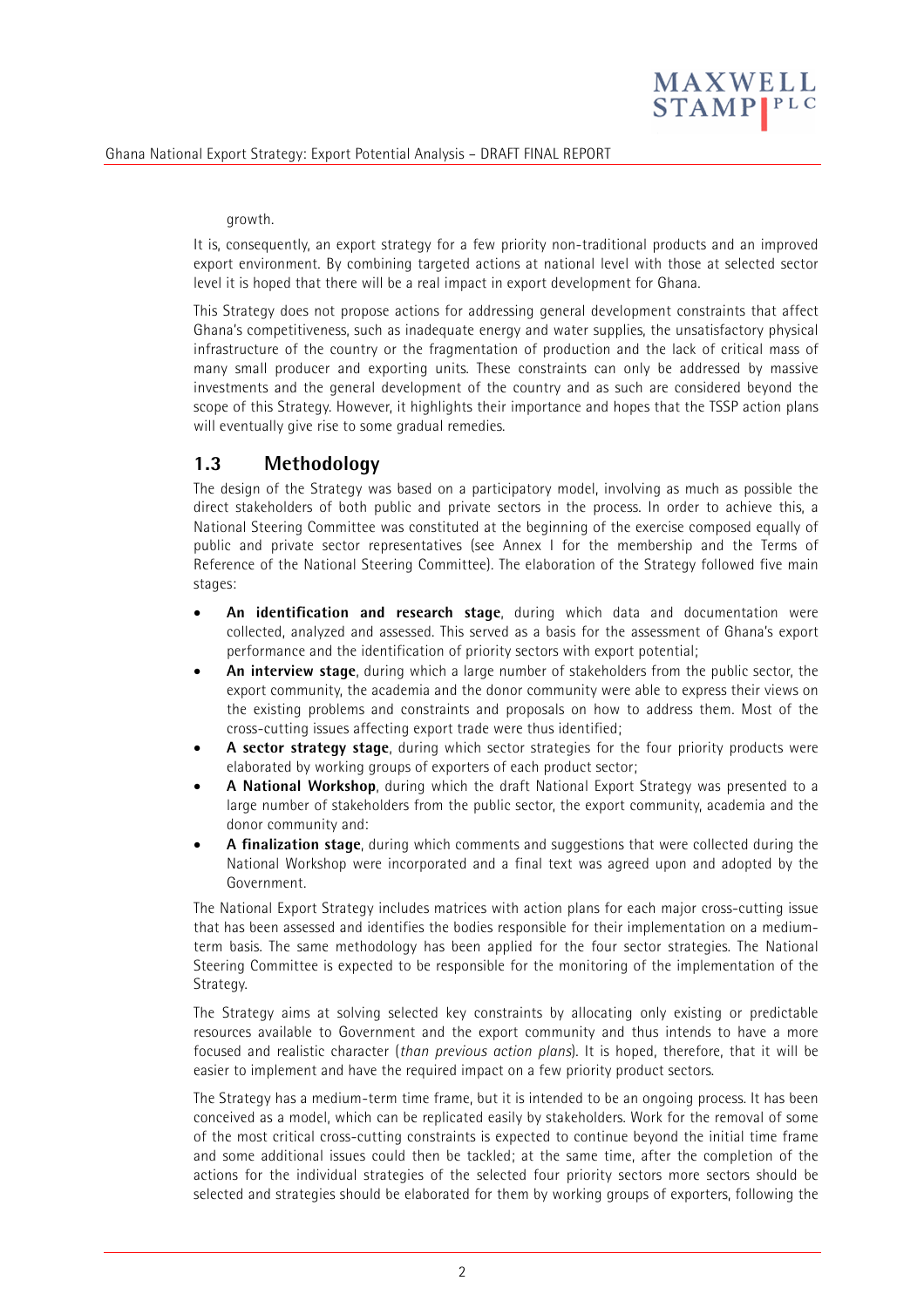growth.

It is, consequently, an export strategy for a few priority non-traditional products and an improved export environment. By combining targeted actions at national level with those at selected sector level it is hoped that there will be a real impact in export development for Ghana.

This Strategy does not propose actions for addressing general development constraints that affect Ghana's competitiveness, such as inadequate energy and water supplies, the unsatisfactory physical infrastructure of the country or the fragmentation of production and the lack of critical mass of many small producer and exporting units. These constraints can only be addressed by massive investments and the general development of the country and as such are considered beyond the scope of this Strategy. However, it highlights their importance and hopes that the TSSP action plans will eventually give rise to some gradual remedies.

## 1.3 Methodology

The design of the Strategy was based on a participatory model, involving as much as possible the direct stakeholders of both public and private sectors in the process. In order to achieve this, a National Steering Committee was constituted at the beginning of the exercise composed equally of public and private sector representatives (see Annex I for the membership and the Terms of Reference of the National Steering Committee). The elaboration of the Strategy followed five main stages:

- **An identification and research stage**, during which data and documentation were collected, analyzed and assessed. This served as a basis for the assessment of Ghana's export performance and the identification of priority sectors with export potential;
- **An interview stage**, during which a large number of stakeholders from the public sector, the export community, the academia and the donor community were able to express their views on the existing problems and constraints and proposals on how to address them. Most of the cross-cutting issues affecting export trade were thus identified;
- **A sector strategy stage**, during which sector strategies for the four priority products were elaborated by working groups of exporters of each product sector;
- **A National Workshop**, during which the draft National Export Strategy was presented to a large number of stakeholders from the public sector, the export community, academia and the donor community and:
- **A finalization stage**, during which comments and suggestions that were collected during the National Workshop were incorporated and a final text was agreed upon and adopted by the Government.

The National Export Strategy includes matrices with action plans for each major cross-cutting issue that has been assessed and identifies the bodies responsible for their implementation on a medium-term basis. The same methodology has been applied for the four sector strategies. The National Steering Committee is expected to be responsible for the monitoring of the implementation of the Strategy.

The Strategy aims at solving selected key constraints by allocating only existing or predictable resources available to Government and the export community and thus intends to have a more focused and realistic character (*than previous action plans*). It is hoped, therefore, that it will be easier to implement and have the required impact on a few priority product sectors.

The Strategy has a medium-term time frame, but it is intended to be an ongoing process. It has been conceived as a model, which can be replicated easily by stakeholders. Work for the removal of some of the most critical cross-cutting constraints is expected to continue beyond the initial time frame and some additional issues could then be tackled; at the same time, after the completion of the actions for the individual strategies of the selected four priority sectors more sectors should be selected and strategies should be elaborated for them by working groups of exporters, following the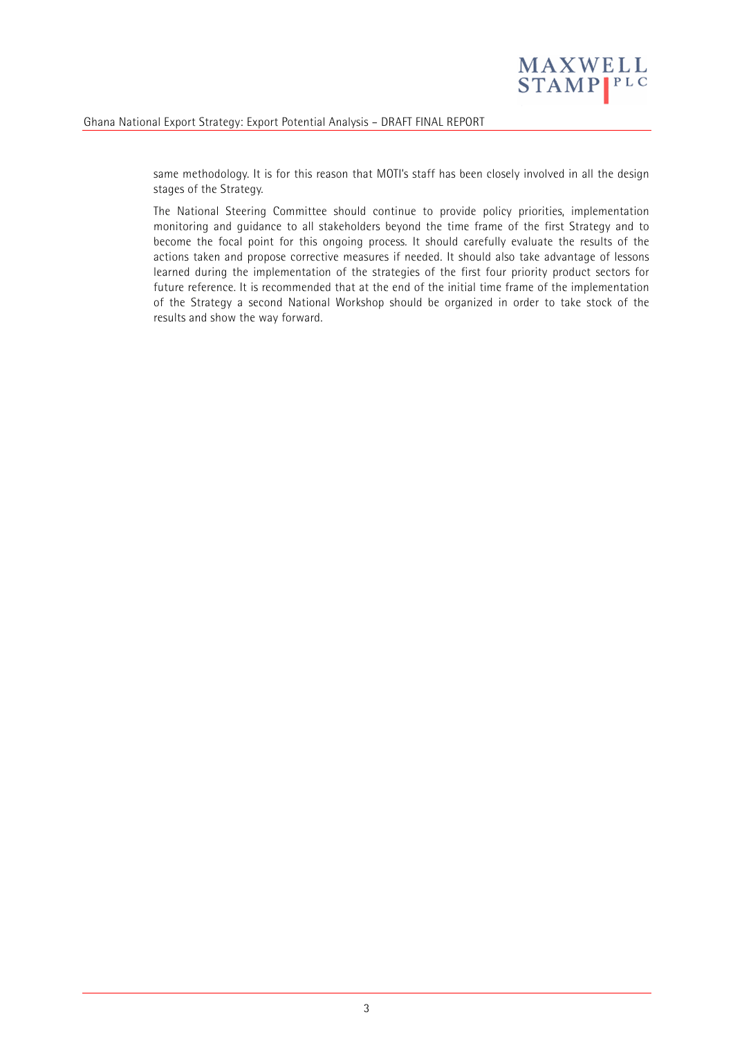same methodology. It is for this reason that MOTI's staff has been closely involved in all the design stages of the Strategy.

The National Steering Committee should continue to provide policy priorities, implementation monitoring and guidance to all stakeholders beyond the time frame of the first Strategy and to become the focal point for this ongoing process. It should carefully evaluate the results of the actions taken and propose corrective measures if needed. It should also take advantage of lessons learned during the implementation of the strategies of the first four priority product sectors for future reference. It is recommended that at the end of the initial time frame of the implementation of the Strategy a second National Workshop should be organized in order to take stock of the results and show the way forward.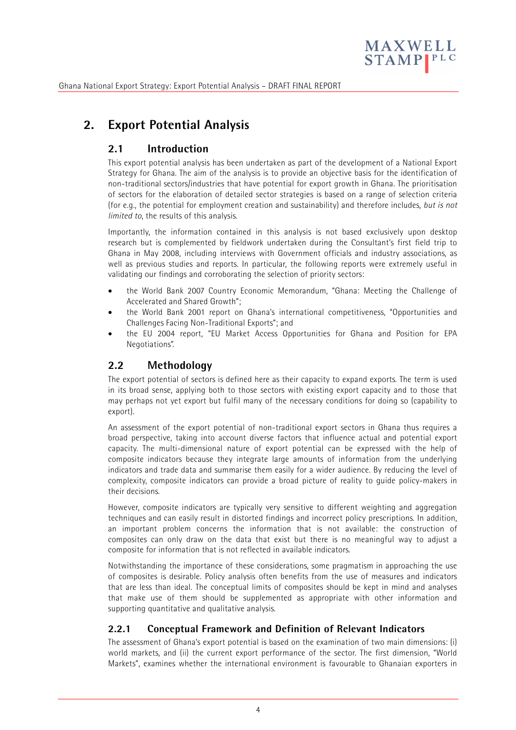# 2. Export Potential Analysis

## 2.1 Introduction

This export potential analysis has been undertaken as part of the development of a National Export Strategy for Ghana. The aim of the analysis is to provide an objective basis for the identification of non-traditional sectors/industries that have potential for export growth in Ghana. The prioritisation of sectors for the elaboration of detailed sector strategies is based on a range of selection criteria (for e.g., the potential for employment creation and sustainability) and therefore includes, *but is not limited to*, the results of this analysis.

Importantly, the information contained in this analysis is not based exclusively upon desktop research but is complemented by fieldwork undertaken during the Consultant's first field trip to Ghana in May 2008, including interviews with Government officials and industry associations, as well as previous studies and reports. In particular, the following reports were extremely useful in validating our findings and corroborating the selection of priority sectors:

- the World Bank 2007 Country Economic Memorandum, "Ghana: Meeting the Challenge of Accelerated and Shared Growth";
- the World Bank 2001 report on Ghana's international competitiveness, "Opportunities and Challenges Facing Non-Traditional Exports"; and
- the EU 2004 report, "EU Market Access Opportunities for Ghana and Position for EPA Negotiations".

## 2.2 Methodology

The export potential of sectors is defined here as their capacity to expand exports. The term is used in its broad sense, applying both to those sectors with existing export capacity and to those that may perhaps not yet export but fulfil many of the necessary conditions for doing so (capability to export).

An assessment of the export potential of non-traditional export sectors in Ghana thus requires a broad perspective, taking into account diverse factors that influence actual and potential export capacity. The multi-dimensional nature of export potential can be expressed with the help of composite indicators because they integrate large amounts of information from the underlying indicators and trade data and summarise them easily for a wider audience. By reducing the level of complexity, composite indicators can provide a broad picture of reality to guide policy-makers in their decisions.

However, composite indicators are typically very sensitive to different weighting and aggregation techniques and can easily result in distorted findings and incorrect policy prescriptions. In addition, an important problem concerns the information that is not available: the construction of composites can only draw on the data that exist but there is no meaningful way to adjust a composite for information that is not reflected in available indicators.

Notwithstanding the importance of these considerations, some pragmatism in approaching the use of composites is desirable. Policy analysis often benefits from the use of measures and indicators that are less than ideal. The conceptual limits of composites should be kept in mind and analyses that make use of them should be supplemented as appropriate with other information and supporting quantitative and qualitative analysis.

### 2.2.1 Conceptual Framework and Definition of Relevant Indicators

The assessment of Ghana's export potential is based on the examination of two main dimensions: (i) world markets, and (ii) the current export performance of the sector. The first dimension, "World Markets", examines whether the international environment is favourable to Ghanaian exporters in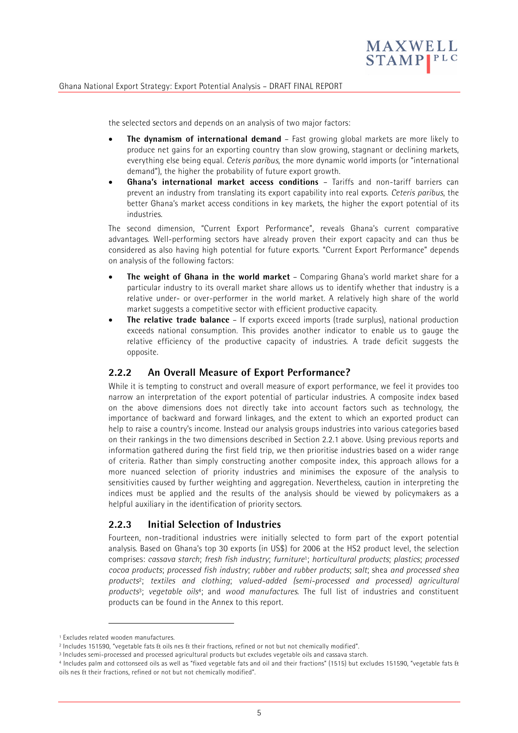the selected sectors and depends on an analysis of two major factors:

- **The dynamism of international demand** – Fast growing global markets are more likely to produce net gains for an exporting country than slow growing, stagnant or declining markets, everything else being equal. *Ceteris paribus*, the more dynamic world imports (or "international demand"), the higher the probability of future export growth.
- **Ghana's international market access conditions** – Tariffs and non-tariff barriers can prevent an industry from translating its export capability into real exports. *Ceteris paribus*, the better Ghana's market access conditions in key markets, the higher the export potential of its industries.

The second dimension, "Current Export Performance", reveals Ghana's current comparative advantages. Well-performing sectors have already proven their export capacity and can thus be considered as also having high potential for future exports. "Current Export Performance" depends on analysis of the following factors:

- **The weight of Ghana in the world market** – Comparing Ghana's world market share for a particular industry to its overall market share allows us to identify whether that industry is a relative under- or over-performer in the world market. A relatively high share of the world market suggests a competitive sector with efficient productive capacity.
- **The relative trade balance** – If exports exceed imports (trade surplus), national production exceeds national consumption. This provides another indicator to enable us to gauge the relative efficiency of the productive capacity of industries. A trade deficit suggests the opposite.

### 2.2.2 An Overall Measure of Export Performance?

While it is tempting to construct and overall measure of export performance, we feel it provides too narrow an interpretation of the export potential of particular industries. A composite index based on the above dimensions does not directly take into account factors such as technology, the importance of backward and forward linkages, and the extent to which an exported product can help to raise a country's income. Instead our analysis groups industries into various categories based on their rankings in the two dimensions described in Section 2.2.1 above. Using previous reports and information gathered during the first field trip, we then prioritise industries based on a wider range of criteria. Rather than simply constructing another composite index, this approach allows for a more nuanced selection of priority industries and minimises the exposure of the analysis to sensitivities caused by further weighting and aggregation. Nevertheless, caution in interpreting the indices must be applied and the results of the analysis should be viewed by policymakers as a helpful auxiliary in the identification of priority sectors.

### 2.2.3 Initial Selection of Industries

Fourteen, non-traditional industries were initially selected to form part of the export potential analysis. Based on Ghana's top 30 exports (in US$) for 2006 at the HS2 product level, the selection comprises: *cassava starch*; *fresh fish industry*; *furniture*[1]; *horticultural products*; *plastics*; *processed cocoa products*; *processed fish industry*; *rubber and rubber products*; *salt*; shea *and processed shea products*[2]; *textiles and clothing*; *valued-added (semi-processed and processed) agricultural products*[3]; *vegetable oils*[4]; and *wood manufactures*. The full list of industries and constituent products can be found in the Annex to this report.

---

[1] Excludes related wooden manufactures.

[2] Includes 151590, "vegetable fats & oils nes & their fractions, refined or not but not chemically modified".

[3] Includes semi-processed and processed agricultural products but excludes vegetable oils and cassava starch.

[4] Includes palm and cottonseed oils as well as "fixed vegetable fats and oil and their fractions" (1515) but excludes 151590, "vegetable fats & oils nes & their fractions, refined or not but not chemically modified".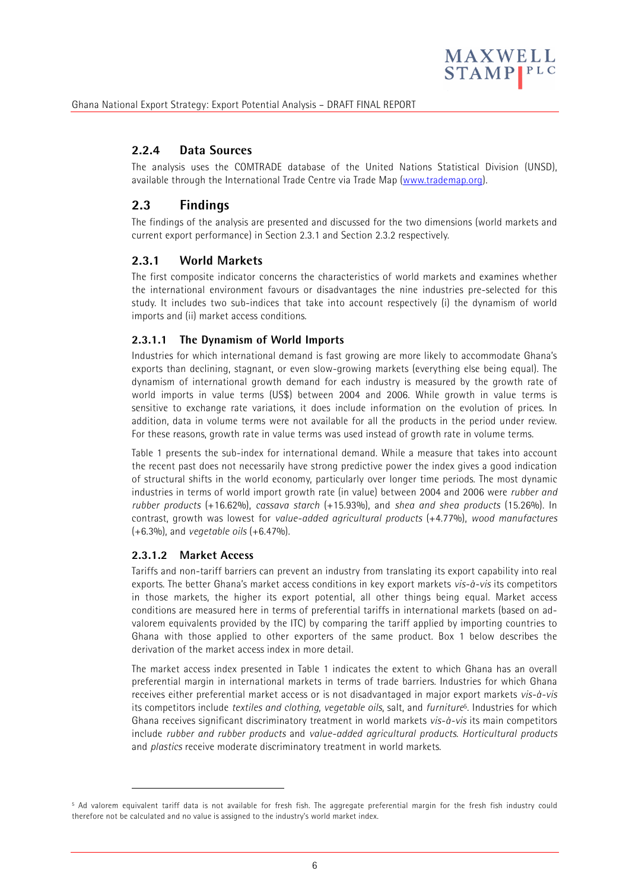### 2.2.4 Data Sources

The analysis uses the COMTRADE database of the United Nations Statistical Division (UNSD), available through the International Trade Centre via Trade Map (www.trademap.org).

## 2.3 Findings

The findings of the analysis are presented and discussed for the two dimensions (world markets and current export performance) in Section 2.3.1 and Section 2.3.2 respectively.

### 2.3.1 World Markets

The first composite indicator concerns the characteristics of world markets and examines whether the international environment favours or disadvantages the nine industries pre-selected for this study. It includes two sub-indices that take into account respectively (i) the dynamism of world imports and (ii) market access conditions.

#### 2.3.1.1 The Dynamism of World Imports

Industries for which international demand is fast growing are more likely to accommodate Ghana's exports than declining, stagnant, or even slow-growing markets (everything else being equal). The dynamism of international growth demand for each industry is measured by the growth rate of world imports in value terms (US$) between 2004 and 2006. While growth in value terms is sensitive to exchange rate variations, it does include information on the evolution of prices. In addition, data in volume terms were not available for all the products in the period under review. For these reasons, growth rate in value terms was used instead of growth rate in volume terms.

Table 1 presents the sub-index for international demand. While a measure that takes into account the recent past does not necessarily have strong predictive power the index gives a good indication of structural shifts in the world economy, particularly over longer time periods. The most dynamic industries in terms of world import growth rate (in value) between 2004 and 2006 were *rubber and rubber products* (+16.62%), *cassava starch* (+15.93%), and *shea and shea products* (15.26%). In contrast, growth was lowest for *value-added agricultural products* (+4.77%), *wood manufactures* (+6.3%), and *vegetable oils* (+6.47%).

#### 2.3.1.2 Market Access

Tariffs and non-tariff barriers can prevent an industry from translating its export capability into real exports. The better Ghana's market access conditions in key export markets *vis-à-vis* its competitors in those markets, the higher its export potential, all other things being equal. Market access conditions are measured here in terms of preferential tariffs in international markets (based on ad-valorem equivalents provided by the ITC) by comparing the tariff applied by importing countries to Ghana with those applied to other exporters of the same product. Box 1 below describes the derivation of the market access index in more detail.

The market access index presented in Table 1 indicates the extent to which Ghana has an overall preferential margin in international markets in terms of trade barriers. Industries for which Ghana receives either preferential market access or is not disadvantaged in major export markets *vis-à-vis* its competitors include *textiles and clothing*, *vegetable oils*, salt, and *furniture*[5]. Industries for which Ghana receives significant discriminatory treatment in world markets *vis-à-vis* its main competitors include *rubber and rubber products* and *value-added agricultural products*. *Horticultural products* and *plastics* receive moderate discriminatory treatment in world markets.

---

[5] Ad valorem equivalent tariff data is not available for fresh fish. The aggregate preferential margin for the fresh fish industry could therefore not be calculated and no value is assigned to the industry's world market index.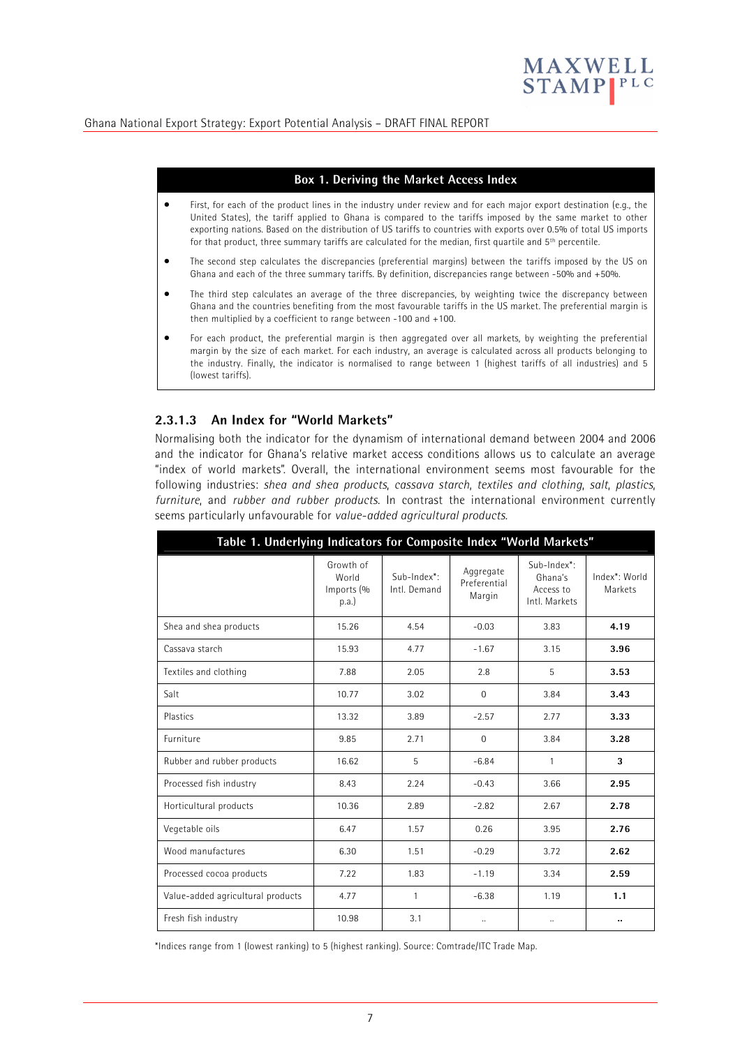**Box 1. Deriving the Market Access Index**

- First, for each of the product lines in the industry under review and for each major export destination (e.g., the United States), the tariff applied to Ghana is compared to the tariffs imposed by the same market to other exporting nations. Based on the distribution of US tariffs to countries with exports over 0.5% of total US imports for that product, three summary tariffs are calculated for the median, first quartile and 5th percentile.
- The second step calculates the discrepancies (preferential margins) between the tariffs imposed by the US on Ghana and each of the three summary tariffs. By definition, discrepancies range between -50% and +50%.
- The third step calculates an average of the three discrepancies, by weighting twice the discrepancy between Ghana and the countries benefiting from the most favourable tariffs in the US market. The preferential margin is then multiplied by a coefficient to range between -100 and +100.
- For each product, the preferential margin is then aggregated over all markets, by weighting the preferential margin by the size of each market. For each industry, an average is calculated across all products belonging to the industry. Finally, the indicator is normalised to range between 1 (highest tariffs of all industries) and 5 (lowest tariffs).

### 2.3.1.3 An Index for "World Markets"

Normalising both the indicator for the dynamism of international demand between 2004 and 2006 and the indicator for Ghana's relative market access conditions allows us to calculate an average "index of world markets". Overall, the international environment seems most favourable for the following industries: *shea and shea products*, *cassava starch*, *textiles and clothing*, *salt*, *plastics*, *furniture*, and *rubber and rubber products*. In contrast the international environment currently seems particularly unfavourable for *value-added agricultural products*.

**Table 1. Underlying Indicators for Composite Index "World Markets"**

| | Growth of World Imports (% p.a.) | Sub-Index*: Intl. Demand | Aggregate Preferential Margin | Sub-Index*: Ghana's Access to Intl. Markets | Index*: World Markets |
|---|---|---|---|---|---|
| Shea and shea products | 15.26 | 4.54 | -0.03 | 3.83 | **4.19** |
| Cassava starch | 15.93 | 4.77 | -1.67 | 3.15 | **3.96** |
| Textiles and clothing | 7.88 | 2.05 | 2.8 | 5 | **3.53** |
| Salt | 10.77 | 3.02 | 0 | 3.84 | **3.43** |
| Plastics | 13.32 | 3.89 | -2.57 | 2.77 | **3.33** |
| Furniture | 9.85 | 2.71 | 0 | 3.84 | **3.28** |
| Rubber and rubber products | 16.62 | 5 | -6.84 | 1 | **3** |
| Processed fish industry | 8.43 | 2.24 | -0.43 | 3.66 | **2.95** |
| Horticultural products | 10.36 | 2.89 | -2.82 | 2.67 | **2.78** |
| Vegetable oils | 6.47 | 1.57 | 0.26 | 3.95 | **2.76** |
| Wood manufactures | 6.30 | 1.51 | -0.29 | 3.72 | **2.62** |
| Processed cocoa products | 7.22 | 1.83 | -1.19 | 3.34 | **2.59** |
| Value-added agricultural products | 4.77 | 1 | -6.38 | 1.19 | **1.1** |
| Fresh fish industry | 10.98 | 3.1 | .. | .. | **..** |

*Indices range from 1 (lowest ranking) to 5 (highest ranking). Source: Comtrade/ITC Trade Map.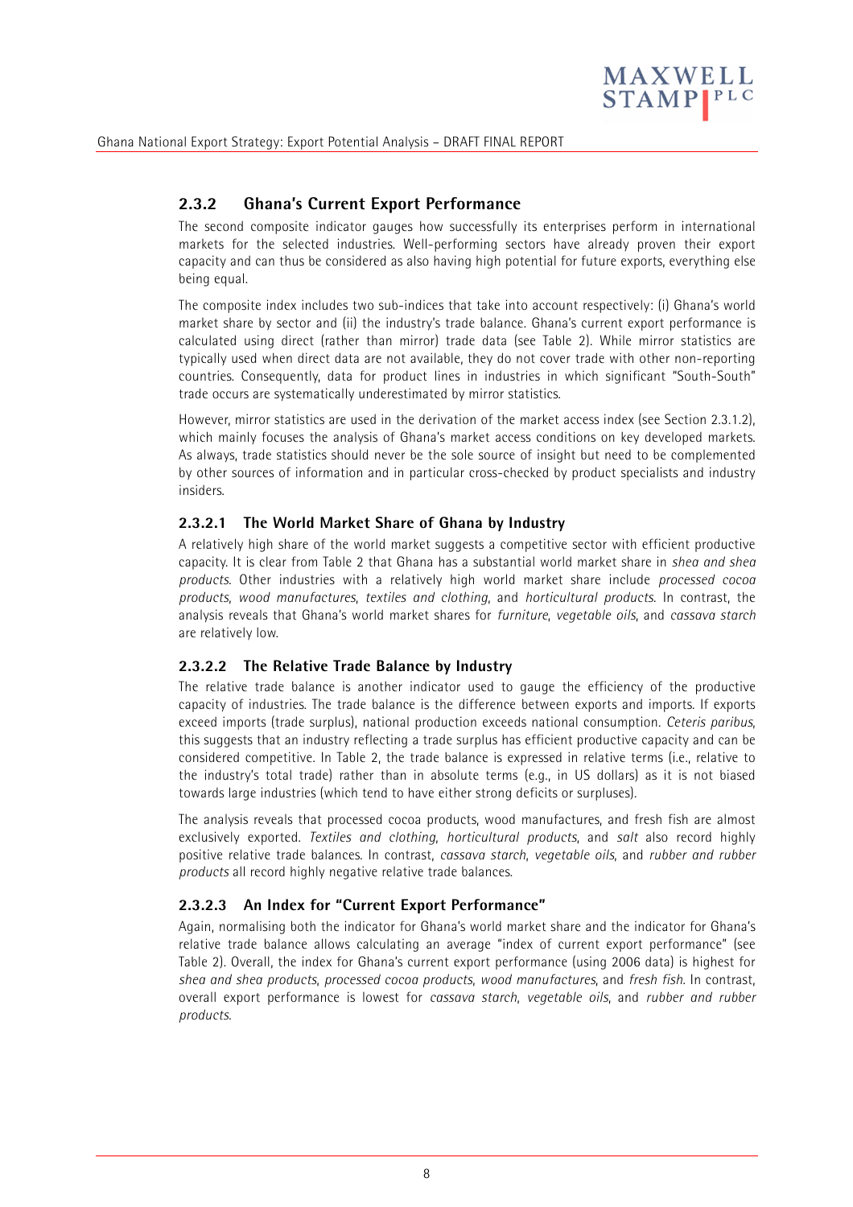### 2.3.2 Ghana's Current Export Performance

The second composite indicator gauges how successfully its enterprises perform in international markets for the selected industries. Well-performing sectors have already proven their export capacity and can thus be considered as also having high potential for future exports, everything else being equal.

The composite index includes two sub-indices that take into account respectively: (i) Ghana's world market share by sector and (ii) the industry's trade balance. Ghana's current export performance is calculated using direct (rather than mirror) trade data (see Table 2). While mirror statistics are typically used when direct data are not available, they do not cover trade with other non-reporting countries. Consequently, data for product lines in industries in which significant "South-South" trade occurs are systematically underestimated by mirror statistics.

However, mirror statistics are used in the derivation of the market access index (see Section 2.3.1.2), which mainly focuses the analysis of Ghana's market access conditions on key developed markets. As always, trade statistics should never be the sole source of insight but need to be complemented by other sources of information and in particular cross-checked by product specialists and industry insiders.

#### 2.3.2.1 The World Market Share of Ghana by Industry

A relatively high share of the world market suggests a competitive sector with efficient productive capacity. It is clear from Table 2 that Ghana has a substantial world market share in *shea and shea products*. Other industries with a relatively high world market share include *processed cocoa products*, *wood manufactures*, *textiles and clothing*, and *horticultural products*. In contrast, the analysis reveals that Ghana's world market shares for *furniture*, *vegetable oils*, and *cassava starch* are relatively low.

#### 2.3.2.2 The Relative Trade Balance by Industry

The relative trade balance is another indicator used to gauge the efficiency of the productive capacity of industries. The trade balance is the difference between exports and imports. If exports exceed imports (trade surplus), national production exceeds national consumption. *Ceteris paribus*, this suggests that an industry reflecting a trade surplus has efficient productive capacity and can be considered competitive. In Table 2, the trade balance is expressed in relative terms (i.e., relative to the industry's total trade) rather than in absolute terms (e.g., in US dollars) as it is not biased towards large industries (which tend to have either strong deficits or surpluses).

The analysis reveals that processed cocoa products, wood manufactures, and fresh fish are almost exclusively exported. *Textiles and clothing*, *horticultural products*, and *salt* also record highly positive relative trade balances. In contrast, *cassava starch*, *vegetable oils*, and *rubber and rubber products* all record highly negative relative trade balances.

#### 2.3.2.3 An Index for "Current Export Performance"

Again, normalising both the indicator for Ghana's world market share and the indicator for Ghana's relative trade balance allows calculating an average "index of current export performance" (see Table 2). Overall, the index for Ghana's current export performance (using 2006 data) is highest for *shea and shea products*, *processed cocoa products*, *wood manufactures*, and *fresh fish*. In contrast, overall export performance is lowest for *cassava starch*, *vegetable oils*, and *rubber and rubber products*.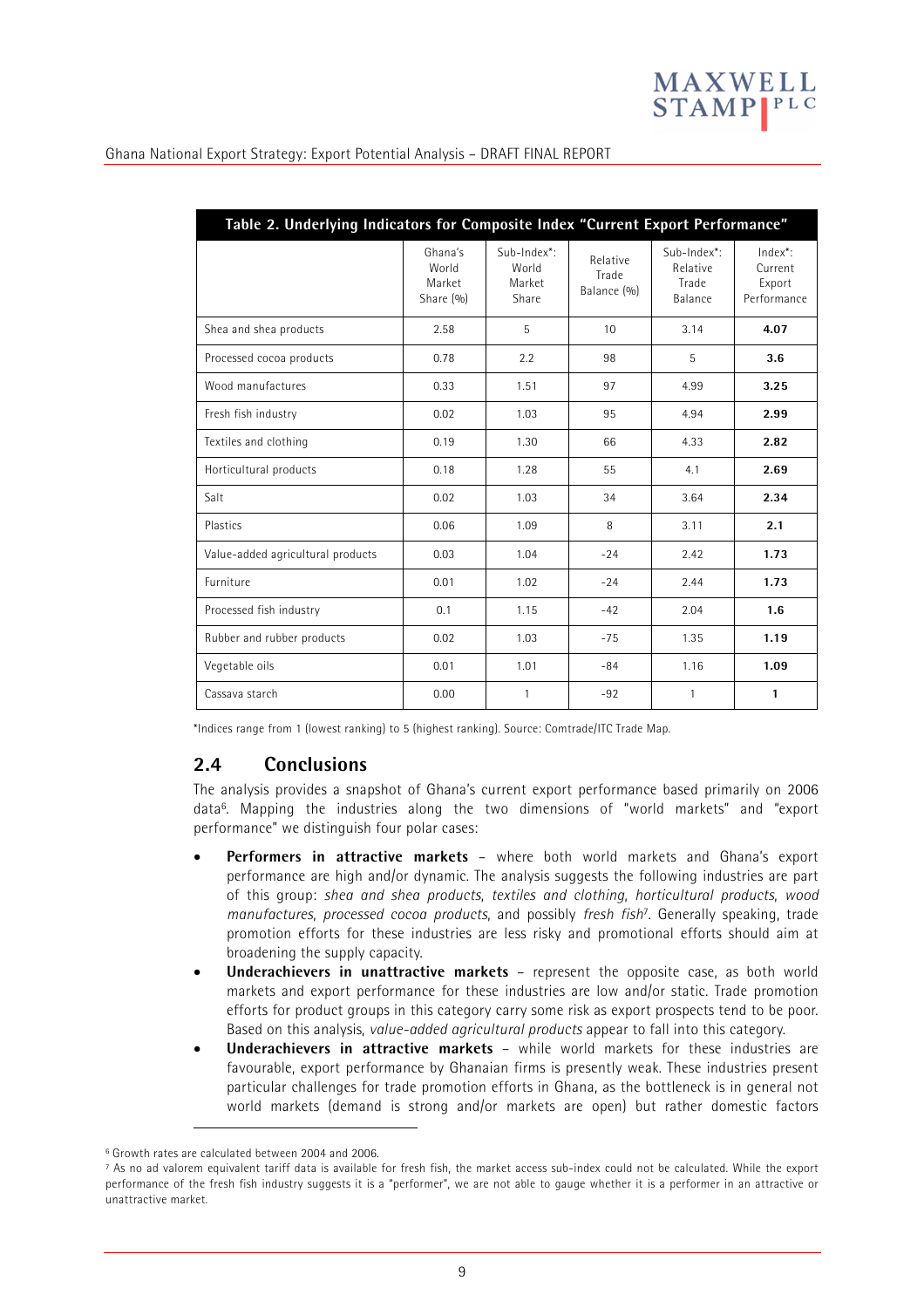**Table 2. Underlying Indicators for Composite Index "Current Export Performance"**

| | Ghana's World Market Share (%) | Sub-Index*: World Market Share | Relative Trade Balance (%) | Sub-Index*: Relative Trade Balance | Index*: Current Export Performance |
|---|---|---|---|---|---|
| Shea and shea products | 2.58 | 5 | 10 | 3.14 | **4.07** |
| Processed cocoa products | 0.78 | 2.2 | 98 | 5 | **3.6** |
| Wood manufactures | 0.33 | 1.51 | 97 | 4.99 | **3.25** |
| Fresh fish industry | 0.02 | 1.03 | 95 | 4.94 | **2.99** |
| Textiles and clothing | 0.19 | 1.30 | 66 | 4.33 | **2.82** |
| Horticultural products | 0.18 | 1.28 | 55 | 4.1 | **2.69** |
| Salt | 0.02 | 1.03 | 34 | 3.64 | **2.34** |
| Plastics | 0.06 | 1.09 | 8 | 3.11 | **2.1** |
| Value-added agricultural products | 0.03 | 1.04 | -24 | 2.42 | **1.73** |
| Furniture | 0.01 | 1.02 | -24 | 2.44 | **1.73** |
| Processed fish industry | 0.1 | 1.15 | -42 | 2.04 | **1.6** |
| Rubber and rubber products | 0.02 | 1.03 | -75 | 1.35 | **1.19** |
| Vegetable oils | 0.01 | 1.01 | -84 | 1.16 | **1.09** |
| Cassava starch | 0.00 | 1 | -92 | 1 | **1** |

*Indices range from 1 (lowest ranking) to 5 (highest ranking). Source: Comtrade/ITC Trade Map.

## 2.4 Conclusions

The analysis provides a snapshot of Ghana's current export performance based primarily on 2006 data[6]. Mapping the industries along the two dimensions of "world markets" and "export performance" we distinguish four polar cases:

- **Performers in attractive markets** – where both world markets and Ghana's export performance are high and/or dynamic. The analysis suggests the following industries are part of this group: *shea and shea products*, *textiles and clothing*, *horticultural products*, *wood manufactures*, *processed cocoa products*, and possibly *fresh fish*[7]. Generally speaking, trade promotion efforts for these industries are less risky and promotional efforts should aim at broadening the supply capacity.
- **Underachievers in unattractive markets** – represent the opposite case, as both world markets and export performance for these industries are low and/or static. Trade promotion efforts for product groups in this category carry some risk as export prospects tend to be poor. Based on this analysis, *value-added agricultural products* appear to fall into this category.
- **Underachievers in attractive markets** – while world markets for these industries are favourable, export performance by Ghanaian firms is presently weak. These industries present particular challenges for trade promotion efforts in Ghana, as the bottleneck is in general not world markets (demand is strong and/or markets are open) but rather domestic factors

[6] Growth rates are calculated between 2004 and 2006.

[7] As no ad valorem equivalent tariff data is available for fresh fish, the market access sub-index could not be calculated. While the export performance of the fresh fish industry suggests it is a "performer", we are not able to gauge whether it is a performer in an attractive or unattractive market.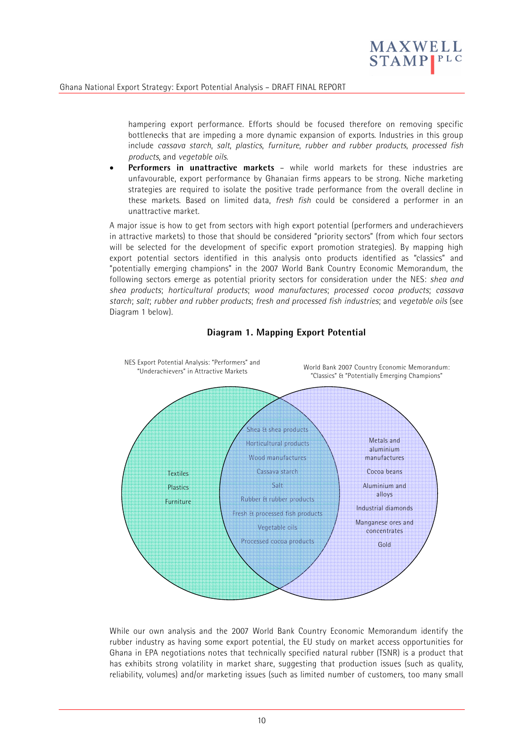hampering export performance. Efforts should be focused therefore on removing specific bottlenecks that are impeding a more dynamic expansion of exports. Industries in this group include *cassava starch*, *salt*, *plastics*, *furniture*, *rubber and rubber products*, *processed fish products*, and *vegetable oils*.

- **Performers in unattractive markets** – while world markets for these industries are unfavourable, export performance by Ghanaian firms appears to be strong. Niche marketing strategies are required to isolate the positive trade performance from the overall decline in these markets. Based on limited data, *fresh fish* could be considered a performer in an unattractive market.

A major issue is how to get from sectors with high export potential (performers and underachievers in attractive markets) to those that should be considered "priority sectors" (from which four sectors will be selected for the development of specific export promotion strategies). By mapping high export potential sectors identified in this analysis onto products identified as "classics" and "potentially emerging champions" in the 2007 World Bank Country Economic Memorandum, the following sectors emerge as potential priority sectors for consideration under the NES: *shea and shea products*; *horticultural products*; *wood manufactures*; *processed cocoa products*; *cassava starch*; *salt*; *rubber and rubber products*; *fresh and processed fish industries*; and *vegetable oils* (see Diagram 1 below).

**Diagram 1. Mapping Export Potential**

NES Export Potential Analysis: "Performers" and "Underachievers" in Attractive Markets

World Bank 2007 Country Economic Memorandum: "Classics" & "Potentially Emerging Champions"

| NES only | Both | World Bank only |
|---|---|---|
| Textiles | Shea & shea products | Metals and aluminium manufactures |
| Plastics | Horticultural products | Cocoa beans |
| Furniture | Wood manufactures | Aluminium and alloys |
| | Cassava starch | Industrial diamonds |
| | Salt | Manganese ores and concentrates |
| | Rubber & rubber products | Gold |
| | Fresh & processed fish products | |
| | Vegetable oils | |
| | Processed cocoa products | |

While our own analysis and the 2007 World Bank Country Economic Memorandum identify the rubber industry as having some export potential, the EU study on market access opportunities for Ghana in EPA negotiations notes that technically specified natural rubber (TSNR) is a product that has exhibits strong volatility in market share, suggesting that production issues (such as quality, reliability, volumes) and/or marketing issues (such as limited number of customers, too many small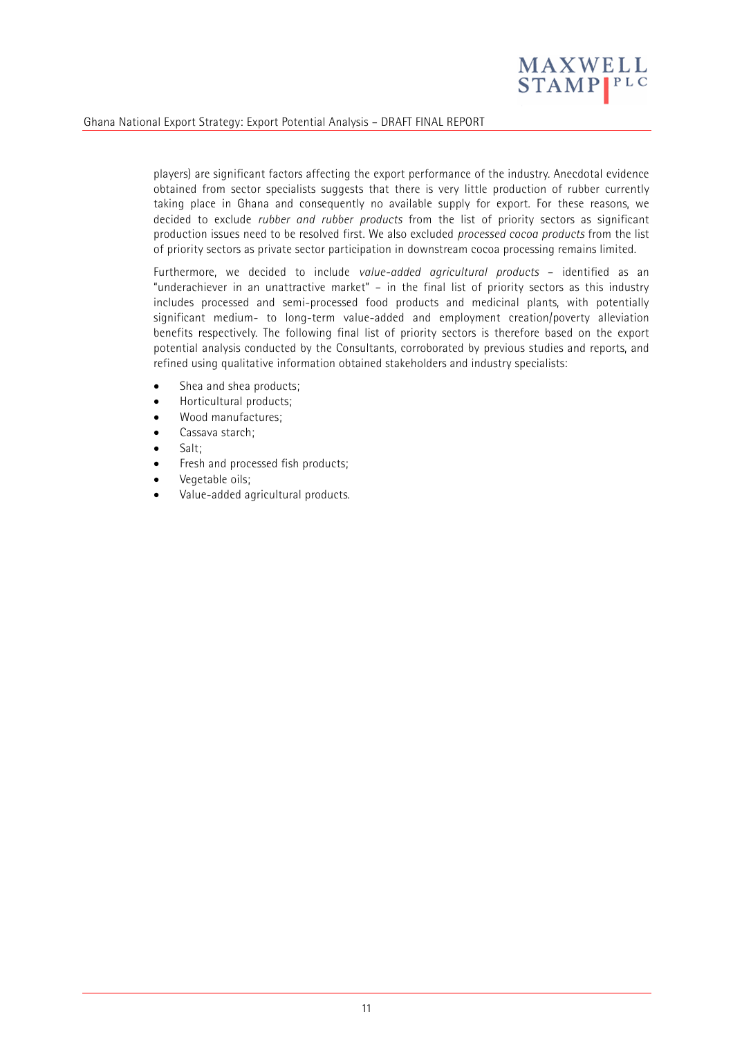players) are significant factors affecting the export performance of the industry. Anecdotal evidence obtained from sector specialists suggests that there is very little production of rubber currently taking place in Ghana and consequently no available supply for export. For these reasons, we decided to exclude *rubber and rubber products* from the list of priority sectors as significant production issues need to be resolved first. We also excluded *processed cocoa products* from the list of priority sectors as private sector participation in downstream cocoa processing remains limited.

Furthermore, we decided to include *value-added agricultural products* – identified as an "underachiever in an unattractive market" – in the final list of priority sectors as this industry includes processed and semi-processed food products and medicinal plants, with potentially significant medium- to long-term value-added and employment creation/poverty alleviation benefits respectively. The following final list of priority sectors is therefore based on the export potential analysis conducted by the Consultants, corroborated by previous studies and reports, and refined using qualitative information obtained stakeholders and industry specialists:

- Shea and shea products;
- Horticultural products;
- Wood manufactures;
- Cassava starch;
- Salt;
- Fresh and processed fish products;
- Vegetable oils;
- Value-added agricultural products.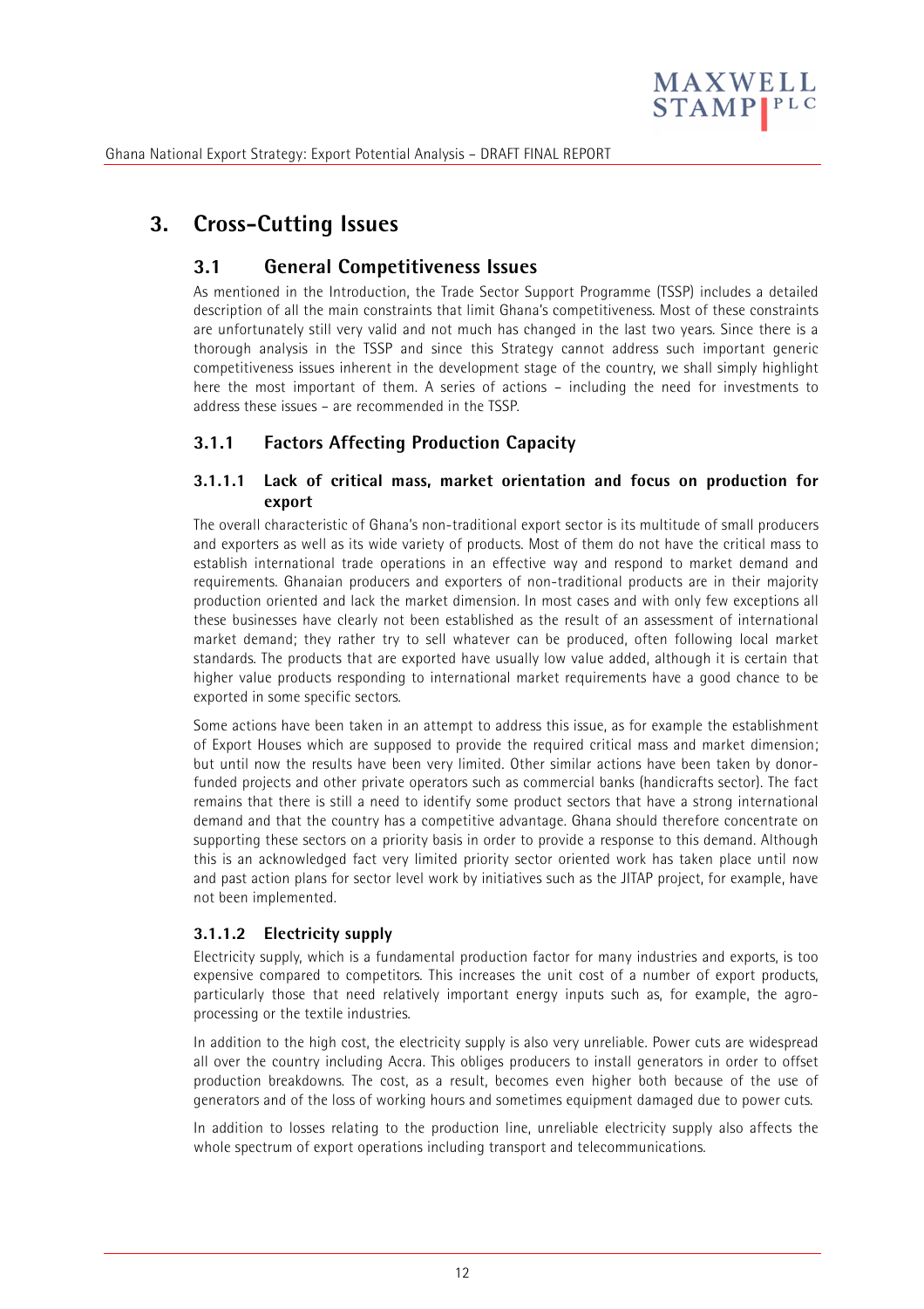# 3. Cross-Cutting Issues

## 3.1 General Competitiveness Issues

As mentioned in the Introduction, the Trade Sector Support Programme (TSSP) includes a detailed description of all the main constraints that limit Ghana's competitiveness. Most of these constraints are unfortunately still very valid and not much has changed in the last two years. Since there is a thorough analysis in the TSSP and since this Strategy cannot address such important generic competitiveness issues inherent in the development stage of the country, we shall simply highlight here the most important of them. A series of actions – including the need for investments to address these issues – are recommended in the TSSP.

### 3.1.1 Factors Affecting Production Capacity

#### 3.1.1.1 Lack of critical mass, market orientation and focus on production for export

The overall characteristic of Ghana's non-traditional export sector is its multitude of small producers and exporters as well as its wide variety of products. Most of them do not have the critical mass to establish international trade operations in an effective way and respond to market demand and requirements. Ghanaian producers and exporters of non-traditional products are in their majority production oriented and lack the market dimension. In most cases and with only few exceptions all these businesses have clearly not been established as the result of an assessment of international market demand; they rather try to sell whatever can be produced, often following local market standards. The products that are exported have usually low value added, although it is certain that higher value products responding to international market requirements have a good chance to be exported in some specific sectors.

Some actions have been taken in an attempt to address this issue, as for example the establishment of Export Houses which are supposed to provide the required critical mass and market dimension; but until now the results have been very limited. Other similar actions have been taken by donor-funded projects and other private operators such as commercial banks (handicrafts sector). The fact remains that there is still a need to identify some product sectors that have a strong international demand and that the country has a competitive advantage. Ghana should therefore concentrate on supporting these sectors on a priority basis in order to provide a response to this demand. Although this is an acknowledged fact very limited priority sector oriented work has taken place until now and past action plans for sector level work by initiatives such as the JITAP project, for example, have not been implemented.

#### 3.1.1.2 Electricity supply

Electricity supply, which is a fundamental production factor for many industries and exports, is too expensive compared to competitors. This increases the unit cost of a number of export products, particularly those that need relatively important energy inputs such as, for example, the agro-processing or the textile industries.

In addition to the high cost, the electricity supply is also very unreliable. Power cuts are widespread all over the country including Accra. This obliges producers to install generators in order to offset production breakdowns. The cost, as a result, becomes even higher both because of the use of generators and of the loss of working hours and sometimes equipment damaged due to power cuts.

In addition to losses relating to the production line, unreliable electricity supply also affects the whole spectrum of export operations including transport and telecommunications.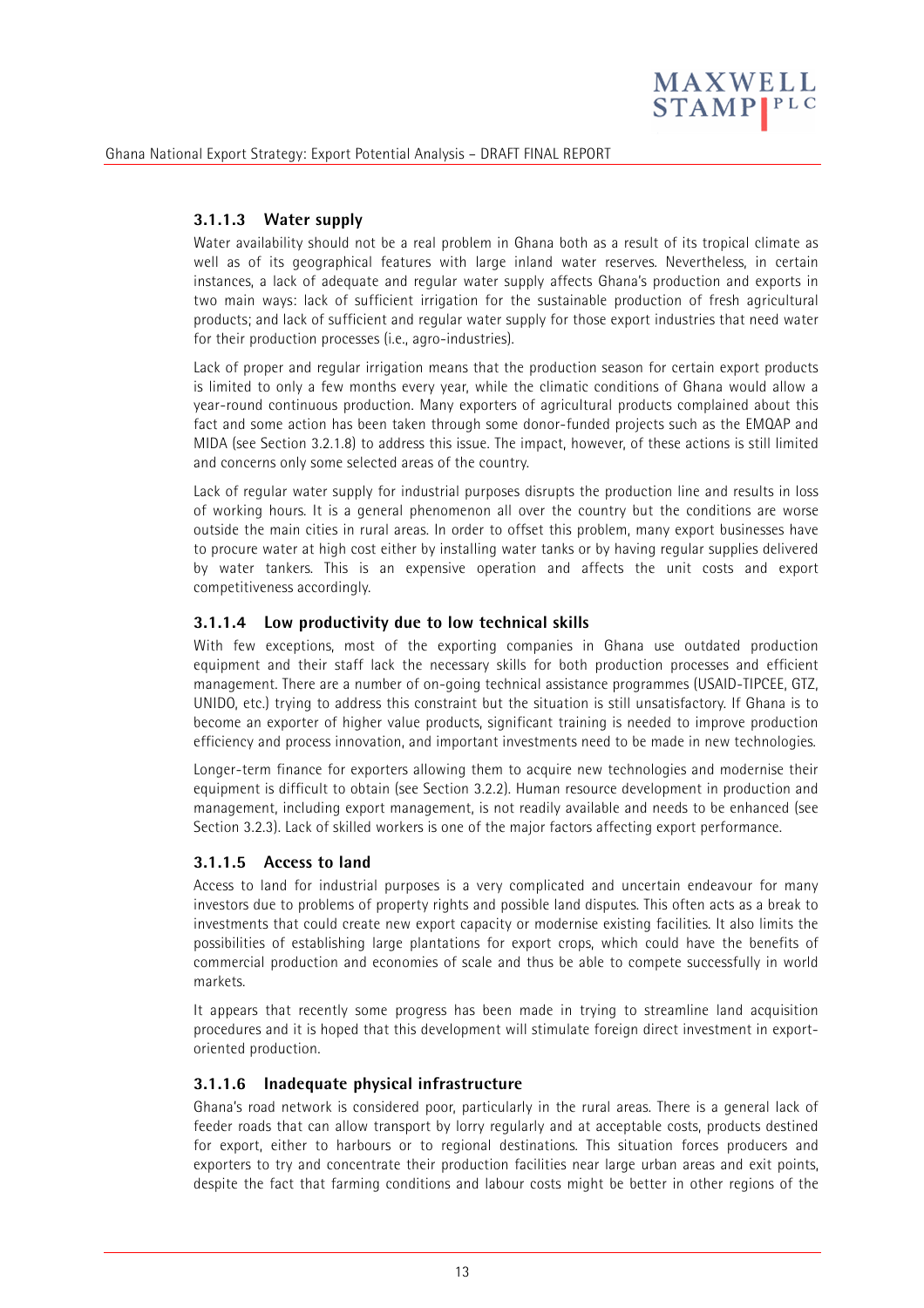#### 3.1.1.3 Water supply

Water availability should not be a real problem in Ghana both as a result of its tropical climate as well as of its geographical features with large inland water reserves. Nevertheless, in certain instances, a lack of adequate and regular water supply affects Ghana's production and exports in two main ways: lack of sufficient irrigation for the sustainable production of fresh agricultural products; and lack of sufficient and regular water supply for those export industries that need water for their production processes (i.e., agro-industries).

Lack of proper and regular irrigation means that the production season for certain export products is limited to only a few months every year, while the climatic conditions of Ghana would allow a year-round continuous production. Many exporters of agricultural products complained about this fact and some action has been taken through some donor-funded projects such as the EMQAP and MIDA (see Section 3.2.1.8) to address this issue. The impact, however, of these actions is still limited and concerns only some selected areas of the country.

Lack of regular water supply for industrial purposes disrupts the production line and results in loss of working hours. It is a general phenomenon all over the country but the conditions are worse outside the main cities in rural areas. In order to offset this problem, many export businesses have to procure water at high cost either by installing water tanks or by having regular supplies delivered by water tankers. This is an expensive operation and affects the unit costs and export competitiveness accordingly.

#### 3.1.1.4 Low productivity due to low technical skills

With few exceptions, most of the exporting companies in Ghana use outdated production equipment and their staff lack the necessary skills for both production processes and efficient management. There are a number of on-going technical assistance programmes (USAID-TIPCEE, GTZ, UNIDO, etc.) trying to address this constraint but the situation is still unsatisfactory. If Ghana is to become an exporter of higher value products, significant training is needed to improve production efficiency and process innovation, and important investments need to be made in new technologies.

Longer-term finance for exporters allowing them to acquire new technologies and modernise their equipment is difficult to obtain (see Section 3.2.2). Human resource development in production and management, including export management, is not readily available and needs to be enhanced (see Section 3.2.3). Lack of skilled workers is one of the major factors affecting export performance.

#### 3.1.1.5 Access to land

Access to land for industrial purposes is a very complicated and uncertain endeavour for many investors due to problems of property rights and possible land disputes. This often acts as a break to investments that could create new export capacity or modernise existing facilities. It also limits the possibilities of establishing large plantations for export crops, which could have the benefits of commercial production and economies of scale and thus be able to compete successfully in world markets.

It appears that recently some progress has been made in trying to streamline land acquisition procedures and it is hoped that this development will stimulate foreign direct investment in export-oriented production.

#### 3.1.1.6 Inadequate physical infrastructure

Ghana's road network is considered poor, particularly in the rural areas. There is a general lack of feeder roads that can allow transport by lorry regularly and at acceptable costs, products destined for export, either to harbours or to regional destinations. This situation forces producers and exporters to try and concentrate their production facilities near large urban areas and exit points, despite the fact that farming conditions and labour costs might be better in other regions of the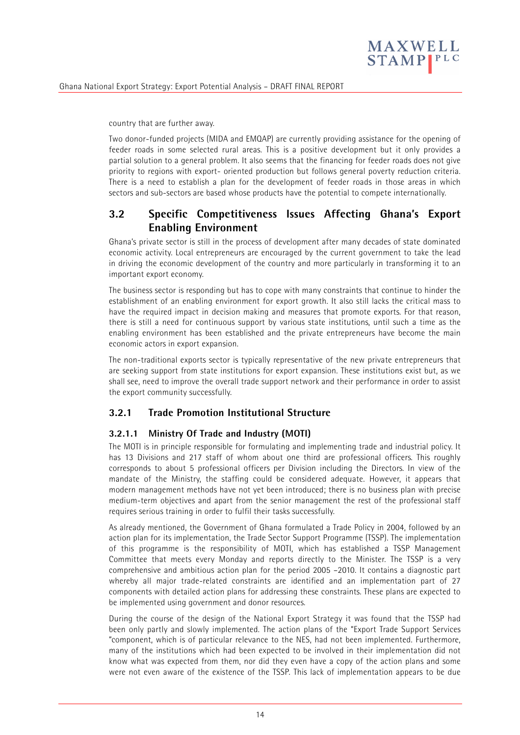country that are further away.

Two donor-funded projects (MIDA and EMQAP) are currently providing assistance for the opening of feeder roads in some selected rural areas. This is a positive development but it only provides a partial solution to a general problem. It also seems that the financing for feeder roads does not give priority to regions with export- oriented production but follows general poverty reduction criteria. There is a need to establish a plan for the development of feeder roads in those areas in which sectors and sub-sectors are based whose products have the potential to compete internationally.

## 3.2 Specific Competitiveness Issues Affecting Ghana's Export Enabling Environment

Ghana's private sector is still in the process of development after many decades of state dominated economic activity. Local entrepreneurs are encouraged by the current government to take the lead in driving the economic development of the country and more particularly in transforming it to an important export economy.

The business sector is responding but has to cope with many constraints that continue to hinder the establishment of an enabling environment for export growth. It also still lacks the critical mass to have the required impact in decision making and measures that promote exports. For that reason, there is still a need for continuous support by various state institutions, until such a time as the enabling environment has been established and the private entrepreneurs have become the main economic actors in export expansion.

The non-traditional exports sector is typically representative of the new private entrepreneurs that are seeking support from state institutions for export expansion. These institutions exist but, as we shall see, need to improve the overall trade support network and their performance in order to assist the export community successfully.

### 3.2.1 Trade Promotion Institutional Structure

#### 3.2.1.1 Ministry Of Trade and Industry (MOTI)

The MOTI is in principle responsible for formulating and implementing trade and industrial policy. It has 13 Divisions and 217 staff of whom about one third are professional officers. This roughly corresponds to about 5 professional officers per Division including the Directors. In view of the mandate of the Ministry, the staffing could be considered adequate. However, it appears that modern management methods have not yet been introduced; there is no business plan with precise medium-term objectives and apart from the senior management the rest of the professional staff requires serious training in order to fulfil their tasks successfully.

As already mentioned, the Government of Ghana formulated a Trade Policy in 2004, followed by an action plan for its implementation, the Trade Sector Support Programme (TSSP). The implementation of this programme is the responsibility of MOTI, which has established a TSSP Management Committee that meets every Monday and reports directly to the Minister. The TSSP is a very comprehensive and ambitious action plan for the period 2005 –2010. It contains a diagnostic part whereby all major trade-related constraints are identified and an implementation part of 27 components with detailed action plans for addressing these constraints. These plans are expected to be implemented using government and donor resources.

During the course of the design of the National Export Strategy it was found that the TSSP had been only partly and slowly implemented. The action plans of the "Export Trade Support Services "component, which is of particular relevance to the NES, had not been implemented. Furthermore, many of the institutions which had been expected to be involved in their implementation did not know what was expected from them, nor did they even have a copy of the action plans and some were not even aware of the existence of the TSSP. This lack of implementation appears to be due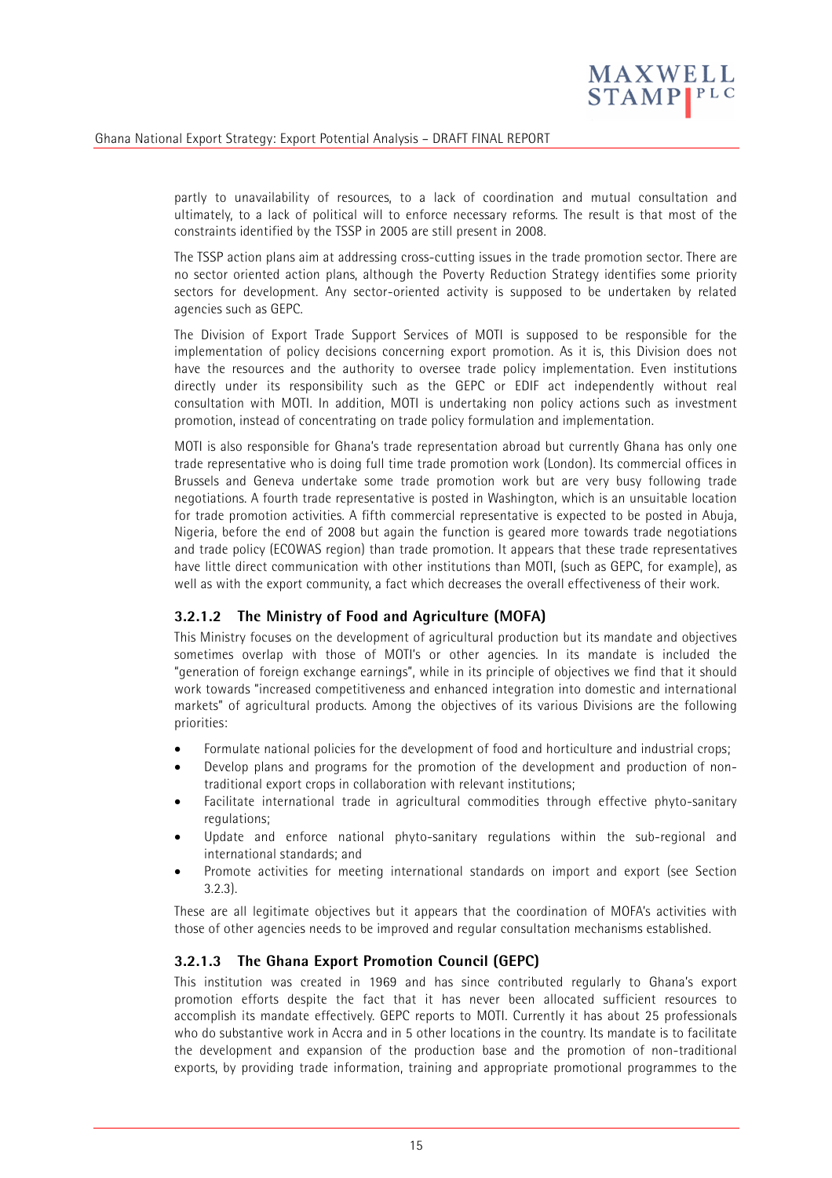partly to unavailability of resources, to a lack of coordination and mutual consultation and ultimately, to a lack of political will to enforce necessary reforms. The result is that most of the constraints identified by the TSSP in 2005 are still present in 2008.

The TSSP action plans aim at addressing cross-cutting issues in the trade promotion sector. There are no sector oriented action plans, although the Poverty Reduction Strategy identifies some priority sectors for development. Any sector-oriented activity is supposed to be undertaken by related agencies such as GEPC.

The Division of Export Trade Support Services of MOTI is supposed to be responsible for the implementation of policy decisions concerning export promotion. As it is, this Division does not have the resources and the authority to oversee trade policy implementation. Even institutions directly under its responsibility such as the GEPC or EDIF act independently without real consultation with MOTI. In addition, MOTI is undertaking non policy actions such as investment promotion, instead of concentrating on trade policy formulation and implementation.

MOTI is also responsible for Ghana's trade representation abroad but currently Ghana has only one trade representative who is doing full time trade promotion work (London). Its commercial offices in Brussels and Geneva undertake some trade promotion work but are very busy following trade negotiations. A fourth trade representative is posted in Washington, which is an unsuitable location for trade promotion activities. A fifth commercial representative is expected to be posted in Abuja, Nigeria, before the end of 2008 but again the function is geared more towards trade negotiations and trade policy (ECOWAS region) than trade promotion. It appears that these trade representatives have little direct communication with other institutions than MOTI, (such as GEPC, for example), as well as with the export community, a fact which decreases the overall effectiveness of their work.

#### 3.2.1.2 The Ministry of Food and Agriculture (MOFA)

This Ministry focuses on the development of agricultural production but its mandate and objectives sometimes overlap with those of MOTI's or other agencies. In its mandate is included the "generation of foreign exchange earnings", while in its principle of objectives we find that it should work towards "increased competitiveness and enhanced integration into domestic and international markets" of agricultural products. Among the objectives of its various Divisions are the following priorities:

- Formulate national policies for the development of food and horticulture and industrial crops;
- Develop plans and programs for the promotion of the development and production of non-traditional export crops in collaboration with relevant institutions;
- Facilitate international trade in agricultural commodities through effective phyto-sanitary regulations;
- Update and enforce national phyto-sanitary regulations within the sub-regional and international standards; and
- Promote activities for meeting international standards on import and export (see Section 3.2.3).

These are all legitimate objectives but it appears that the coordination of MOFA's activities with those of other agencies needs to be improved and regular consultation mechanisms established.

#### 3.2.1.3 The Ghana Export Promotion Council (GEPC)

This institution was created in 1969 and has since contributed regularly to Ghana's export promotion efforts despite the fact that it has never been allocated sufficient resources to accomplish its mandate effectively. GEPC reports to MOTI. Currently it has about 25 professionals who do substantive work in Accra and in 5 other locations in the country. Its mandate is to facilitate the development and expansion of the production base and the promotion of non-traditional exports, by providing trade information, training and appropriate promotional programmes to the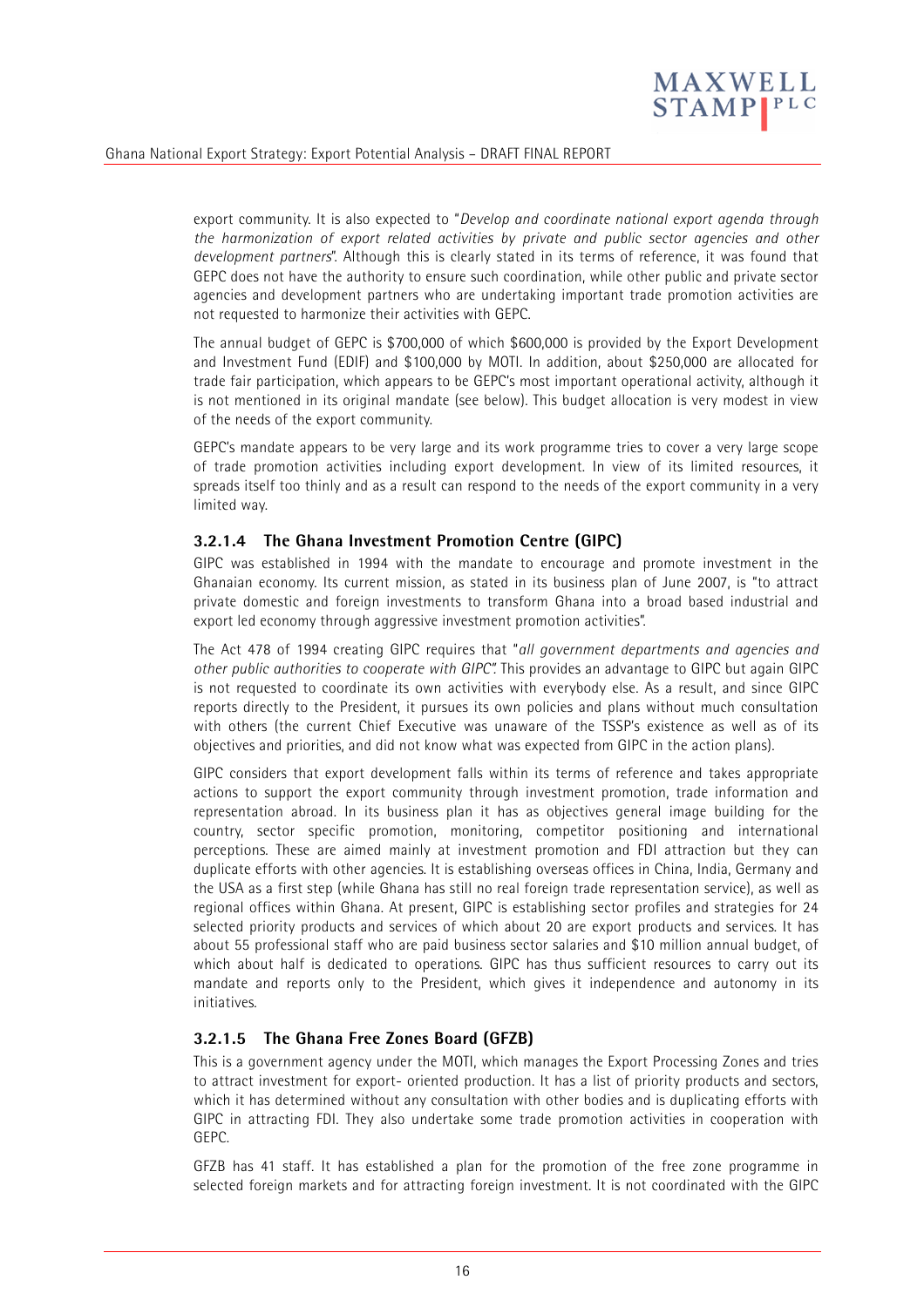export community. It is also expected to "*Develop and coordinate national export agenda through the harmonization of export related activities by private and public sector agencies and other development partners*". Although this is clearly stated in its terms of reference, it was found that GEPC does not have the authority to ensure such coordination, while other public and private sector agencies and development partners who are undertaking important trade promotion activities are not requested to harmonize their activities with GEPC.

The annual budget of GEPC is $700,000 of which $600,000 is provided by the Export Development and Investment Fund (EDIF) and $100,000 by MOTI. In addition, about $250,000 are allocated for trade fair participation, which appears to be GEPC's most important operational activity, although it is not mentioned in its original mandate (see below). This budget allocation is very modest in view of the needs of the export community.

GEPC's mandate appears to be very large and its work programme tries to cover a very large scope of trade promotion activities including export development. In view of its limited resources, it spreads itself too thinly and as a result can respond to the needs of the export community in a very limited way.

#### 3.2.1.4 The Ghana Investment Promotion Centre (GIPC)

GIPC was established in 1994 with the mandate to encourage and promote investment in the Ghanaian economy. Its current mission, as stated in its business plan of June 2007, is "to attract private domestic and foreign investments to transform Ghana into a broad based industrial and export led economy through aggressive investment promotion activities".

The Act 478 of 1994 creating GIPC requires that "*all government departments and agencies and other public authorities to cooperate with GIPC*". This provides an advantage to GIPC but again GIPC is not requested to coordinate its own activities with everybody else. As a result, and since GIPC reports directly to the President, it pursues its own policies and plans without much consultation with others (the current Chief Executive was unaware of the TSSP's existence as well as of its objectives and priorities, and did not know what was expected from GIPC in the action plans).

GIPC considers that export development falls within its terms of reference and takes appropriate actions to support the export community through investment promotion, trade information and representation abroad. In its business plan it has as objectives general image building for the country, sector specific promotion, monitoring, competitor positioning and international perceptions. These are aimed mainly at investment promotion and FDI attraction but they can duplicate efforts with other agencies. It is establishing overseas offices in China, India, Germany and the USA as a first step (while Ghana has still no real foreign trade representation service), as well as regional offices within Ghana. At present, GIPC is establishing sector profiles and strategies for 24 selected priority products and services of which about 20 are export products and services. It has about 55 professional staff who are paid business sector salaries and $10 million annual budget, of which about half is dedicated to operations. GIPC has thus sufficient resources to carry out its mandate and reports only to the President, which gives it independence and autonomy in its initiatives.

#### 3.2.1.5 The Ghana Free Zones Board (GFZB)

This is a government agency under the MOTI, which manages the Export Processing Zones and tries to attract investment for export- oriented production. It has a list of priority products and sectors, which it has determined without any consultation with other bodies and is duplicating efforts with GIPC in attracting FDI. They also undertake some trade promotion activities in cooperation with GEPC.

GFZB has 41 staff. It has established a plan for the promotion of the free zone programme in selected foreign markets and for attracting foreign investment. It is not coordinated with the GIPC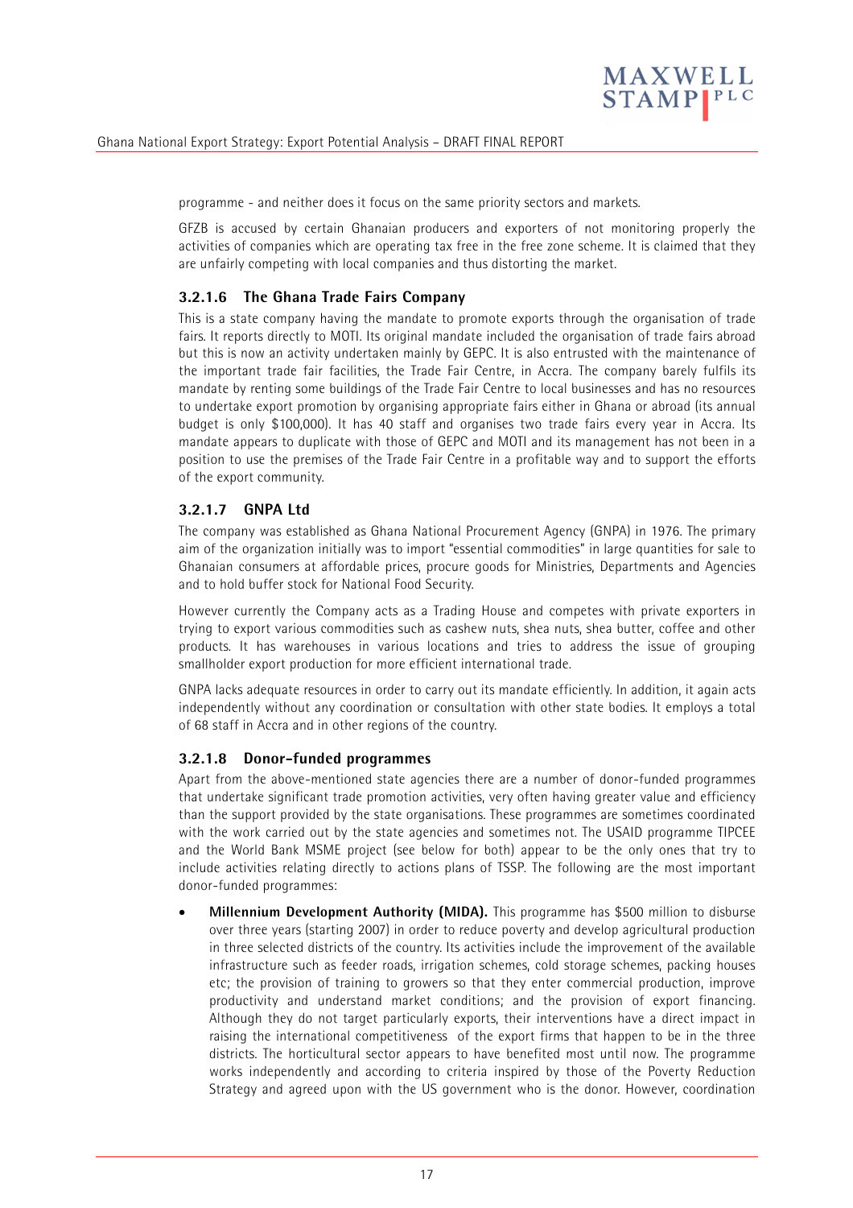programme - and neither does it focus on the same priority sectors and markets.

GFZB is accused by certain Ghanaian producers and exporters of not monitoring properly the activities of companies which are operating tax free in the free zone scheme. It is claimed that they are unfairly competing with local companies and thus distorting the market.

#### 3.2.1.6 The Ghana Trade Fairs Company

This is a state company having the mandate to promote exports through the organisation of trade fairs. It reports directly to MOTI. Its original mandate included the organisation of trade fairs abroad but this is now an activity undertaken mainly by GEPC. It is also entrusted with the maintenance of the important trade fair facilities, the Trade Fair Centre, in Accra. The company barely fulfils its mandate by renting some buildings of the Trade Fair Centre to local businesses and has no resources to undertake export promotion by organising appropriate fairs either in Ghana or abroad (its annual budget is only $100,000). It has 40 staff and organises two trade fairs every year in Accra. Its mandate appears to duplicate with those of GEPC and MOTI and its management has not been in a position to use the premises of the Trade Fair Centre in a profitable way and to support the efforts of the export community.

#### 3.2.1.7 GNPA Ltd

The company was established as Ghana National Procurement Agency (GNPA) in 1976. The primary aim of the organization initially was to import "essential commodities" in large quantities for sale to Ghanaian consumers at affordable prices, procure goods for Ministries, Departments and Agencies and to hold buffer stock for National Food Security.

However currently the Company acts as a Trading House and competes with private exporters in trying to export various commodities such as cashew nuts, shea nuts, shea butter, coffee and other products. It has warehouses in various locations and tries to address the issue of grouping smallholder export production for more efficient international trade.

GNPA lacks adequate resources in order to carry out its mandate efficiently. In addition, it again acts independently without any coordination or consultation with other state bodies. It employs a total of 68 staff in Accra and in other regions of the country.

#### 3.2.1.8 Donor-funded programmes

Apart from the above-mentioned state agencies there are a number of donor-funded programmes that undertake significant trade promotion activities, very often having greater value and efficiency than the support provided by the state organisations. These programmes are sometimes coordinated with the work carried out by the state agencies and sometimes not. The USAID programme TIPCEE and the World Bank MSME project (see below for both) appear to be the only ones that try to include activities relating directly to actions plans of TSSP. The following are the most important donor-funded programmes:

- **Millennium Development Authority (MIDA).** This programme has $500 million to disburse over three years (starting 2007) in order to reduce poverty and develop agricultural production in three selected districts of the country. Its activities include the improvement of the available infrastructure such as feeder roads, irrigation schemes, cold storage schemes, packing houses etc; the provision of training to growers so that they enter commercial production, improve productivity and understand market conditions; and the provision of export financing. Although they do not target particularly exports, their interventions have a direct impact in raising the international competitiveness of the export firms that happen to be in the three districts. The horticultural sector appears to have benefited most until now. The programme works independently and according to criteria inspired by those of the Poverty Reduction Strategy and agreed upon with the US government who is the donor. However, coordination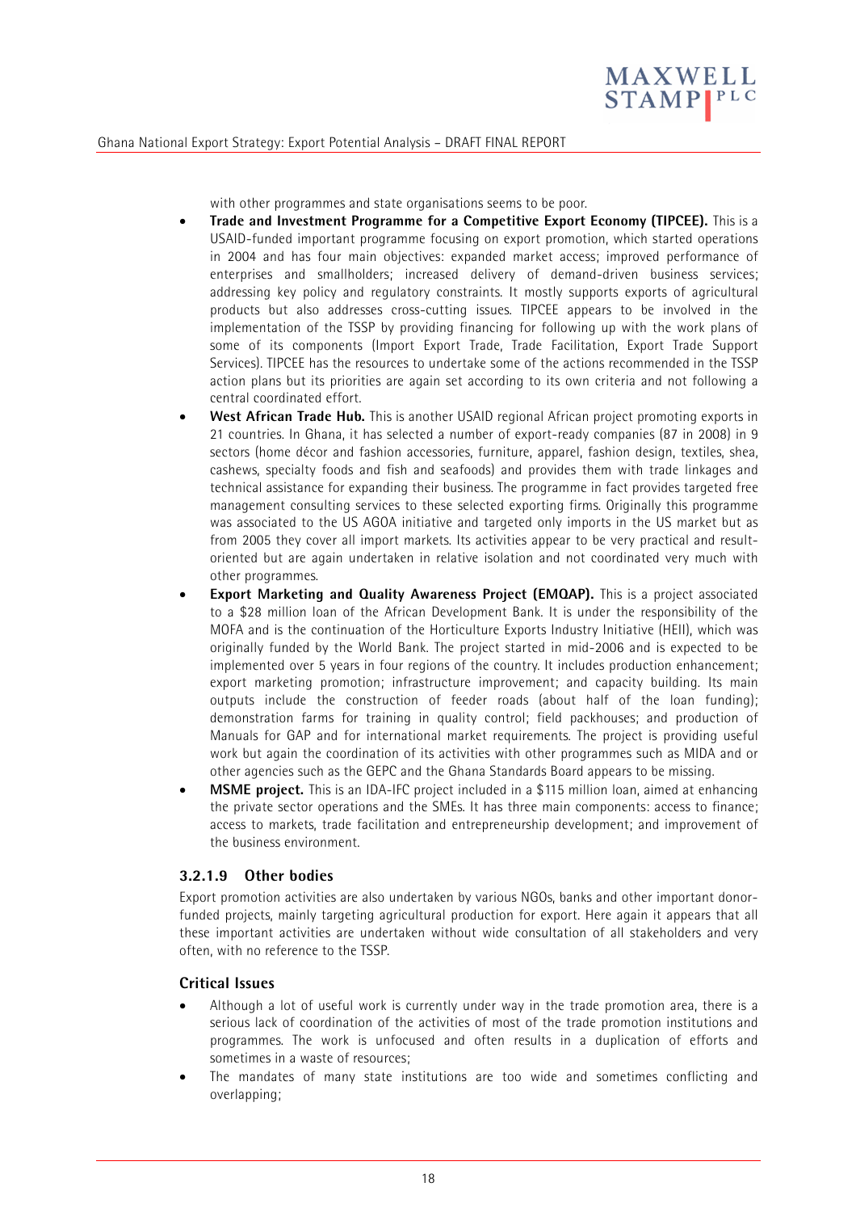with other programmes and state organisations seems to be poor.

- **Trade and Investment Programme for a Competitive Export Economy (TIPCEE).** This is a USAID-funded important programme focusing on export promotion, which started operations in 2004 and has four main objectives: expanded market access; improved performance of enterprises and smallholders; increased delivery of demand-driven business services; addressing key policy and regulatory constraints. It mostly supports exports of agricultural products but also addresses cross-cutting issues. TIPCEE appears to be involved in the implementation of the TSSP by providing financing for following up with the work plans of some of its components (Import Export Trade, Trade Facilitation, Export Trade Support Services). TIPCEE has the resources to undertake some of the actions recommended in the TSSP action plans but its priorities are again set according to its own criteria and not following a central coordinated effort.
- **West African Trade Hub.** This is another USAID regional African project promoting exports in 21 countries. In Ghana, it has selected a number of export-ready companies (87 in 2008) in 9 sectors (home décor and fashion accessories, furniture, apparel, fashion design, textiles, shea, cashews, specialty foods and fish and seafoods) and provides them with trade linkages and technical assistance for expanding their business. The programme in fact provides targeted free management consulting services to these selected exporting firms. Originally this programme was associated to the US AGOA initiative and targeted only imports in the US market but as from 2005 they cover all import markets. Its activities appear to be very practical and result-oriented but are again undertaken in relative isolation and not coordinated very much with other programmes.
- **Export Marketing and Quality Awareness Project (EMQAP).** This is a project associated to a $28 million loan of the African Development Bank. It is under the responsibility of the MOFA and is the continuation of the Horticulture Exports Industry Initiative (HEII), which was originally funded by the World Bank. The project started in mid-2006 and is expected to be implemented over 5 years in four regions of the country. It includes production enhancement; export marketing promotion; infrastructure improvement; and capacity building. Its main outputs include the construction of feeder roads (about half of the loan funding); demonstration farms for training in quality control; field packhouses; and production of Manuals for GAP and for international market requirements. The project is providing useful work but again the coordination of its activities with other programmes such as MIDA and or other agencies such as the GEPC and the Ghana Standards Board appears to be missing.
- **MSME project.** This is an IDA-IFC project included in a $115 million loan, aimed at enhancing the private sector operations and the SMEs. It has three main components: access to finance; access to markets, trade facilitation and entrepreneurship development; and improvement of the business environment.

#### 3.2.1.9 Other bodies

Export promotion activities are also undertaken by various NGOs, banks and other important donor-funded projects, mainly targeting agricultural production for export. Here again it appears that all these important activities are undertaken without wide consultation of all stakeholders and very often, with no reference to the TSSP.

#### Critical Issues

- Although a lot of useful work is currently under way in the trade promotion area, there is a serious lack of coordination of the activities of most of the trade promotion institutions and programmes. The work is unfocused and often results in a duplication of efforts and sometimes in a waste of resources;
- The mandates of many state institutions are too wide and sometimes conflicting and overlapping;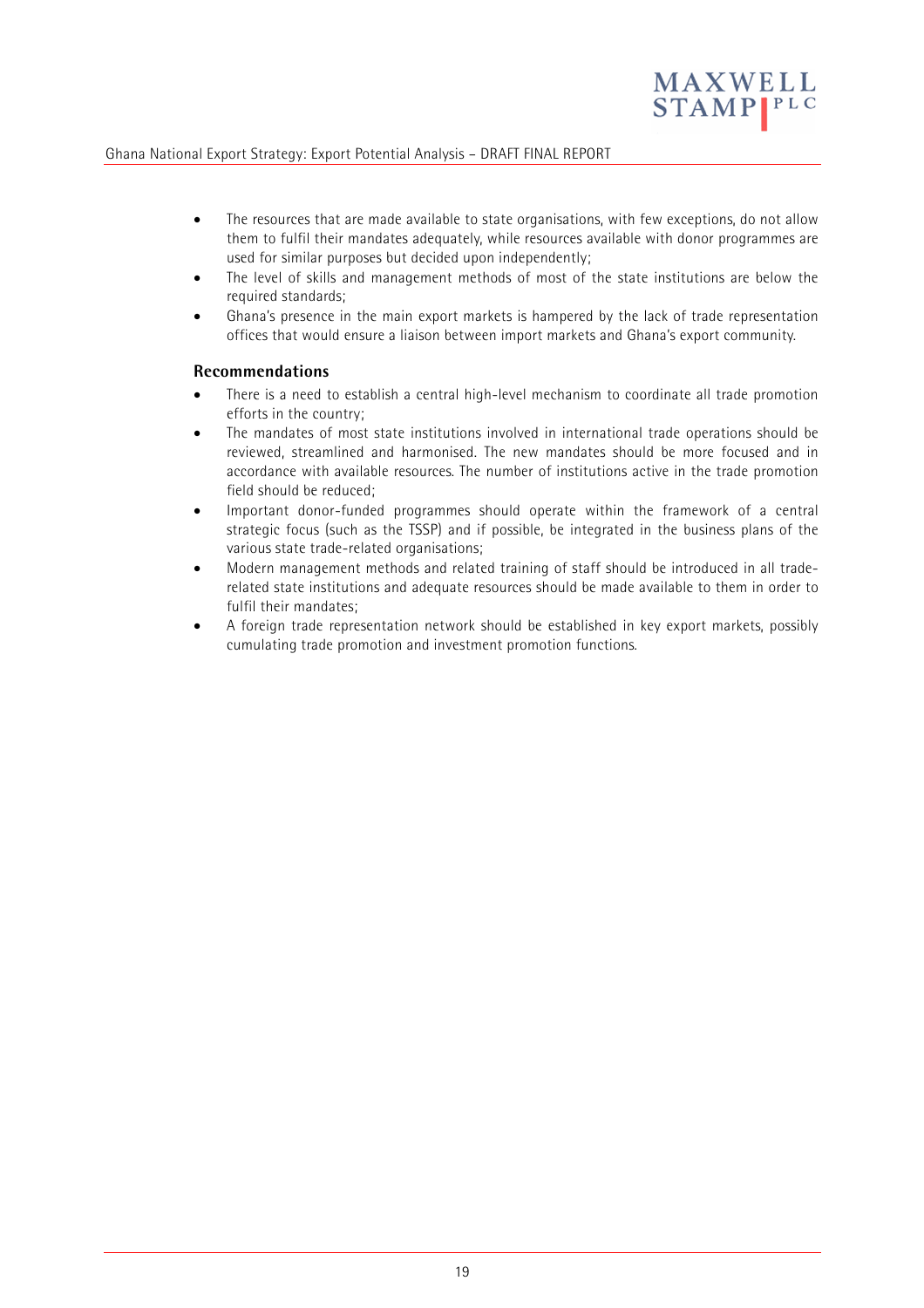- The resources that are made available to state organisations, with few exceptions, do not allow them to fulfil their mandates adequately, while resources available with donor programmes are used for similar purposes but decided upon independently;
- The level of skills and management methods of most of the state institutions are below the required standards;
- Ghana's presence in the main export markets is hampered by the lack of trade representation offices that would ensure a liaison between import markets and Ghana's export community.

### Recommendations

- There is a need to establish a central high-level mechanism to coordinate all trade promotion efforts in the country;
- The mandates of most state institutions involved in international trade operations should be reviewed, streamlined and harmonised. The new mandates should be more focused and in accordance with available resources. The number of institutions active in the trade promotion field should be reduced;
- Important donor-funded programmes should operate within the framework of a central strategic focus (such as the TSSP) and if possible, be integrated in the business plans of the various state trade-related organisations;
- Modern management methods and related training of staff should be introduced in all trade-related state institutions and adequate resources should be made available to them in order to fulfil their mandates;
- A foreign trade representation network should be established in key export markets, possibly cumulating trade promotion and investment promotion functions.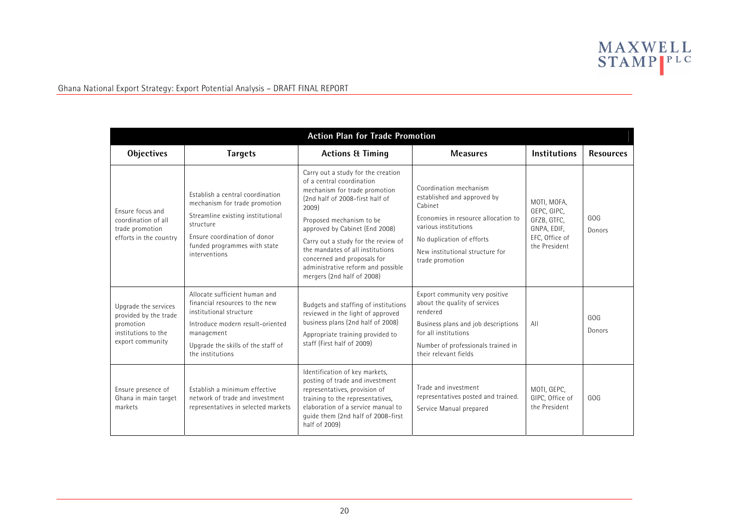| Action Plan for Trade Promotion | | | | | |
|---|---|---|---|---|---|
| **Objectives** | **Targets** | **Actions & Timing** | **Measures** | **Institutions** | **Resources** |
| Ensure focus and coordination of all trade promotion efforts in the country | Establish a central coordination mechanism for trade promotion<br>Streamline existing institutional structure<br>Ensure coordination of donor funded programmes with state interventions | Carry out a study for the creation of a central coordination mechanism for trade promotion (2nd half of 2008-first half of 2009)<br>Proposed mechanism to be approved by Cabinet (End 2008)<br>Carry out a study for the review of the mandates of all institutions concerned and proposals for administrative reform and possible mergers (2nd half of 2008) | Coordination mechanism established and approved by Cabinet<br>Economies in resource allocation to various institutions<br>No duplication of efforts<br>New institutional structure for trade promotion | MOTI, MOFA, GEPC, GIPC, GFZB, GTFC, GNPA, EDIF, EFC, Office of the President | GOG<br>Donors |
| Upgrade the services provided by the trade promotion institutions to the export community | Allocate sufficient human and financial resources to the new institutional structure<br>Introduce modern result-oriented management<br>Upgrade the skills of the staff of the institutions | Budgets and staffing of institutions reviewed in the light of approved business plans (2nd half of 2008)<br>Appropriate training provided to staff (First half of 2009) | Export community very positive about the quality of services rendered<br>Business plans and job descriptions for all institutions<br>Number of professionals trained in their relevant fields | All | GOG<br>Donors |
| Ensure presence of Ghana in main target markets | Establish a minimum effective network of trade and investment representatives in selected markets | Identification of key markets, posting of trade and investment representatives, provision of training to the representatives, elaboration of a service manual to guide them (2nd half of 2008-first half of 2009) | Trade and investment representatives posted and trained.<br>Service Manual prepared | MOTI, GEPC, GIPC, Office of the President | GOG |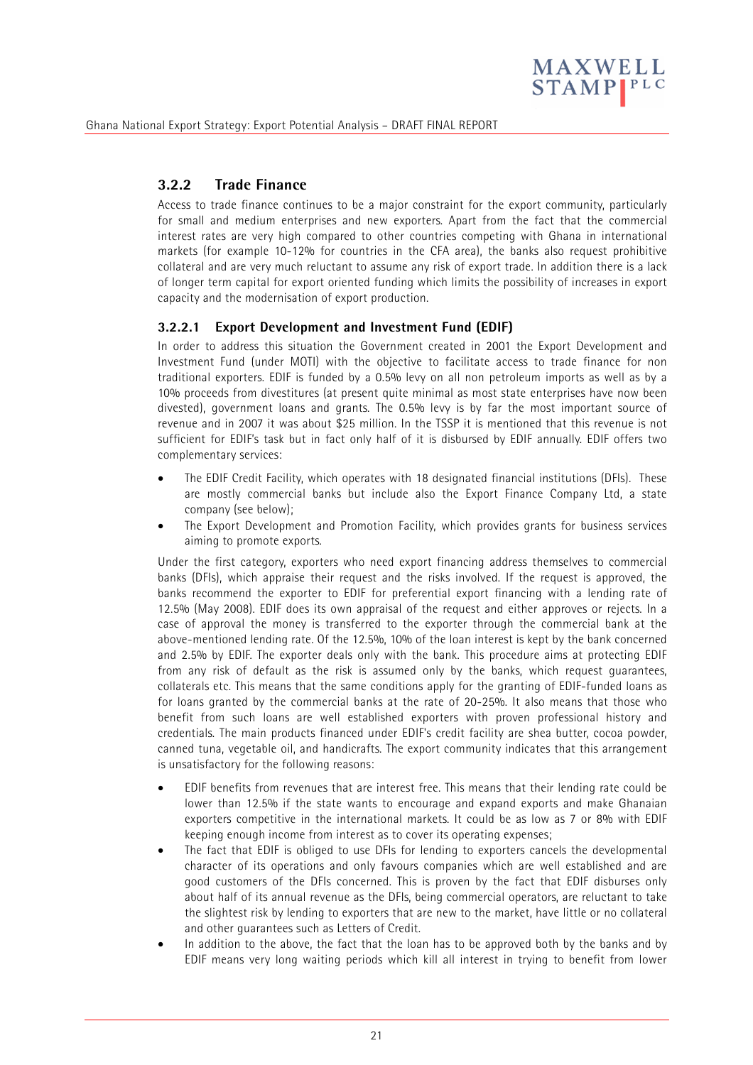### 3.2.2 Trade Finance

Access to trade finance continues to be a major constraint for the export community, particularly for small and medium enterprises and new exporters. Apart from the fact that the commercial interest rates are very high compared to other countries competing with Ghana in international markets (for example 10-12% for countries in the CFA area), the banks also request prohibitive collateral and are very much reluctant to assume any risk of export trade. In addition there is a lack of longer term capital for export oriented funding which limits the possibility of increases in export capacity and the modernisation of export production.

#### 3.2.2.1 Export Development and Investment Fund (EDIF)

In order to address this situation the Government created in 2001 the Export Development and Investment Fund (under MOTI) with the objective to facilitate access to trade finance for non traditional exporters. EDIF is funded by a 0.5% levy on all non petroleum imports as well as by a 10% proceeds from divestitures (at present quite minimal as most state enterprises have now been divested), government loans and grants. The 0.5% levy is by far the most important source of revenue and in 2007 it was about $25 million. In the TSSP it is mentioned that this revenue is not sufficient for EDIF's task but in fact only half of it is disbursed by EDIF annually. EDIF offers two complementary services:

- The EDIF Credit Facility, which operates with 18 designated financial institutions (DFIs). These are mostly commercial banks but include also the Export Finance Company Ltd, a state company (see below);
- The Export Development and Promotion Facility, which provides grants for business services aiming to promote exports.

Under the first category, exporters who need export financing address themselves to commercial banks (DFIs), which appraise their request and the risks involved. If the request is approved, the banks recommend the exporter to EDIF for preferential export financing with a lending rate of 12.5% (May 2008). EDIF does its own appraisal of the request and either approves or rejects. In a case of approval the money is transferred to the exporter through the commercial bank at the above-mentioned lending rate. Of the 12.5%, 10% of the loan interest is kept by the bank concerned and 2.5% by EDIF. The exporter deals only with the bank. This procedure aims at protecting EDIF from any risk of default as the risk is assumed only by the banks, which request guarantees, collaterals etc. This means that the same conditions apply for the granting of EDIF-funded loans as for loans granted by the commercial banks at the rate of 20-25%. It also means that those who benefit from such loans are well established exporters with proven professional history and credentials. The main products financed under EDIF's credit facility are shea butter, cocoa powder, canned tuna, vegetable oil, and handicrafts. The export community indicates that this arrangement is unsatisfactory for the following reasons:

- EDIF benefits from revenues that are interest free. This means that their lending rate could be lower than 12.5% if the state wants to encourage and expand exports and make Ghanaian exporters competitive in the international markets. It could be as low as 7 or 8% with EDIF keeping enough income from interest as to cover its operating expenses;
- The fact that EDIF is obliged to use DFIs for lending to exporters cancels the developmental character of its operations and only favours companies which are well established and are good customers of the DFIs concerned. This is proven by the fact that EDIF disburses only about half of its annual revenue as the DFIs, being commercial operators, are reluctant to take the slightest risk by lending to exporters that are new to the market, have little or no collateral and other guarantees such as Letters of Credit.
- In addition to the above, the fact that the loan has to be approved both by the banks and by EDIF means very long waiting periods which kill all interest in trying to benefit from lower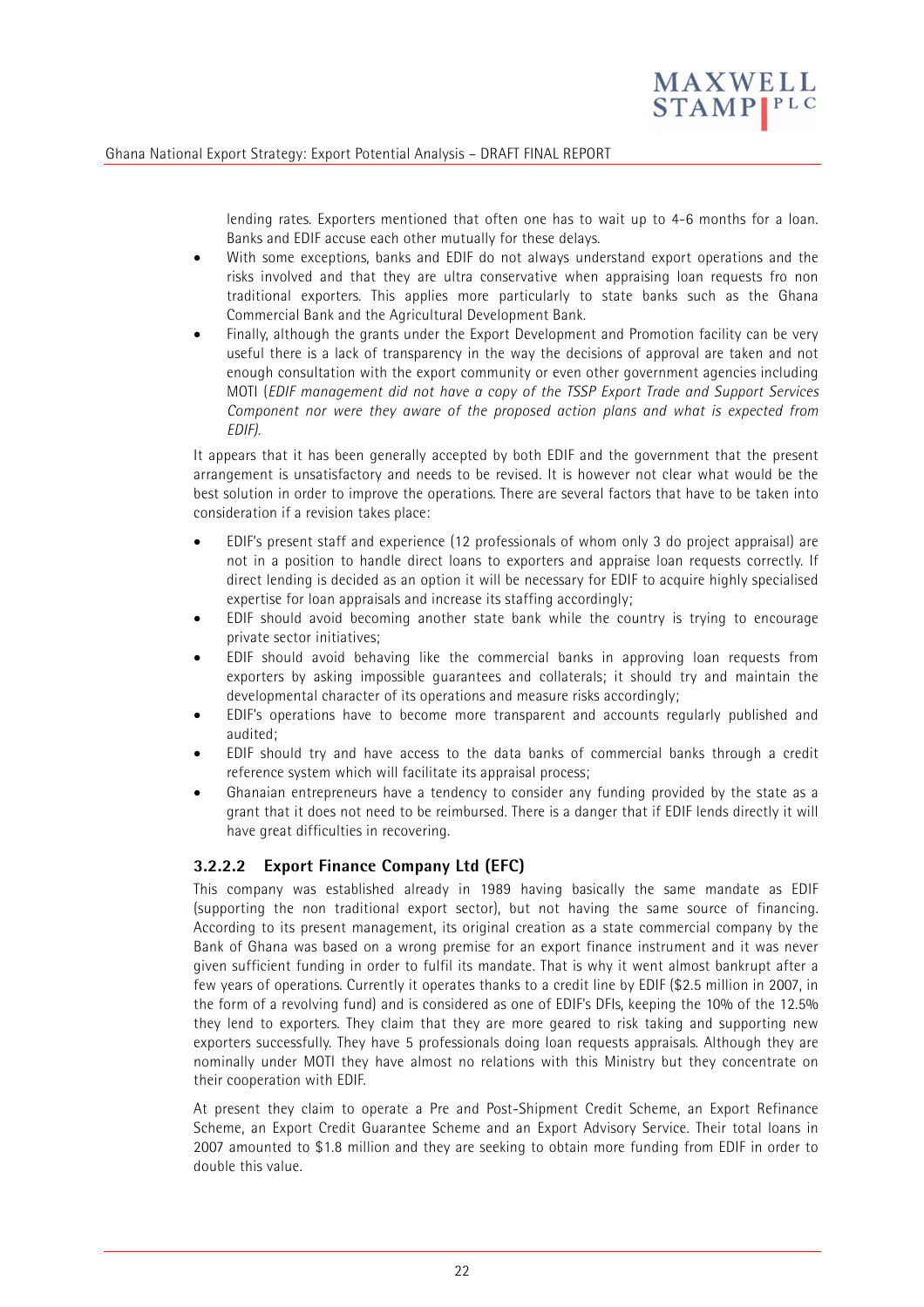lending rates. Exporters mentioned that often one has to wait up to 4-6 months for a loan. Banks and EDIF accuse each other mutually for these delays.

- With some exceptions, banks and EDIF do not always understand export operations and the risks involved and that they are ultra conservative when appraising loan requests fro non traditional exporters. This applies more particularly to state banks such as the Ghana Commercial Bank and the Agricultural Development Bank.
- Finally, although the grants under the Export Development and Promotion facility can be very useful there is a lack of transparency in the way the decisions of approval are taken and not enough consultation with the export community or even other government agencies including MOTI (*EDIF management did not have a copy of the TSSP Export Trade and Support Services Component nor were they aware of the proposed action plans and what is expected from EDIF).*

It appears that it has been generally accepted by both EDIF and the government that the present arrangement is unsatisfactory and needs to be revised. It is however not clear what would be the best solution in order to improve the operations. There are several factors that have to be taken into consideration if a revision takes place:

- EDIF's present staff and experience (12 professionals of whom only 3 do project appraisal) are not in a position to handle direct loans to exporters and appraise loan requests correctly. If direct lending is decided as an option it will be necessary for EDIF to acquire highly specialised expertise for loan appraisals and increase its staffing accordingly;
- EDIF should avoid becoming another state bank while the country is trying to encourage private sector initiatives;
- EDIF should avoid behaving like the commercial banks in approving loan requests from exporters by asking impossible guarantees and collaterals; it should try and maintain the developmental character of its operations and measure risks accordingly;
- EDIF's operations have to become more transparent and accounts regularly published and audited;
- EDIF should try and have access to the data banks of commercial banks through a credit reference system which will facilitate its appraisal process;
- Ghanaian entrepreneurs have a tendency to consider any funding provided by the state as a grant that it does not need to be reimbursed. There is a danger that if EDIF lends directly it will have great difficulties in recovering.

#### 3.2.2.2 Export Finance Company Ltd (EFC)

This company was established already in 1989 having basically the same mandate as EDIF (supporting the non traditional export sector), but not having the same source of financing. According to its present management, its original creation as a state commercial company by the Bank of Ghana was based on a wrong premise for an export finance instrument and it was never given sufficient funding in order to fulfil its mandate. That is why it went almost bankrupt after a few years of operations. Currently it operates thanks to a credit line by EDIF ($2.5 million in 2007, in the form of a revolving fund) and is considered as one of EDIF's DFIs, keeping the 10% of the 12.5% they lend to exporters. They claim that they are more geared to risk taking and supporting new exporters successfully. They have 5 professionals doing loan requests appraisals. Although they are nominally under MOTI they have almost no relations with this Ministry but they concentrate on their cooperation with EDIF.

At present they claim to operate a Pre and Post-Shipment Credit Scheme, an Export Refinance Scheme, an Export Credit Guarantee Scheme and an Export Advisory Service. Their total loans in 2007 amounted to $1.8 million and they are seeking to obtain more funding from EDIF in order to double this value.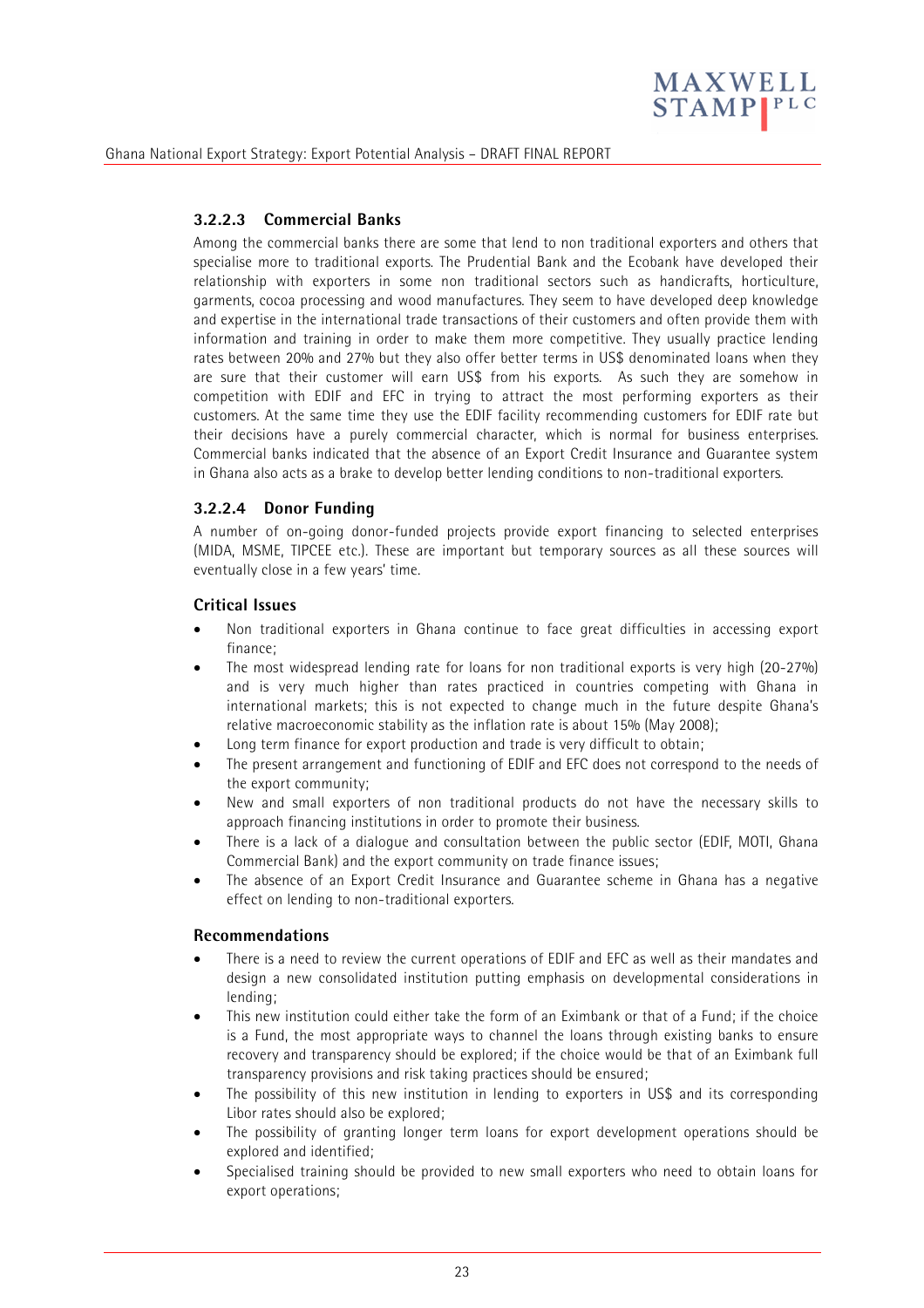#### 3.2.2.3 Commercial Banks

Among the commercial banks there are some that lend to non traditional exporters and others that specialise more to traditional exports. The Prudential Bank and the Ecobank have developed their relationship with exporters in some non traditional sectors such as handicrafts, horticulture, garments, cocoa processing and wood manufactures. They seem to have developed deep knowledge and expertise in the international trade transactions of their customers and often provide them with information and training in order to make them more competitive. They usually practice lending rates between 20% and 27% but they also offer better terms in US$ denominated loans when they are sure that their customer will earn US$ from his exports. As such they are somehow in competition with EDIF and EFC in trying to attract the most performing exporters as their customers. At the same time they use the EDIF facility recommending customers for EDIF rate but their decisions have a purely commercial character, which is normal for business enterprises. Commercial banks indicated that the absence of an Export Credit Insurance and Guarantee system in Ghana also acts as a brake to develop better lending conditions to non-traditional exporters.

#### 3.2.2.4 Donor Funding

A number of on-going donor-funded projects provide export financing to selected enterprises (MIDA, MSME, TIPCEE etc.). These are important but temporary sources as all these sources will eventually close in a few years' time.

**Critical Issues**

- Non traditional exporters in Ghana continue to face great difficulties in accessing export finance;
- The most widespread lending rate for loans for non traditional exports is very high (20-27%) and is very much higher than rates practiced in countries competing with Ghana in international markets; this is not expected to change much in the future despite Ghana's relative macroeconomic stability as the inflation rate is about 15% (May 2008);
- Long term finance for export production and trade is very difficult to obtain;
- The present arrangement and functioning of EDIF and EFC does not correspond to the needs of the export community;
- New and small exporters of non traditional products do not have the necessary skills to approach financing institutions in order to promote their business.
- There is a lack of a dialogue and consultation between the public sector (EDIF, MOTI, Ghana Commercial Bank) and the export community on trade finance issues;
- The absence of an Export Credit Insurance and Guarantee scheme in Ghana has a negative effect on lending to non-traditional exporters.

**Recommendations**

- There is a need to review the current operations of EDIF and EFC as well as their mandates and design a new consolidated institution putting emphasis on developmental considerations in lending;
- This new institution could either take the form of an Eximbank or that of a Fund; if the choice is a Fund, the most appropriate ways to channel the loans through existing banks to ensure recovery and transparency should be explored; if the choice would be that of an Eximbank full transparency provisions and risk taking practices should be ensured;
- The possibility of this new institution in lending to exporters in US$ and its corresponding Libor rates should also be explored;
- The possibility of granting longer term loans for export development operations should be explored and identified;
- Specialised training should be provided to new small exporters who need to obtain loans for export operations;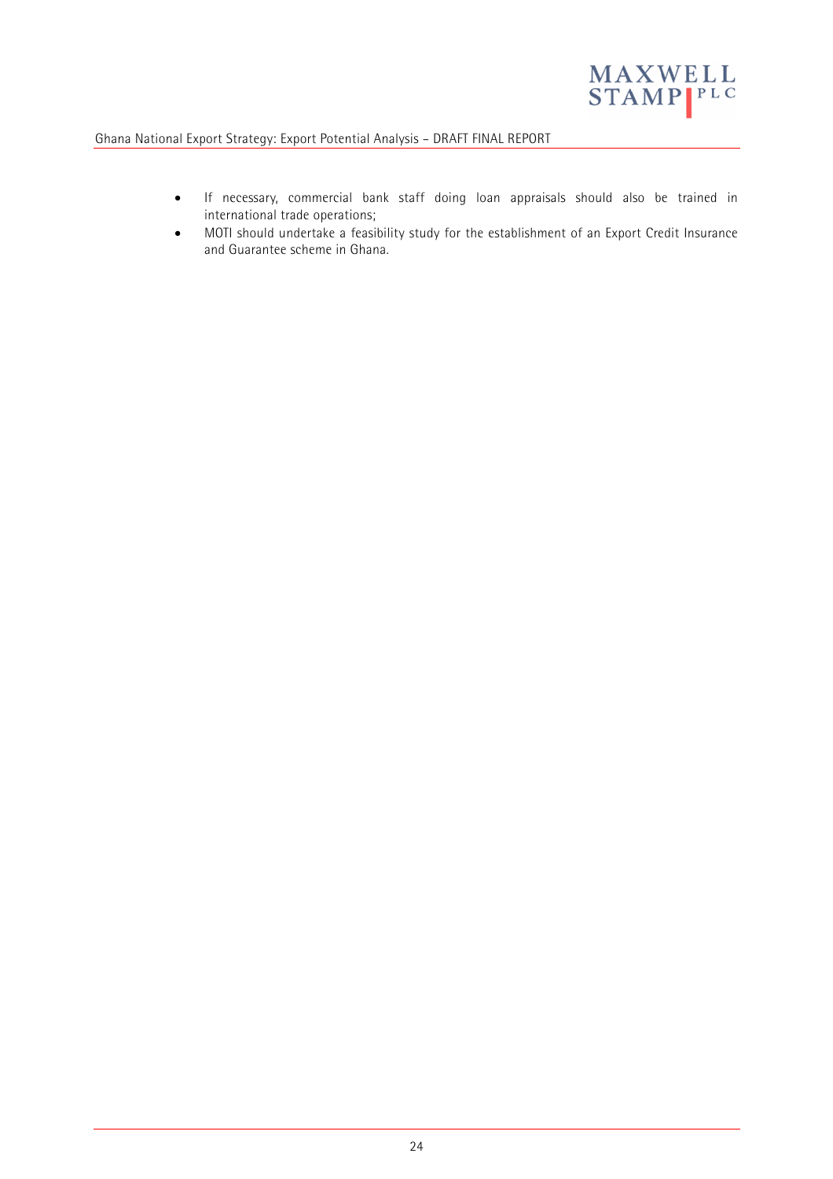- If necessary, commercial bank staff doing loan appraisals should also be trained in international trade operations;
- MOTI should undertake a feasibility study for the establishment of an Export Credit Insurance and Guarantee scheme in Ghana.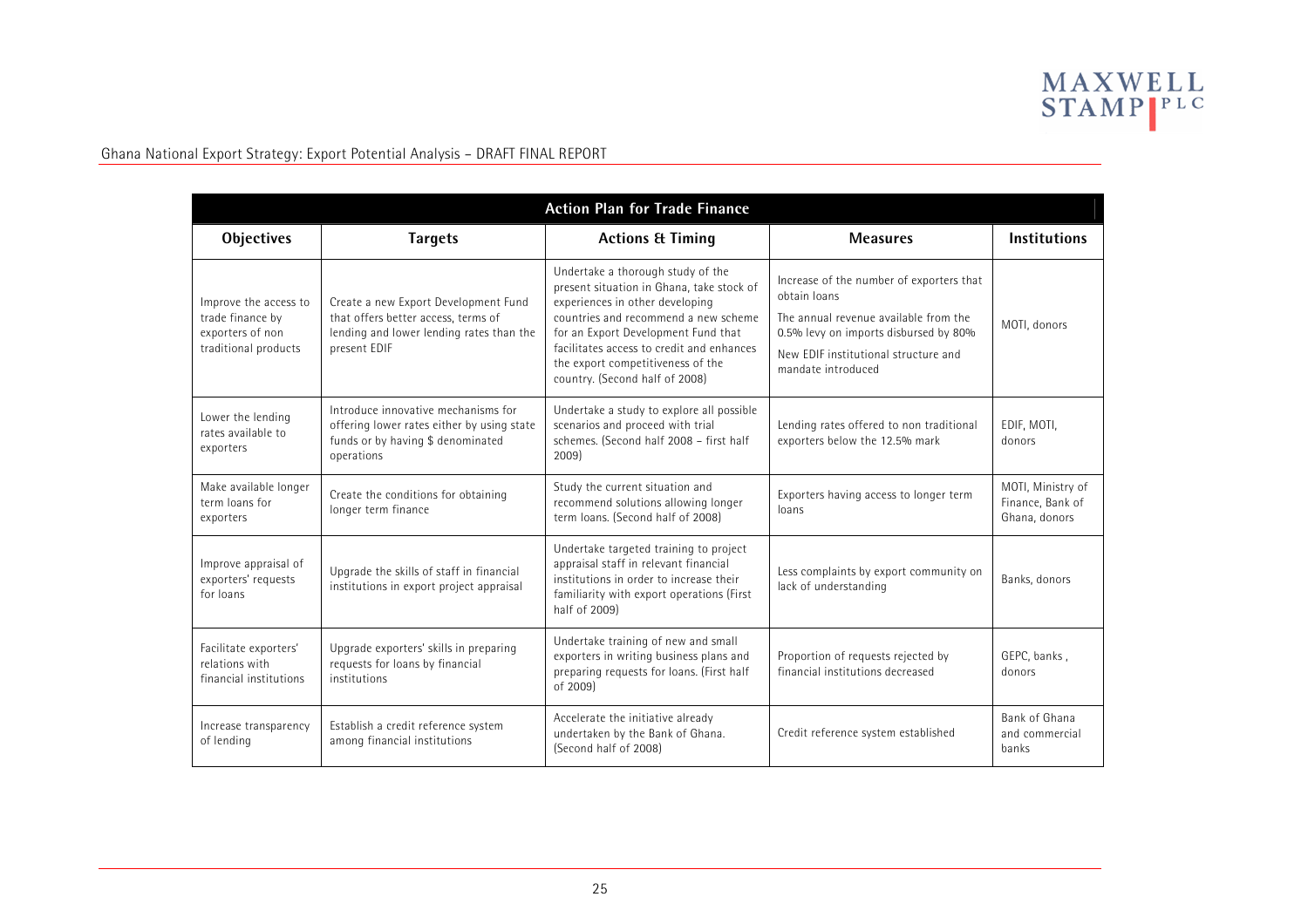| Action Plan for Trade Finance | | | | |
|---|---|---|---|---|
| **Objectives** | **Targets** | **Actions & Timing** | **Measures** | **Institutions** |
| Improve the access to trade finance by exporters of non traditional products | Create a new Export Development Fund that offers better access, terms of lending and lower lending rates than the present EDIF | Undertake a thorough study of the present situation in Ghana, take stock of experiences in other developing countries and recommend a new scheme for an Export Development Fund that facilitates access to credit and enhances the export competitiveness of the country. (Second half of 2008) | Increase of the number of exporters that obtain loans<br>The annual revenue available from the 0.5% levy on imports disbursed by 80%<br>New EDIF institutional structure and mandate introduced | MOTI, donors |
| Lower the lending rates available to exporters | Introduce innovative mechanisms for offering lower rates either by using state funds or by having $ denominated operations | Undertake a study to explore all possible scenarios and proceed with trial schemes. (Second half 2008 – first half 2009) | Lending rates offered to non traditional exporters below the 12.5% mark | EDIF, MOTI, donors |
| Make available longer term loans for exporters | Create the conditions for obtaining longer term finance | Study the current situation and recommend solutions allowing longer term loans. (Second half of 2008) | Exporters having access to longer term loans | MOTI, Ministry of Finance, Bank of Ghana, donors |
| Improve appraisal of exporters' requests for loans | Upgrade the skills of staff in financial institutions in export project appraisal | Undertake targeted training to project appraisal staff in relevant financial institutions in order to increase their familiarity with export operations (First half of 2009) | Less complaints by export community on lack of understanding | Banks, donors |
| Facilitate exporters' relations with financial institutions | Upgrade exporters' skills in preparing requests for loans by financial institutions | Undertake training of new and small exporters in writing business plans and preparing requests for loans. (First half of 2009) | Proportion of requests rejected by financial institutions decreased | GEPC, banks , donors |
| Increase transparency of lending | Establish a credit reference system among financial institutions | Accelerate the initiative already undertaken by the Bank of Ghana. (Second half of 2008) | Credit reference system established | Bank of Ghana and commercial banks |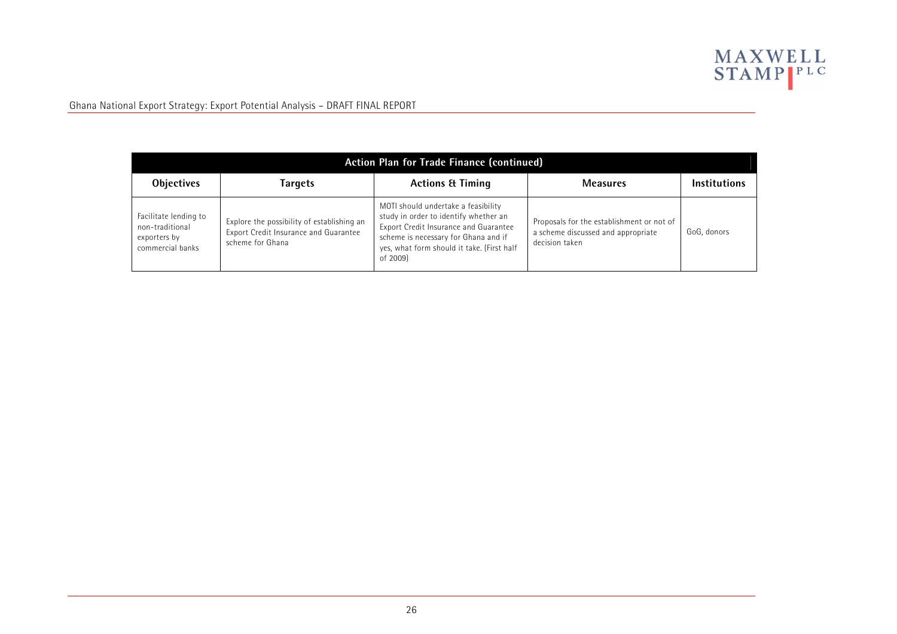| Action Plan for Trade Finance (continued) | | | | |
|---|---|---|---|---|
| **Objectives** | **Targets** | **Actions & Timing** | **Measures** | **Institutions** |
| Facilitate lending to non-traditional exporters by commercial banks | Explore the possibility of establishing an Export Credit Insurance and Guarantee scheme for Ghana | MOTI should undertake a feasibility study in order to identify whether an Export Credit Insurance and Guarantee scheme is necessary for Ghana and if yes, what form should it take. (First half of 2009) | Proposals for the establishment or not of a scheme discussed and appropriate decision taken | GoG, donors |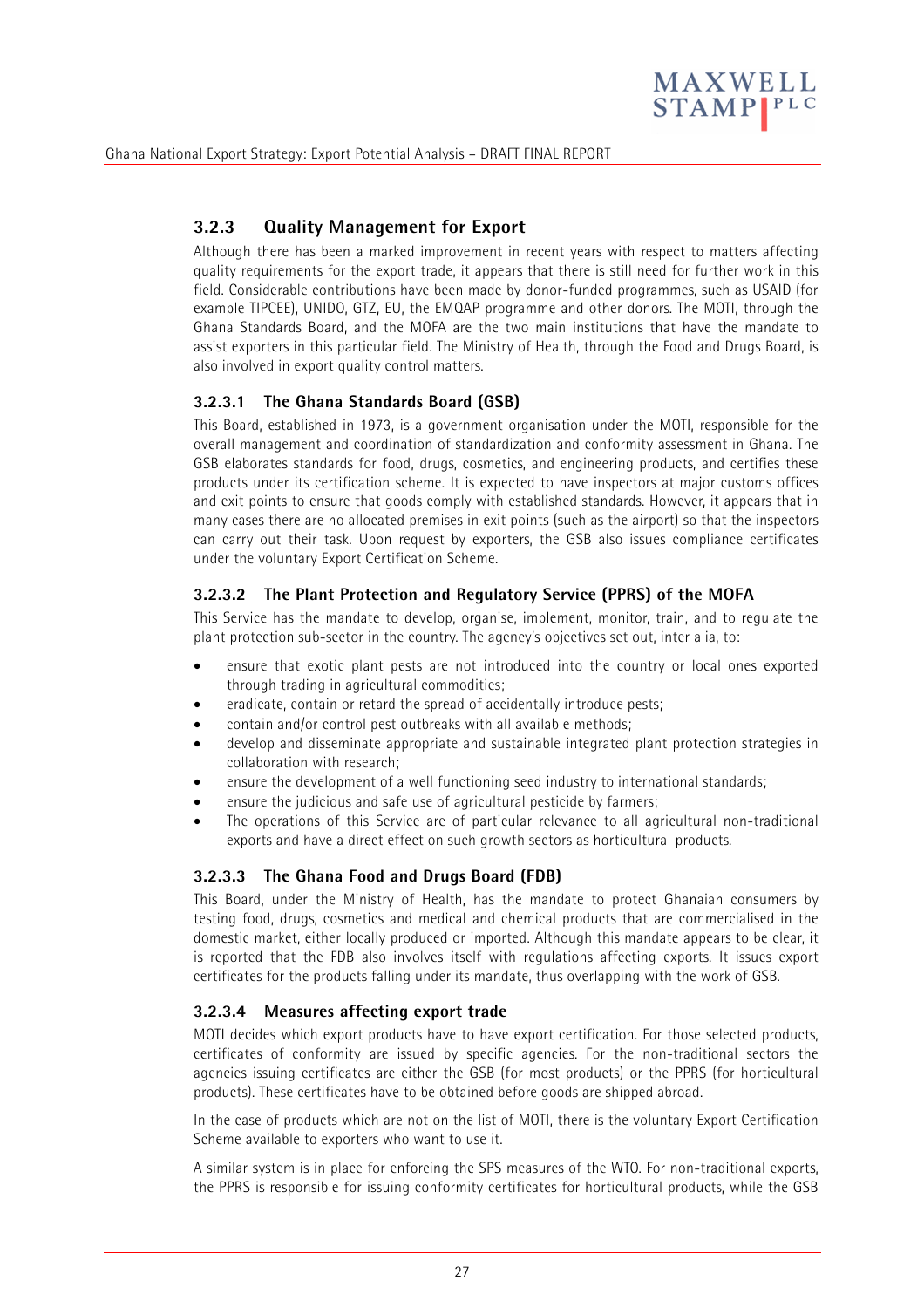### 3.2.3 Quality Management for Export

Although there has been a marked improvement in recent years with respect to matters affecting quality requirements for the export trade, it appears that there is still need for further work in this field. Considerable contributions have been made by donor-funded programmes, such as USAID (for example TIPCEE), UNIDO, GTZ, EU, the EMQAP programme and other donors. The MOTI, through the Ghana Standards Board, and the MOFA are the two main institutions that have the mandate to assist exporters in this particular field. The Ministry of Health, through the Food and Drugs Board, is also involved in export quality control matters.

#### 3.2.3.1 The Ghana Standards Board (GSB)

This Board, established in 1973, is a government organisation under the MOTI, responsible for the overall management and coordination of standardization and conformity assessment in Ghana. The GSB elaborates standards for food, drugs, cosmetics, and engineering products, and certifies these products under its certification scheme. It is expected to have inspectors at major customs offices and exit points to ensure that goods comply with established standards. However, it appears that in many cases there are no allocated premises in exit points (such as the airport) so that the inspectors can carry out their task. Upon request by exporters, the GSB also issues compliance certificates under the voluntary Export Certification Scheme.

#### 3.2.3.2 The Plant Protection and Regulatory Service (PPRS) of the MOFA

This Service has the mandate to develop, organise, implement, monitor, train, and to regulate the plant protection sub-sector in the country. The agency's objectives set out, inter alia, to:

- ensure that exotic plant pests are not introduced into the country or local ones exported through trading in agricultural commodities;
- eradicate, contain or retard the spread of accidentally introduce pests;
- contain and/or control pest outbreaks with all available methods;
- develop and disseminate appropriate and sustainable integrated plant protection strategies in collaboration with research;
- ensure the development of a well functioning seed industry to international standards;
- ensure the judicious and safe use of agricultural pesticide by farmers;
- The operations of this Service are of particular relevance to all agricultural non-traditional exports and have a direct effect on such growth sectors as horticultural products.

#### 3.2.3.3 The Ghana Food and Drugs Board (FDB)

This Board, under the Ministry of Health, has the mandate to protect Ghanaian consumers by testing food, drugs, cosmetics and medical and chemical products that are commercialised in the domestic market, either locally produced or imported. Although this mandate appears to be clear, it is reported that the FDB also involves itself with regulations affecting exports. It issues export certificates for the products falling under its mandate, thus overlapping with the work of GSB.

#### 3.2.3.4 Measures affecting export trade

MOTI decides which export products have to have export certification. For those selected products, certificates of conformity are issued by specific agencies. For the non-traditional sectors the agencies issuing certificates are either the GSB (for most products) or the PPRS (for horticultural products). These certificates have to be obtained before goods are shipped abroad.

In the case of products which are not on the list of MOTI, there is the voluntary Export Certification Scheme available to exporters who want to use it.

A similar system is in place for enforcing the SPS measures of the WTO. For non-traditional exports, the PPRS is responsible for issuing conformity certificates for horticultural products, while the GSB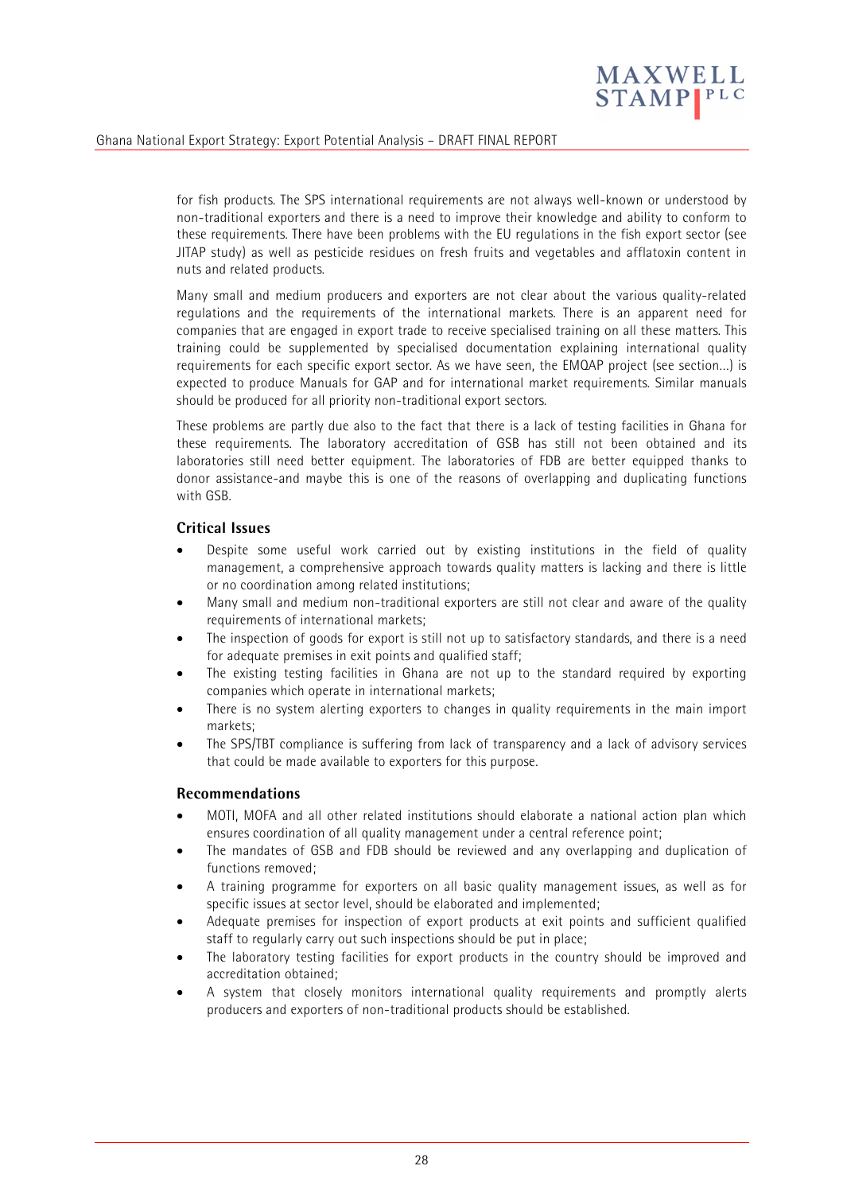for fish products. The SPS international requirements are not always well-known or understood by non-traditional exporters and there is a need to improve their knowledge and ability to conform to these requirements. There have been problems with the EU regulations in the fish export sector (see JITAP study) as well as pesticide residues on fresh fruits and vegetables and afflatoxin content in nuts and related products.

Many small and medium producers and exporters are not clear about the various quality-related regulations and the requirements of the international markets. There is an apparent need for companies that are engaged in export trade to receive specialised training on all these matters. This training could be supplemented by specialised documentation explaining international quality requirements for each specific export sector. As we have seen, the EMQAP project (see section…) is expected to produce Manuals for GAP and for international market requirements. Similar manuals should be produced for all priority non-traditional export sectors.

These problems are partly due also to the fact that there is a lack of testing facilities in Ghana for these requirements. The laboratory accreditation of GSB has still not been obtained and its laboratories still need better equipment. The laboratories of FDB are better equipped thanks to donor assistance-and maybe this is one of the reasons of overlapping and duplicating functions with GSB.

### Critical Issues

- Despite some useful work carried out by existing institutions in the field of quality management, a comprehensive approach towards quality matters is lacking and there is little or no coordination among related institutions;
- Many small and medium non-traditional exporters are still not clear and aware of the quality requirements of international markets;
- The inspection of goods for export is still not up to satisfactory standards, and there is a need for adequate premises in exit points and qualified staff;
- The existing testing facilities in Ghana are not up to the standard required by exporting companies which operate in international markets;
- There is no system alerting exporters to changes in quality requirements in the main import markets;
- The SPS/TBT compliance is suffering from lack of transparency and a lack of advisory services that could be made available to exporters for this purpose.

### Recommendations

- MOTI, MOFA and all other related institutions should elaborate a national action plan which ensures coordination of all quality management under a central reference point;
- The mandates of GSB and FDB should be reviewed and any overlapping and duplication of functions removed;
- A training programme for exporters on all basic quality management issues, as well as for specific issues at sector level, should be elaborated and implemented;
- Adequate premises for inspection of export products at exit points and sufficient qualified staff to regularly carry out such inspections should be put in place;
- The laboratory testing facilities for export products in the country should be improved and accreditation obtained;
- A system that closely monitors international quality requirements and promptly alerts producers and exporters of non-traditional products should be established.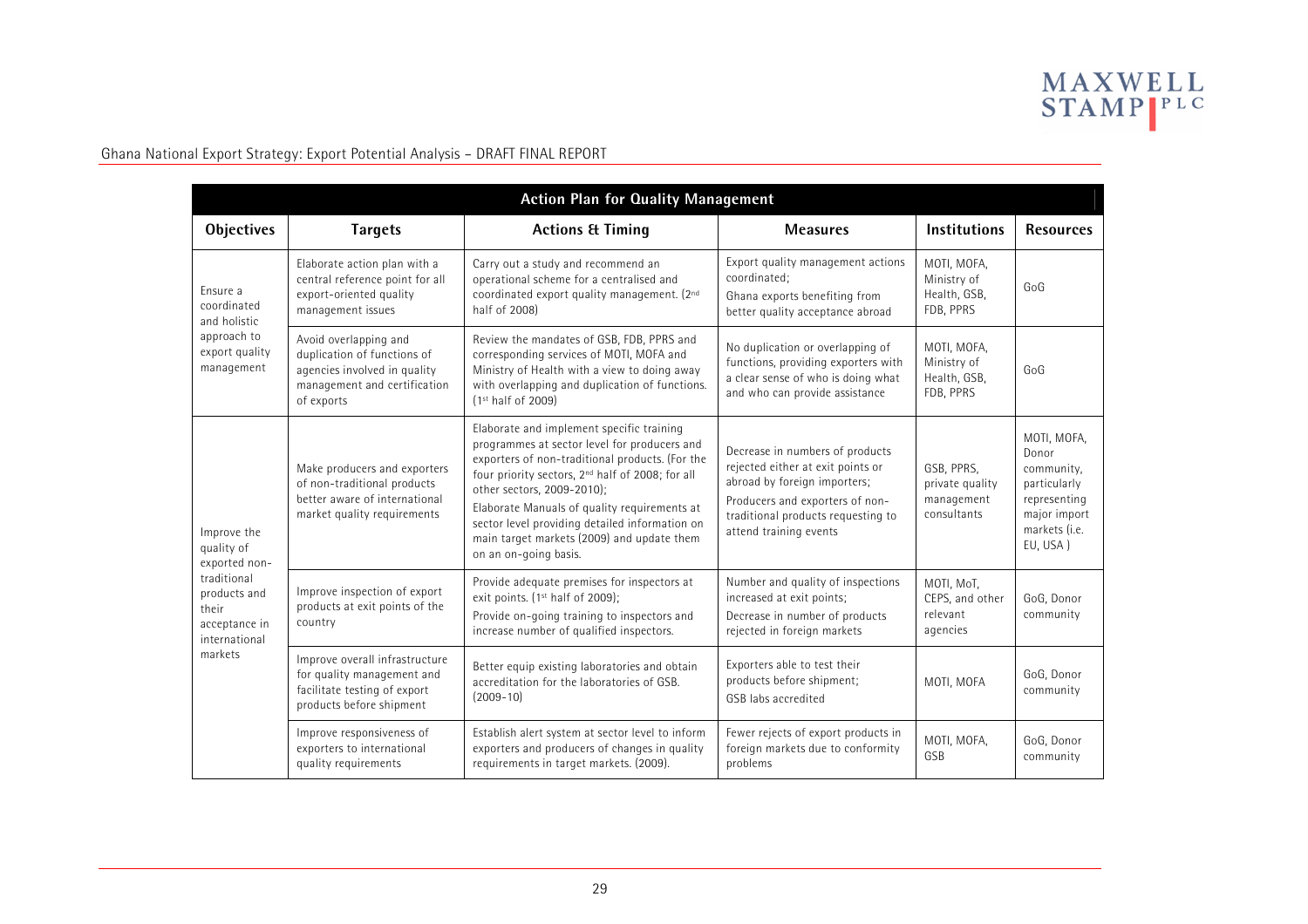| Action Plan for Quality Management | | | | | |
|---|---|---|---|---|---|
| **Objectives** | **Targets** | **Actions & Timing** | **Measures** | **Institutions** | **Resources** |
| Ensure a coordinated and holistic approach to export quality management | Elaborate action plan with a central reference point for all export-oriented quality management issues | Carry out a study and recommend an operational scheme for a centralised and coordinated export quality management. (2nd half of 2008) | Export quality management actions coordinated; Ghana exports benefiting from better quality acceptance abroad | MOTI, MOFA, Ministry of Health, GSB, FDB, PPRS | GoG |
| | Avoid overlapping and duplication of functions of agencies involved in quality management and certification of exports | Review the mandates of GSB, FDB, PPRS and corresponding services of MOTI, MOFA and Ministry of Health with a view to doing away with overlapping and duplication of functions. (1st half of 2009) | No duplication or overlapping of functions, providing exporters with a clear sense of who is doing what and who can provide assistance | MOTI, MOFA, Ministry of Health, GSB, FDB, PPRS | GoG |
| Improve the quality of exported non-traditional products and their acceptance in international markets | Make producers and exporters of non-traditional products better aware of international market quality requirements | Elaborate and implement specific training programmes at sector level for producers and exporters of non-traditional products. (For the four priority sectors, 2nd half of 2008; for all other sectors, 2009-2010); Elaborate Manuals of quality requirements at sector level providing detailed information on main target markets (2009) and update them on an on-going basis. | Decrease in numbers of products rejected either at exit points or abroad by foreign importers; Producers and exporters of non-traditional products requesting to attend training events | GSB, PPRS, private quality management consultants | MOTI, MOFA, Donor community, particularly representing major import markets (i.e. EU, USA ) |
| | Improve inspection of export products at exit points of the country | Provide adequate premises for inspectors at exit points. (1st half of 2009); Provide on-going training to inspectors and increase number of qualified inspectors. | Number and quality of inspections increased at exit points; Decrease in number of products rejected in foreign markets | MOTI, MoT, CEPS, and other relevant agencies | GoG, Donor community |
| | Improve overall infrastructure for quality management and facilitate testing of export products before shipment | Better equip existing laboratories and obtain accreditation for the laboratories of GSB. (2009-10) | Exporters able to test their products before shipment; GSB labs accredited | MOTI, MOFA | GoG, Donor community |
| | Improve responsiveness of exporters to international quality requirements | Establish alert system at sector level to inform exporters and producers of changes in quality requirements in target markets. (2009). | Fewer rejects of export products in foreign markets due to conformity problems | MOTI, MOFA, GSB | GoG, Donor community |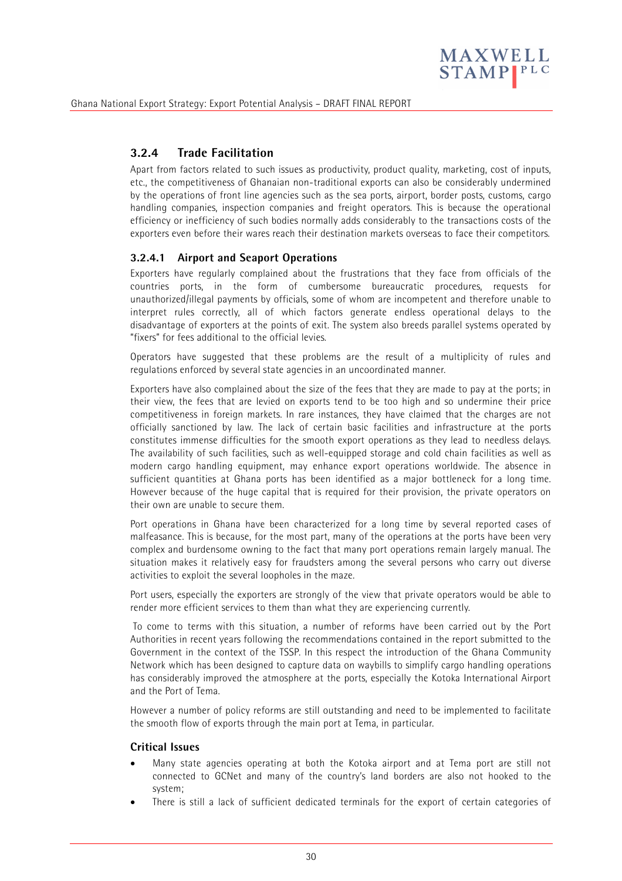### 3.2.4 Trade Facilitation

Apart from factors related to such issues as productivity, product quality, marketing, cost of inputs, etc., the competitiveness of Ghanaian non-traditional exports can also be considerably undermined by the operations of front line agencies such as the sea ports, airport, border posts, customs, cargo handling companies, inspection companies and freight operators. This is because the operational efficiency or inefficiency of such bodies normally adds considerably to the transactions costs of the exporters even before their wares reach their destination markets overseas to face their competitors.

#### 3.2.4.1 Airport and Seaport Operations

Exporters have regularly complained about the frustrations that they face from officials of the countries ports, in the form of cumbersome bureaucratic procedures, requests for unauthorized/illegal payments by officials, some of whom are incompetent and therefore unable to interpret rules correctly, all of which factors generate endless operational delays to the disadvantage of exporters at the points of exit. The system also breeds parallel systems operated by "fixers" for fees additional to the official levies.

Operators have suggested that these problems are the result of a multiplicity of rules and regulations enforced by several state agencies in an uncoordinated manner.

Exporters have also complained about the size of the fees that they are made to pay at the ports; in their view, the fees that are levied on exports tend to be too high and so undermine their price competitiveness in foreign markets. In rare instances, they have claimed that the charges are not officially sanctioned by law. The lack of certain basic facilities and infrastructure at the ports constitutes immense difficulties for the smooth export operations as they lead to needless delays. The availability of such facilities, such as well-equipped storage and cold chain facilities as well as modern cargo handling equipment, may enhance export operations worldwide. The absence in sufficient quantities at Ghana ports has been identified as a major bottleneck for a long time. However because of the huge capital that is required for their provision, the private operators on their own are unable to secure them.

Port operations in Ghana have been characterized for a long time by several reported cases of malfeasance. This is because, for the most part, many of the operations at the ports have been very complex and burdensome owning to the fact that many port operations remain largely manual. The situation makes it relatively easy for fraudsters among the several persons who carry out diverse activities to exploit the several loopholes in the maze.

Port users, especially the exporters are strongly of the view that private operators would be able to render more efficient services to them than what they are experiencing currently.

To come to terms with this situation, a number of reforms have been carried out by the Port Authorities in recent years following the recommendations contained in the report submitted to the Government in the context of the TSSP. In this respect the introduction of the Ghana Community Network which has been designed to capture data on waybills to simplify cargo handling operations has considerably improved the atmosphere at the ports, especially the Kotoka International Airport and the Port of Tema.

However a number of policy reforms are still outstanding and need to be implemented to facilitate the smooth flow of exports through the main port at Tema, in particular.

**Critical Issues**

- Many state agencies operating at both the Kotoka airport and at Tema port are still not connected to GCNet and many of the country's land borders are also not hooked to the system;
- There is still a lack of sufficient dedicated terminals for the export of certain categories of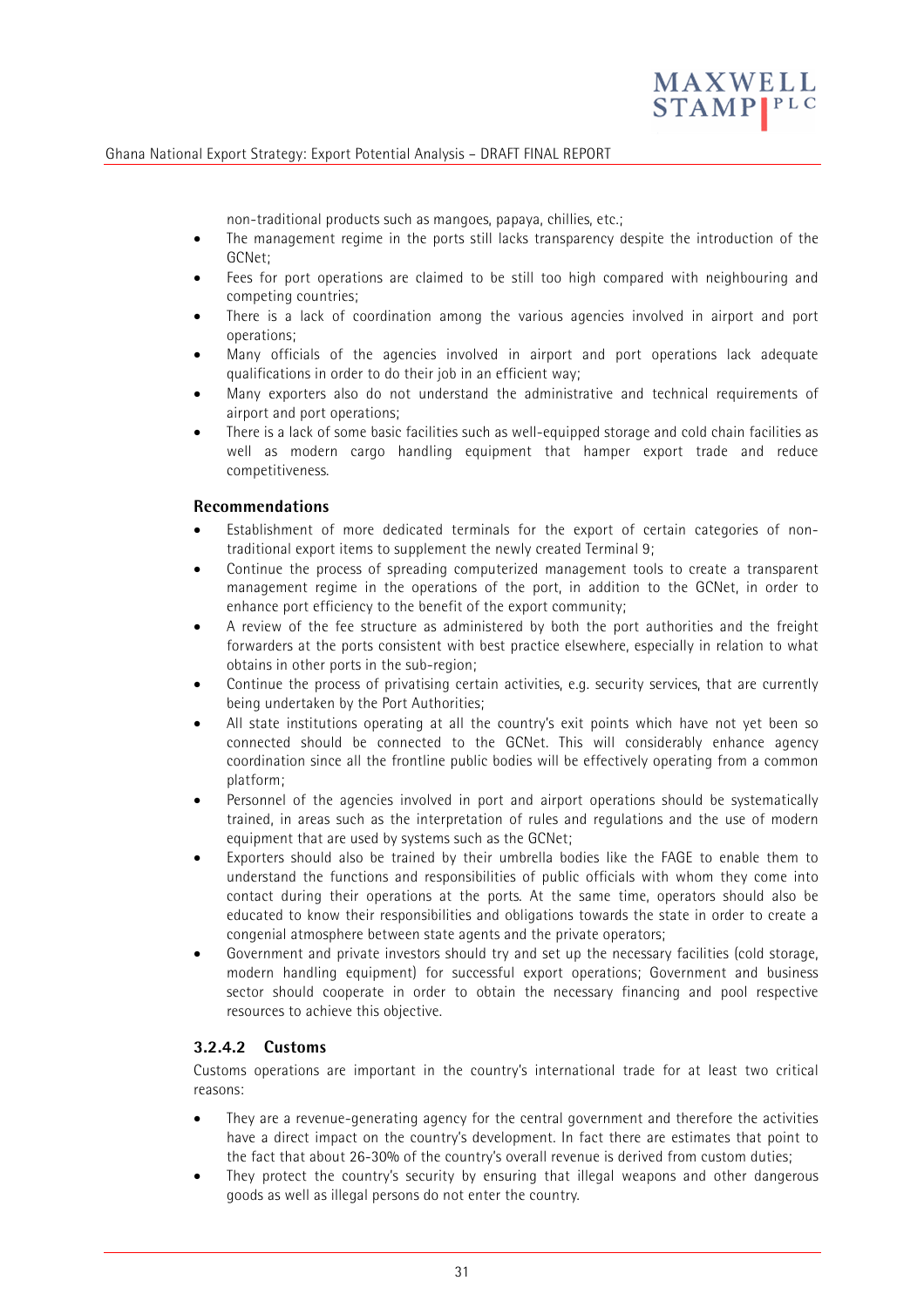non-traditional products such as mangoes, papaya, chillies, etc.;

- The management regime in the ports still lacks transparency despite the introduction of the GCNet;
- Fees for port operations are claimed to be still too high compared with neighbouring and competing countries;
- There is a lack of coordination among the various agencies involved in airport and port operations;
- Many officials of the agencies involved in airport and port operations lack adequate qualifications in order to do their job in an efficient way;
- Many exporters also do not understand the administrative and technical requirements of airport and port operations;
- There is a lack of some basic facilities such as well-equipped storage and cold chain facilities as well as modern cargo handling equipment that hamper export trade and reduce competitiveness.

**Recommendations**

- Establishment of more dedicated terminals for the export of certain categories of non-traditional export items to supplement the newly created Terminal 9;
- Continue the process of spreading computerized management tools to create a transparent management regime in the operations of the port, in addition to the GCNet, in order to enhance port efficiency to the benefit of the export community;
- A review of the fee structure as administered by both the port authorities and the freight forwarders at the ports consistent with best practice elsewhere, especially in relation to what obtains in other ports in the sub-region;
- Continue the process of privatising certain activities, e.g. security services, that are currently being undertaken by the Port Authorities;
- All state institutions operating at all the country's exit points which have not yet been so connected should be connected to the GCNet. This will considerably enhance agency coordination since all the frontline public bodies will be effectively operating from a common platform;
- Personnel of the agencies involved in port and airport operations should be systematically trained, in areas such as the interpretation of rules and regulations and the use of modern equipment that are used by systems such as the GCNet;
- Exporters should also be trained by their umbrella bodies like the FAGE to enable them to understand the functions and responsibilities of public officials with whom they come into contact during their operations at the ports. At the same time, operators should also be educated to know their responsibilities and obligations towards the state in order to create a congenial atmosphere between state agents and the private operators;
- Government and private investors should try and set up the necessary facilities (cold storage, modern handling equipment) for successful export operations; Government and business sector should cooperate in order to obtain the necessary financing and pool respective resources to achieve this objective.

#### 3.2.4.2 Customs

Customs operations are important in the country's international trade for at least two critical reasons:

- They are a revenue-generating agency for the central government and therefore the activities have a direct impact on the country's development. In fact there are estimates that point to the fact that about 26-30% of the country's overall revenue is derived from custom duties;
- They protect the country's security by ensuring that illegal weapons and other dangerous goods as well as illegal persons do not enter the country.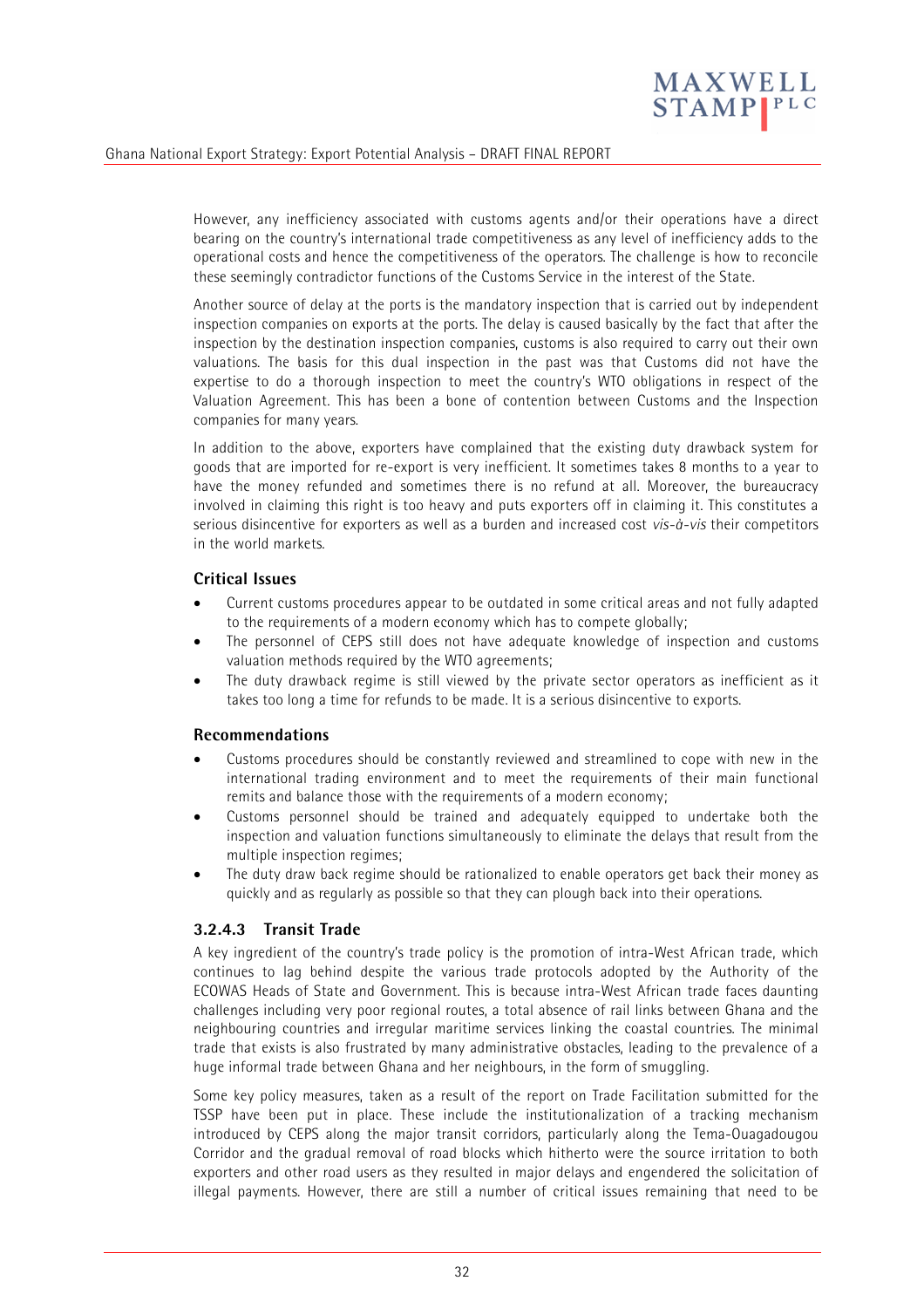However, any inefficiency associated with customs agents and/or their operations have a direct bearing on the country's international trade competitiveness as any level of inefficiency adds to the operational costs and hence the competitiveness of the operators. The challenge is how to reconcile these seemingly contradictor functions of the Customs Service in the interest of the State.

Another source of delay at the ports is the mandatory inspection that is carried out by independent inspection companies on exports at the ports. The delay is caused basically by the fact that after the inspection by the destination inspection companies, customs is also required to carry out their own valuations. The basis for this dual inspection in the past was that Customs did not have the expertise to do a thorough inspection to meet the country's WTO obligations in respect of the Valuation Agreement. This has been a bone of contention between Customs and the Inspection companies for many years.

In addition to the above, exporters have complained that the existing duty drawback system for goods that are imported for re-export is very inefficient. It sometimes takes 8 months to a year to have the money refunded and sometimes there is no refund at all. Moreover, the bureaucracy involved in claiming this right is too heavy and puts exporters off in claiming it. This constitutes a serious disincentive for exporters as well as a burden and increased cost *vis-à-vis* their competitors in the world markets.

### Critical Issues

- Current customs procedures appear to be outdated in some critical areas and not fully adapted to the requirements of a modern economy which has to compete globally;
- The personnel of CEPS still does not have adequate knowledge of inspection and customs valuation methods required by the WTO agreements;
- The duty drawback regime is still viewed by the private sector operators as inefficient as it takes too long a time for refunds to be made. It is a serious disincentive to exports.

### Recommendations

- Customs procedures should be constantly reviewed and streamlined to cope with new in the international trading environment and to meet the requirements of their main functional remits and balance those with the requirements of a modern economy;
- Customs personnel should be trained and adequately equipped to undertake both the inspection and valuation functions simultaneously to eliminate the delays that result from the multiple inspection regimes;
- The duty draw back regime should be rationalized to enable operators get back their money as quickly and as regularly as possible so that they can plough back into their operations.

### 3.2.4.3 Transit Trade

A key ingredient of the country's trade policy is the promotion of intra-West African trade, which continues to lag behind despite the various trade protocols adopted by the Authority of the ECOWAS Heads of State and Government. This is because intra-West African trade faces daunting challenges including very poor regional routes, a total absence of rail links between Ghana and the neighbouring countries and irregular maritime services linking the coastal countries. The minimal trade that exists is also frustrated by many administrative obstacles, leading to the prevalence of a huge informal trade between Ghana and her neighbours, in the form of smuggling.

Some key policy measures, taken as a result of the report on Trade Facilitation submitted for the TSSP have been put in place. These include the institutionalization of a tracking mechanism introduced by CEPS along the major transit corridors, particularly along the Tema-Ouagadougou Corridor and the gradual removal of road blocks which hitherto were the source irritation to both exporters and other road users as they resulted in major delays and engendered the solicitation of illegal payments. However, there are still a number of critical issues remaining that need to be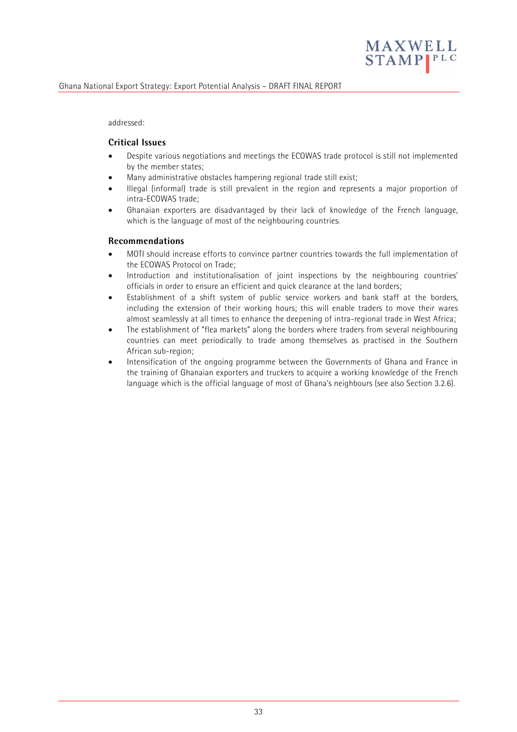addressed:

### Critical Issues

- Despite various negotiations and meetings the ECOWAS trade protocol is still not implemented by the member states;
- Many administrative obstacles hampering regional trade still exist;
- Illegal (informal) trade is still prevalent in the region and represents a major proportion of intra-ECOWAS trade;
- Ghanaian exporters are disadvantaged by their lack of knowledge of the French language, which is the language of most of the neighbouring countries.

### Recommendations

- MOTI should increase efforts to convince partner countries towards the full implementation of the ECOWAS Protocol on Trade;
- Introduction and institutionalisation of joint inspections by the neighbouring countries' officials in order to ensure an efficient and quick clearance at the land borders;
- Establishment of a shift system of public service workers and bank staff at the borders, including the extension of their working hours; this will enable traders to move their wares almost seamlessly at all times to enhance the deepening of intra-regional trade in West Africa;
- The establishment of "flea markets" along the borders where traders from several neighbouring countries can meet periodically to trade among themselves as practised in the Southern African sub-region;
- Intensification of the ongoing programme between the Governments of Ghana and France in the training of Ghanaian exporters and truckers to acquire a working knowledge of the French language which is the official language of most of Ghana's neighbours (see also Section 3.2.6).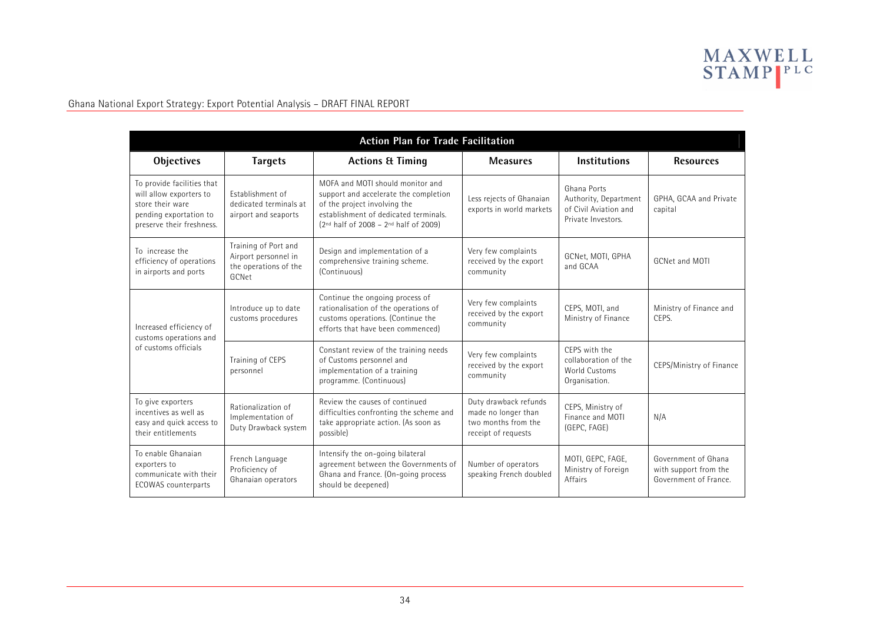| Action Plan for Trade Facilitation | | | | | |
|---|---|---|---|---|---|
| **Objectives** | **Targets** | **Actions & Timing** | **Measures** | **Institutions** | **Resources** |
| To provide facilities that will allow exporters to store their ware pending exportation to preserve their freshness. | Establishment of dedicated terminals at airport and seaports | MOFA and MOTI should monitor and support and accelerate the completion of the project involving the establishment of dedicated terminals. (2nd half of 2008 – 2nd half of 2009) | Less rejects of Ghanaian exports in world markets | Ghana Ports Authority, Department of Civil Aviation and Private Investors. | GPHA, GCAA and Private capital |
| To increase the efficiency of operations in airports and ports | Training of Port and Airport personnel in the operations of the GCNet | Design and implementation of a comprehensive training scheme. (Continuous) | Very few complaints received by the export community | GCNet, MOTI, GPHA and GCAA | GCNet and MOTI |
| Increased efficiency of customs operations and of customs officials | Introduce up to date customs procedures | Continue the ongoing process of rationalisation of the operations of customs operations. (Continue the efforts that have been commenced) | Very few complaints received by the export community | CEPS, MOTI, and Ministry of Finance | Ministry of Finance and CEPS. |
| | Training of CEPS personnel | Constant review of the training needs of Customs personnel and implementation of a training programme. (Continuous) | Very few complaints received by the export community | CEPS with the collaboration of the World Customs Organisation. | CEPS/Ministry of Finance |
| To give exporters incentives as well as easy and quick access to their entitlements | Rationalization of Implementation of Duty Drawback system | Review the causes of continued difficulties confronting the scheme and take appropriate action. (As soon as possible) | Duty drawback refunds made no longer than two months from the receipt of requests | CEPS, Ministry of Finance and MOTI (GEPC, FAGE) | N/A |
| To enable Ghanaian exporters to communicate with their ECOWAS counterparts | French Language Proficiency of Ghanaian operators | Intensify the on-going bilateral agreement between the Governments of Ghana and France. (On-going process should be deepened) | Number of operators speaking French doubled | MOTI, GEPC, FAGE, Ministry of Foreign Affairs | Government of Ghana with support from the Government of France. |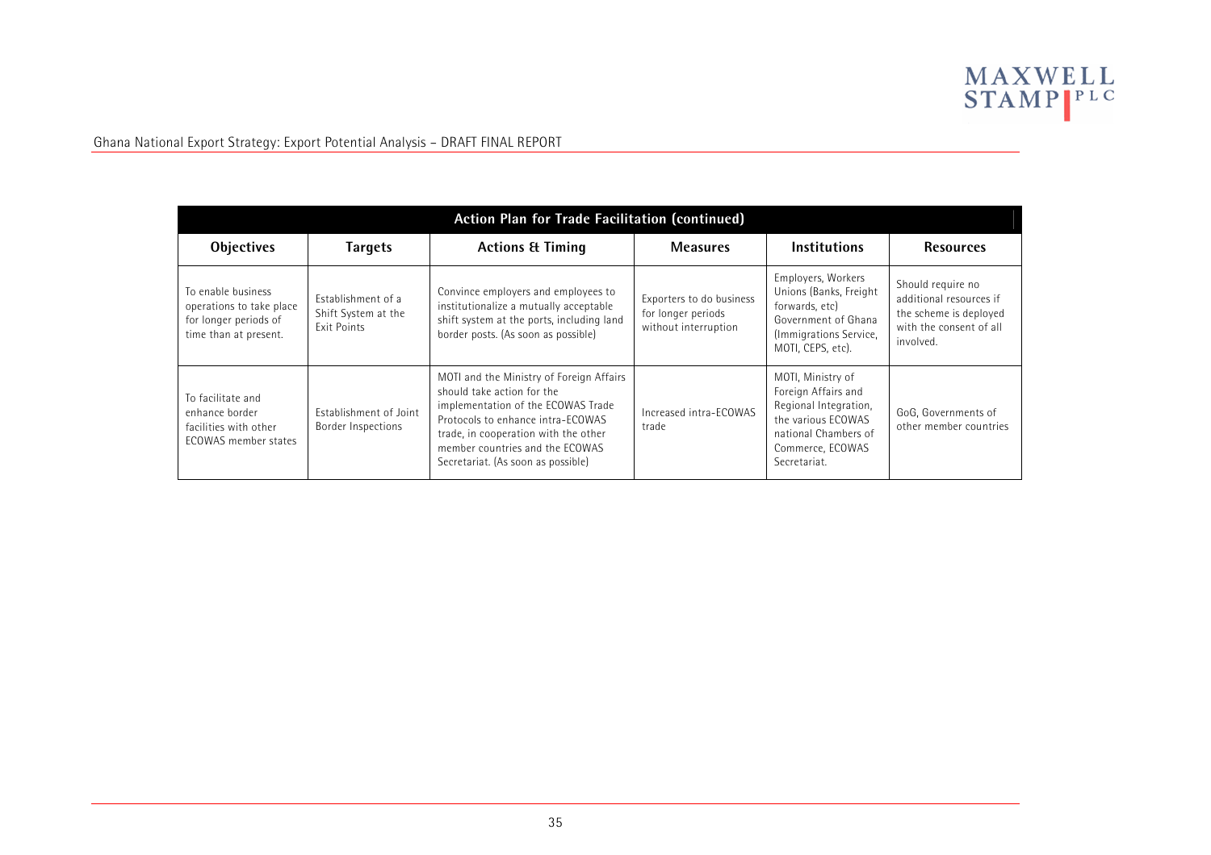| Action Plan for Trade Facilitation (continued) | | | | | |
|---|---|---|---|---|---|
| **Objectives** | **Targets** | **Actions & Timing** | **Measures** | **Institutions** | **Resources** |
| To enable business operations to take place for longer periods of time than at present. | Establishment of a Shift System at the Exit Points | Convince employers and employees to institutionalize a mutually acceptable shift system at the ports, including land border posts. (As soon as possible) | Exporters to do business for longer periods without interruption | Employers, Workers Unions (Banks, Freight forwards, etc) Government of Ghana (Immigrations Service, MOTI, CEPS, etc). | Should require no additional resources if the scheme is deployed with the consent of all involved. |
| To facilitate and enhance border facilities with other ECOWAS member states | Establishment of Joint Border Inspections | MOTI and the Ministry of Foreign Affairs should take action for the implementation of the ECOWAS Trade Protocols to enhance intra-ECOWAS trade, in cooperation with the other member countries and the ECOWAS Secretariat. (As soon as possible) | Increased intra-ECOWAS trade | MOTI, Ministry of Foreign Affairs and Regional Integration, the various ECOWAS national Chambers of Commerce, ECOWAS Secretariat. | GoG, Governments of other member countries |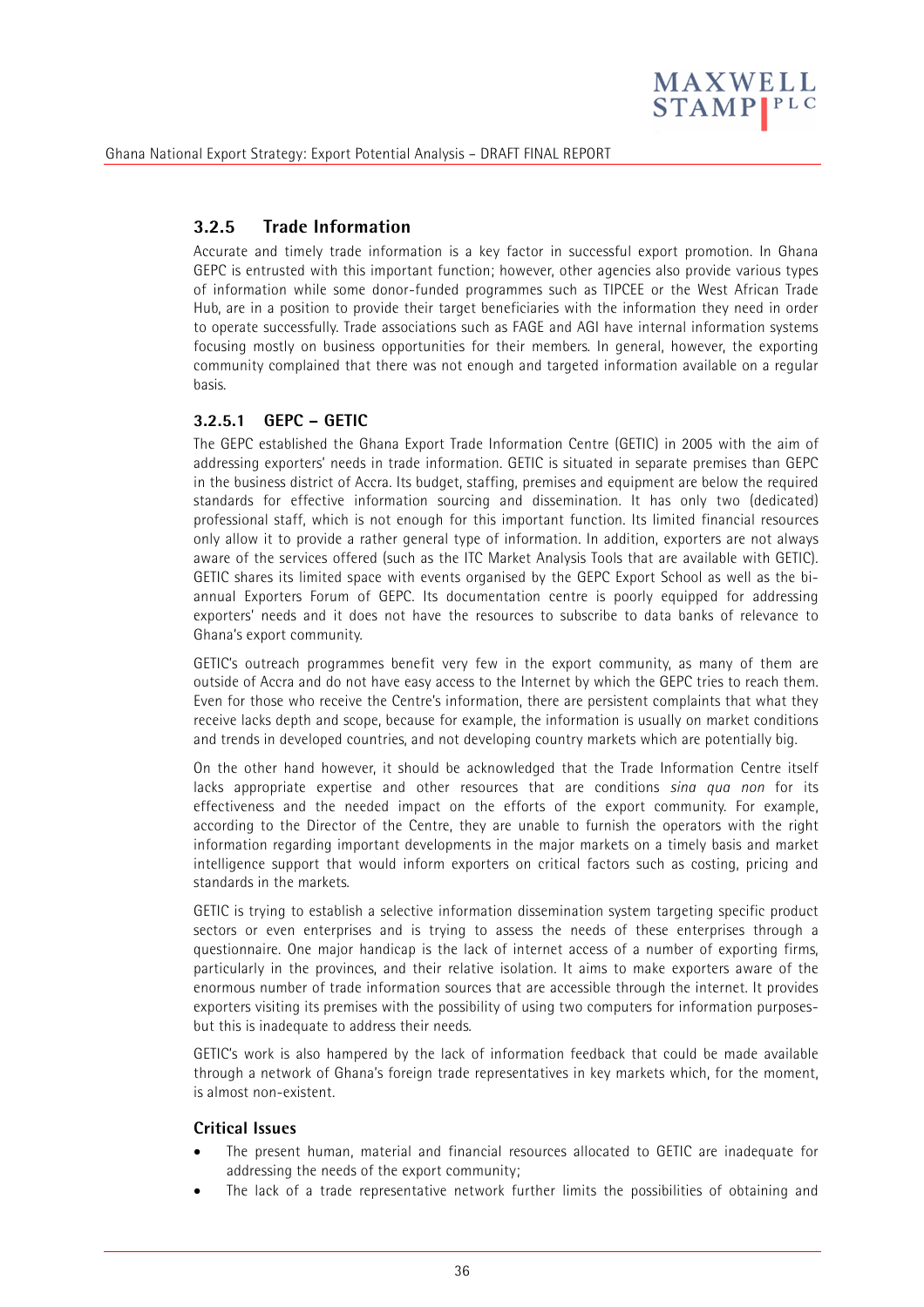### 3.2.5 Trade Information

Accurate and timely trade information is a key factor in successful export promotion. In Ghana GEPC is entrusted with this important function; however, other agencies also provide various types of information while some donor-funded programmes such as TIPCEE or the West African Trade Hub, are in a position to provide their target beneficiaries with the information they need in order to operate successfully. Trade associations such as FAGE and AGI have internal information systems focusing mostly on business opportunities for their members. In general, however, the exporting community complained that there was not enough and targeted information available on a regular basis.

#### 3.2.5.1 GEPC – GETIC

The GEPC established the Ghana Export Trade Information Centre (GETIC) in 2005 with the aim of addressing exporters' needs in trade information. GETIC is situated in separate premises than GEPC in the business district of Accra. Its budget, staffing, premises and equipment are below the required standards for effective information sourcing and dissemination. It has only two (dedicated) professional staff, which is not enough for this important function. Its limited financial resources only allow it to provide a rather general type of information. In addition, exporters are not always aware of the services offered (such as the ITC Market Analysis Tools that are available with GETIC). GETIC shares its limited space with events organised by the GEPC Export School as well as the bi-annual Exporters Forum of GEPC. Its documentation centre is poorly equipped for addressing exporters' needs and it does not have the resources to subscribe to data banks of relevance to Ghana's export community.

GETIC's outreach programmes benefit very few in the export community, as many of them are outside of Accra and do not have easy access to the Internet by which the GEPC tries to reach them. Even for those who receive the Centre's information, there are persistent complaints that what they receive lacks depth and scope, because for example, the information is usually on market conditions and trends in developed countries, and not developing country markets which are potentially big.

On the other hand however, it should be acknowledged that the Trade Information Centre itself lacks appropriate expertise and other resources that are conditions *sina qua non* for its effectiveness and the needed impact on the efforts of the export community. For example, according to the Director of the Centre, they are unable to furnish the operators with the right information regarding important developments in the major markets on a timely basis and market intelligence support that would inform exporters on critical factors such as costing, pricing and standards in the markets.

GETIC is trying to establish a selective information dissemination system targeting specific product sectors or even enterprises and is trying to assess the needs of these enterprises through a questionnaire. One major handicap is the lack of internet access of a number of exporting firms, particularly in the provinces, and their relative isolation. It aims to make exporters aware of the enormous number of trade information sources that are accessible through the internet. It provides exporters visiting its premises with the possibility of using two computers for information purposes-but this is inadequate to address their needs.

GETIC's work is also hampered by the lack of information feedback that could be made available through a network of Ghana's foreign trade representatives in key markets which, for the moment, is almost non-existent.

**Critical Issues**

- The present human, material and financial resources allocated to GETIC are inadequate for addressing the needs of the export community;
- The lack of a trade representative network further limits the possibilities of obtaining and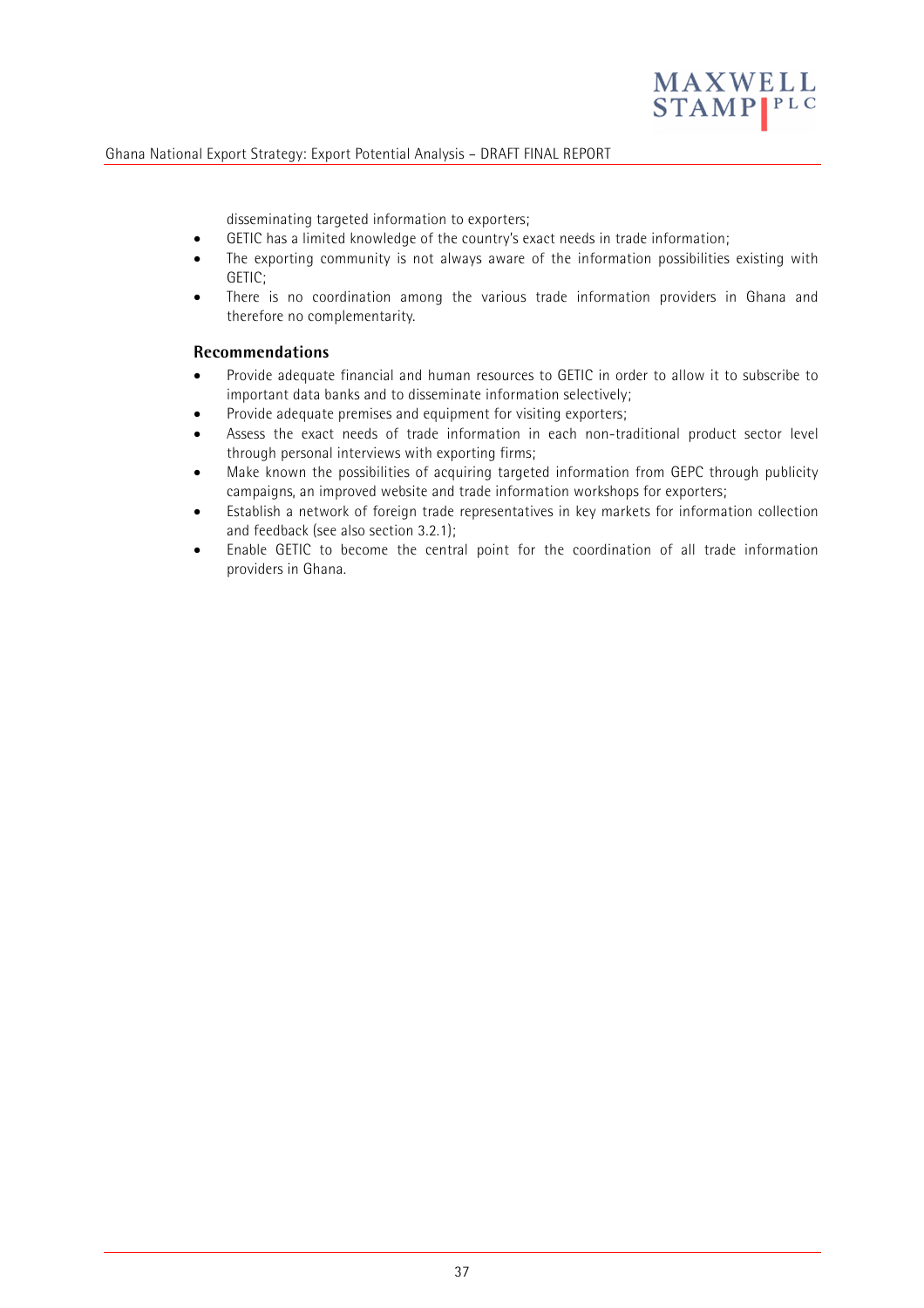disseminating targeted information to exporters;

- GETIC has a limited knowledge of the country's exact needs in trade information;
- The exporting community is not always aware of the information possibilities existing with GETIC;
- There is no coordination among the various trade information providers in Ghana and therefore no complementarity.

**Recommendations**

- Provide adequate financial and human resources to GETIC in order to allow it to subscribe to important data banks and to disseminate information selectively;
- Provide adequate premises and equipment for visiting exporters;
- Assess the exact needs of trade information in each non-traditional product sector level through personal interviews with exporting firms;
- Make known the possibilities of acquiring targeted information from GEPC through publicity campaigns, an improved website and trade information workshops for exporters;
- Establish a network of foreign trade representatives in key markets for information collection and feedback (see also section 3.2.1);
- Enable GETIC to become the central point for the coordination of all trade information providers in Ghana.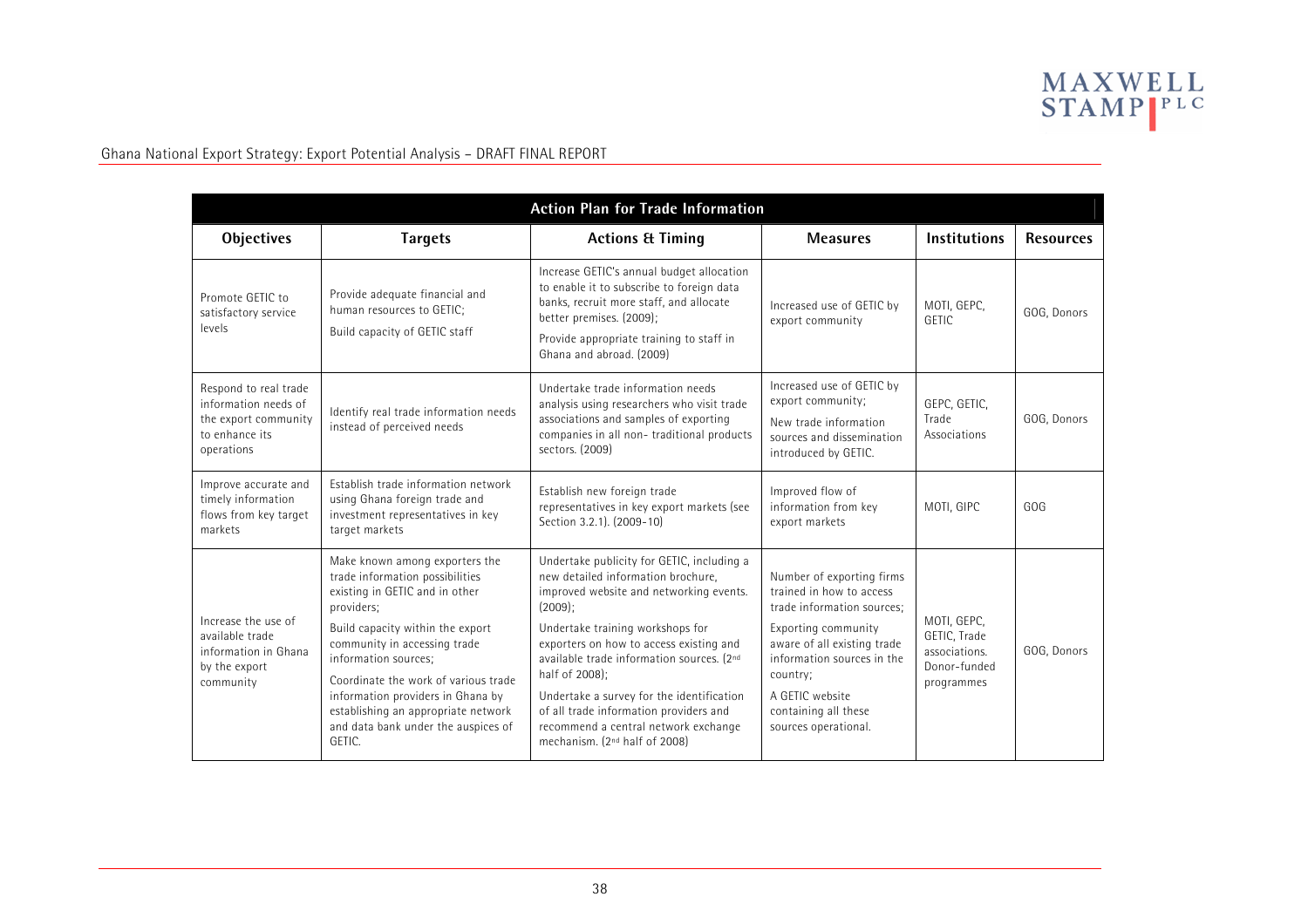| Action Plan for Trade Information | | | | | |
|---|---|---|---|---|---|
| **Objectives** | **Targets** | **Actions & Timing** | **Measures** | **Institutions** | **Resources** |
| Promote GETIC to satisfactory service levels | Provide adequate financial and human resources to GETIC; Build capacity of GETIC staff | Increase GETIC's annual budget allocation to enable it to subscribe to foreign data banks, recruit more staff, and allocate better premises. (2009); Provide appropriate training to staff in Ghana and abroad. (2009) | Increased use of GETIC by export community | MOTI, GEPC, GETIC | GOG, Donors |
| Respond to real trade information needs of the export community to enhance its operations | Identify real trade information needs instead of perceived needs | Undertake trade information needs analysis using researchers who visit trade associations and samples of exporting companies in all non- traditional products sectors. (2009) | Increased use of GETIC by export community; New trade information sources and dissemination introduced by GETIC. | GEPC, GETIC, Trade Associations | GOG, Donors |
| Improve accurate and timely information flows from key target markets | Establish trade information network using Ghana foreign trade and investment representatives in key target markets | Establish new foreign trade representatives in key export markets (see Section 3.2.1). (2009-10) | Improved flow of information from key export markets | MOTI, GIPC | GOG |
| Increase the use of available trade information in Ghana by the export community | Make known among exporters the trade information possibilities existing in GETIC and in other providers; Build capacity within the export community in accessing trade information sources; Coordinate the work of various trade information providers in Ghana by establishing an appropriate network and data bank under the auspices of GETIC. | Undertake publicity for GETIC, including a new detailed information brochure, improved website and networking events. (2009); Undertake training workshops for exporters on how to access existing and available trade information sources. (2nd half of 2008); Undertake a survey for the identification of all trade information providers and recommend a central network exchange mechanism. (2nd half of 2008) | Number of exporting firms trained in how to access trade information sources; Exporting community aware of all existing trade information sources in the country; A GETIC website containing all these sources operational. | MOTI, GEPC, GETIC, Trade associations. Donor-funded programmes | GOG, Donors |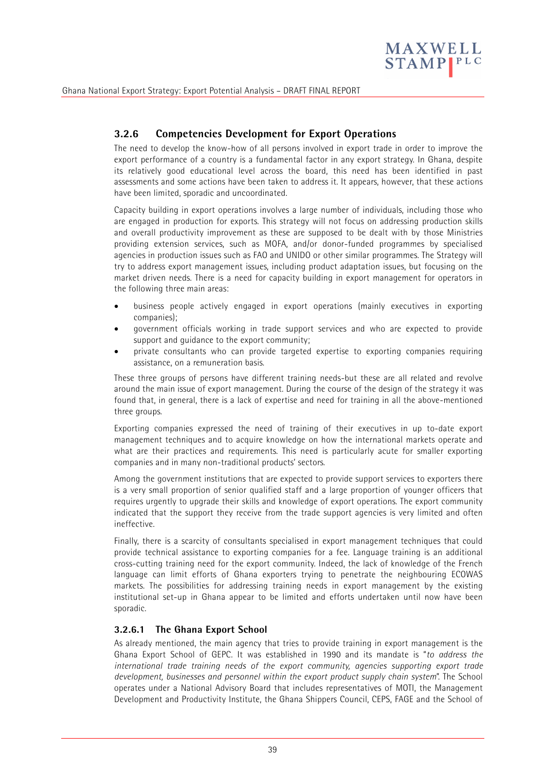### 3.2.6 Competencies Development for Export Operations

The need to develop the know-how of all persons involved in export trade in order to improve the export performance of a country is a fundamental factor in any export strategy. In Ghana, despite its relatively good educational level across the board, this need has been identified in past assessments and some actions have been taken to address it. It appears, however, that these actions have been limited, sporadic and uncoordinated.

Capacity building in export operations involves a large number of individuals, including those who are engaged in production for exports. This strategy will not focus on addressing production skills and overall productivity improvement as these are supposed to be dealt with by those Ministries providing extension services, such as MOFA, and/or donor-funded programmes by specialised agencies in production issues such as FAO and UNIDO or other similar programmes. The Strategy will try to address export management issues, including product adaptation issues, but focusing on the market driven needs. There is a need for capacity building in export management for operators in the following three main areas:

- business people actively engaged in export operations (mainly executives in exporting companies);
- government officials working in trade support services and who are expected to provide support and guidance to the export community;
- private consultants who can provide targeted expertise to exporting companies requiring assistance, on a remuneration basis.

These three groups of persons have different training needs-but these are all related and revolve around the main issue of export management. During the course of the design of the strategy it was found that, in general, there is a lack of expertise and need for training in all the above-mentioned three groups.

Exporting companies expressed the need of training of their executives in up to-date export management techniques and to acquire knowledge on how the international markets operate and what are their practices and requirements. This need is particularly acute for smaller exporting companies and in many non-traditional products' sectors.

Among the government institutions that are expected to provide support services to exporters there is a very small proportion of senior qualified staff and a large proportion of younger officers that requires urgently to upgrade their skills and knowledge of export operations. The export community indicated that the support they receive from the trade support agencies is very limited and often ineffective.

Finally, there is a scarcity of consultants specialised in export management techniques that could provide technical assistance to exporting companies for a fee. Language training is an additional cross-cutting training need for the export community. Indeed, the lack of knowledge of the French language can limit efforts of Ghana exporters trying to penetrate the neighbouring ECOWAS markets. The possibilities for addressing training needs in export management by the existing institutional set-up in Ghana appear to be limited and efforts undertaken until now have been sporadic.

#### 3.2.6.1 The Ghana Export School

As already mentioned, the main agency that tries to provide training in export management is the Ghana Export School of GEPC. It was established in 1990 and its mandate is "*to address the international trade training needs of the export community, agencies supporting export trade development, businesses and personnel within the export product supply chain system*". The School operates under a National Advisory Board that includes representatives of MOTI, the Management Development and Productivity Institute, the Ghana Shippers Council, CEPS, FAGE and the School of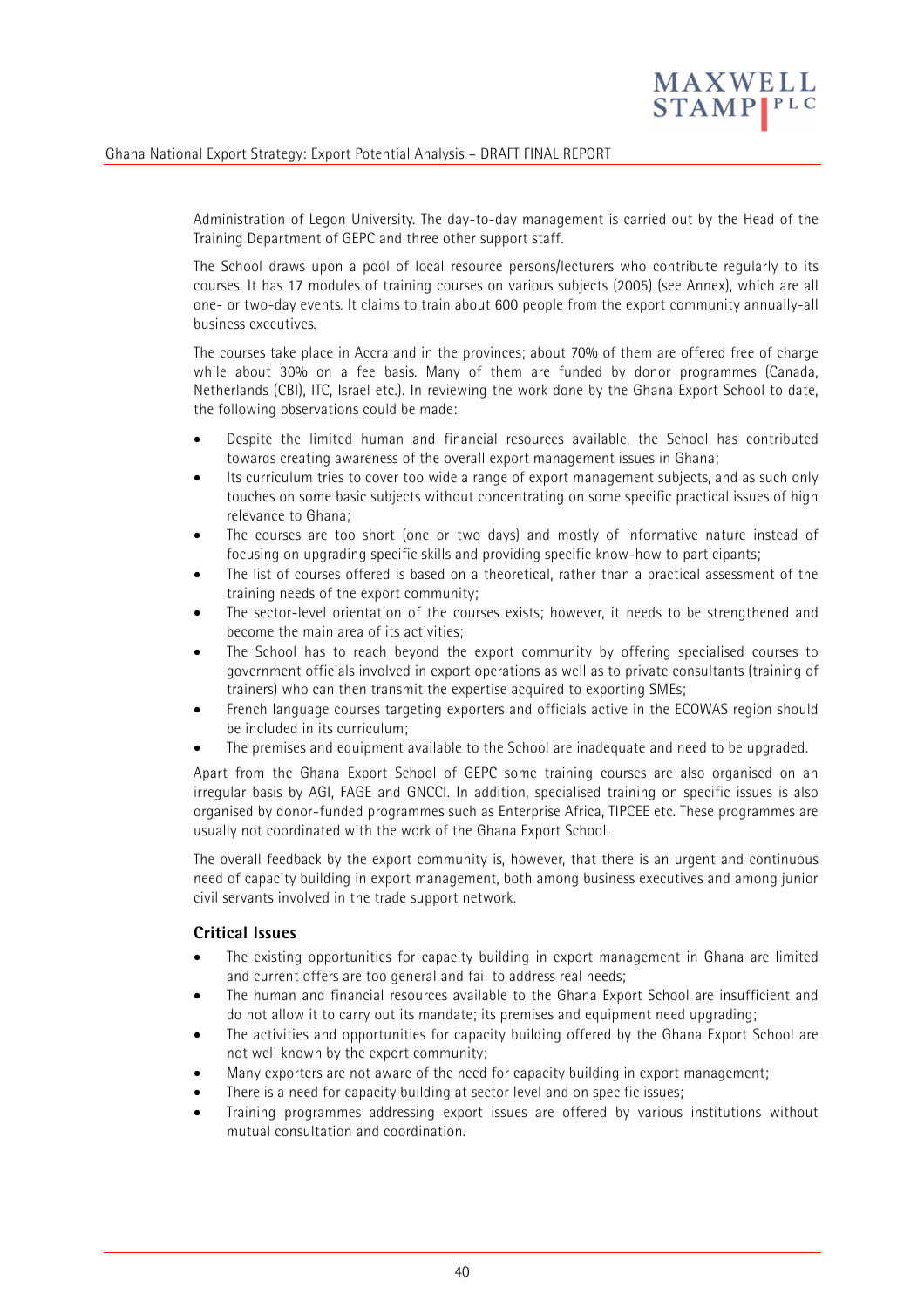Administration of Legon University. The day-to-day management is carried out by the Head of the Training Department of GEPC and three other support staff.

The School draws upon a pool of local resource persons/lecturers who contribute regularly to its courses. It has 17 modules of training courses on various subjects (2005) (see Annex), which are all one- or two-day events. It claims to train about 600 people from the export community annually-all business executives.

The courses take place in Accra and in the provinces; about 70% of them are offered free of charge while about 30% on a fee basis. Many of them are funded by donor programmes (Canada, Netherlands (CBI), ITC, Israel etc.). In reviewing the work done by the Ghana Export School to date, the following observations could be made:

- Despite the limited human and financial resources available, the School has contributed towards creating awareness of the overall export management issues in Ghana;
- Its curriculum tries to cover too wide a range of export management subjects, and as such only touches on some basic subjects without concentrating on some specific practical issues of high relevance to Ghana;
- The courses are too short (one or two days) and mostly of informative nature instead of focusing on upgrading specific skills and providing specific know-how to participants;
- The list of courses offered is based on a theoretical, rather than a practical assessment of the training needs of the export community;
- The sector-level orientation of the courses exists; however, it needs to be strengthened and become the main area of its activities;
- The School has to reach beyond the export community by offering specialised courses to government officials involved in export operations as well as to private consultants (training of trainers) who can then transmit the expertise acquired to exporting SMEs;
- French language courses targeting exporters and officials active in the ECOWAS region should be included in its curriculum;
- The premises and equipment available to the School are inadequate and need to be upgraded.

Apart from the Ghana Export School of GEPC some training courses are also organised on an irregular basis by AGI, FAGE and GNCCI. In addition, specialised training on specific issues is also organised by donor-funded programmes such as Enterprise Africa, TIPCEE etc. These programmes are usually not coordinated with the work of the Ghana Export School.

The overall feedback by the export community is, however, that there is an urgent and continuous need of capacity building in export management, both among business executives and among junior civil servants involved in the trade support network.

### Critical Issues

- The existing opportunities for capacity building in export management in Ghana are limited and current offers are too general and fail to address real needs;
- The human and financial resources available to the Ghana Export School are insufficient and do not allow it to carry out its mandate; its premises and equipment need upgrading;
- The activities and opportunities for capacity building offered by the Ghana Export School are not well known by the export community;
- Many exporters are not aware of the need for capacity building in export management;
- There is a need for capacity building at sector level and on specific issues;
- Training programmes addressing export issues are offered by various institutions without mutual consultation and coordination.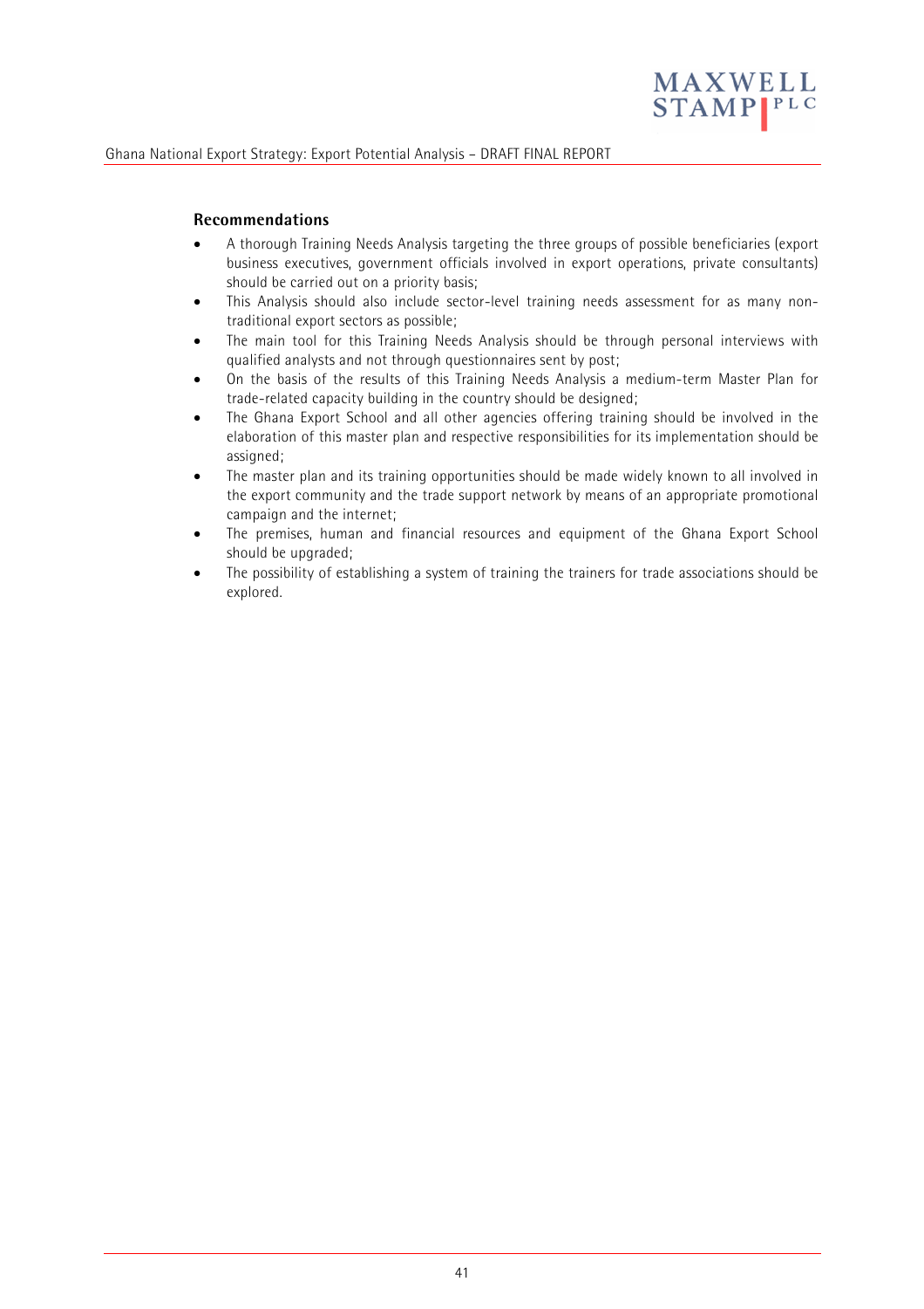### Recommendations

- A thorough Training Needs Analysis targeting the three groups of possible beneficiaries (export business executives, government officials involved in export operations, private consultants) should be carried out on a priority basis;
- This Analysis should also include sector-level training needs assessment for as many non-traditional export sectors as possible;
- The main tool for this Training Needs Analysis should be through personal interviews with qualified analysts and not through questionnaires sent by post;
- On the basis of the results of this Training Needs Analysis a medium-term Master Plan for trade-related capacity building in the country should be designed;
- The Ghana Export School and all other agencies offering training should be involved in the elaboration of this master plan and respective responsibilities for its implementation should be assigned;
- The master plan and its training opportunities should be made widely known to all involved in the export community and the trade support network by means of an appropriate promotional campaign and the internet;
- The premises, human and financial resources and equipment of the Ghana Export School should be upgraded;
- The possibility of establishing a system of training the trainers for trade associations should be explored.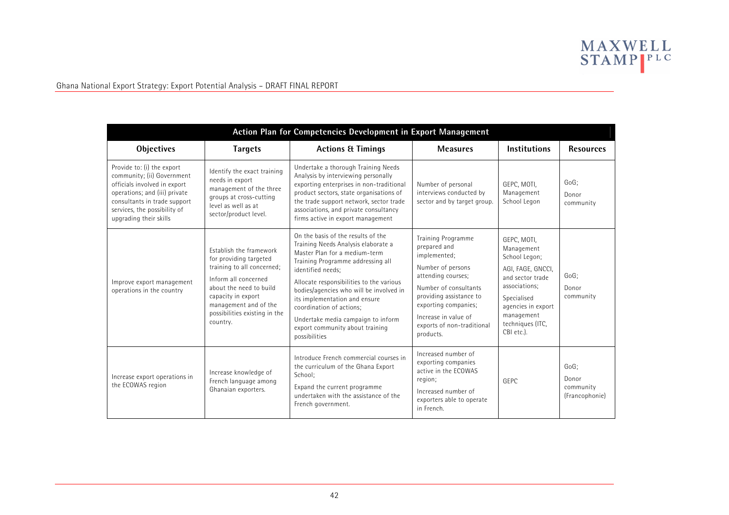| Action Plan for Competencies Development in Export Management | | | | | |
|---|---|---|---|---|---|
| **Objectives** | **Targets** | **Actions & Timings** | **Measures** | **Institutions** | **Resources** |
| Provide to: (i) the export community; (ii) Government officials involved in export operations; and (iii) private consultants in trade support services, the possibility of upgrading their skills | Identify the exact training needs in export management of the three groups at cross-cutting level as well as at sector/product level. | Undertake a thorough Training Needs Analysis by interviewing personally exporting enterprises in non-traditional product sectors, state organisations of the trade support network, sector trade associations, and private consultancy firms active in export management | Number of personal interviews conducted by sector and by target group. | GEPC, MOTI, Management School Legon | GoG;<br>Donor community |
| Improve export management operations in the country | Establish the framework for providing targeted training to all concerned;<br>Inform all concerned about the need to build capacity in export management and of the possibilities existing in the country. | On the basis of the results of the Training Needs Analysis elaborate a Master Plan for a medium-term Training Programme addressing all identified needs;<br>Allocate responsibilities to the various bodies/agencies who will be involved in its implementation and ensure coordination of actions;<br>Undertake media campaign to inform export community about training possibilities | Training Programme prepared and implemented;<br>Number of persons attending courses;<br>Number of consultants providing assistance to exporting companies;<br>Increase in value of exports of non-traditional products. | GEPC, MOTI, Management School Legon;<br>AGI, FAGE, GNCCI, and sector trade associations;<br>Specialised agencies in export management techniques (ITC, CBI etc.). | GoG;<br>Donor community |
| Increase export operations in the ECOWAS region | Increase knowledge of French language among Ghanaian exporters. | Introduce French commercial courses in the curriculum of the Ghana Export School;<br>Expand the current programme undertaken with the assistance of the French government. | Increased number of exporting companies active in the ECOWAS region;<br>Increased number of exporters able to operate in French. | GEPC | GoG;<br>Donor community (Francophonie) |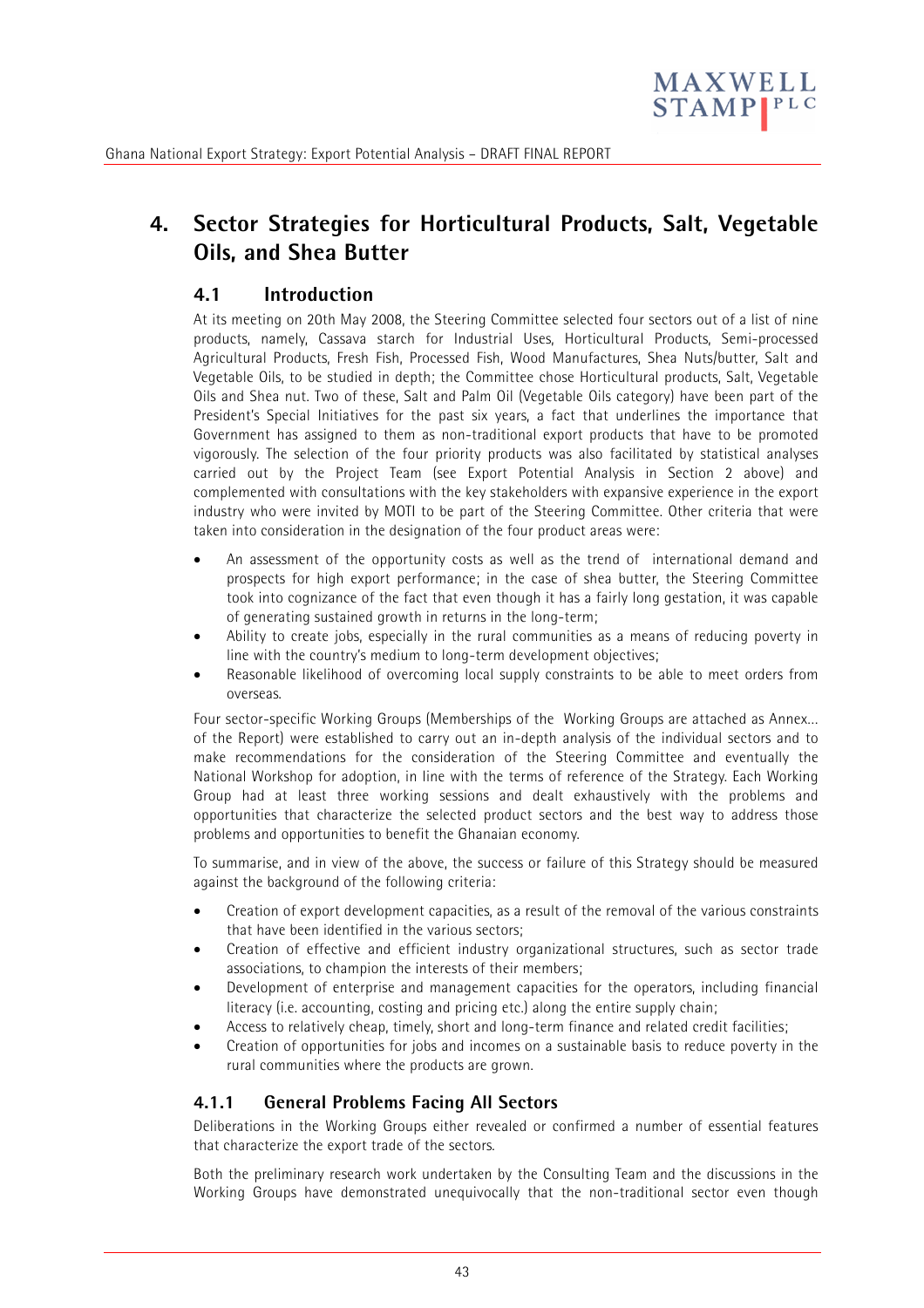# 4. Sector Strategies for Horticultural Products, Salt, Vegetable Oils, and Shea Butter

## 4.1 Introduction

At its meeting on 20th May 2008, the Steering Committee selected four sectors out of a list of nine products, namely, Cassava starch for Industrial Uses, Horticultural Products, Semi-processed Agricultural Products, Fresh Fish, Processed Fish, Wood Manufactures, Shea Nuts/butter, Salt and Vegetable Oils, to be studied in depth; the Committee chose Horticultural products, Salt, Vegetable Oils and Shea nut. Two of these, Salt and Palm Oil (Vegetable Oils category) have been part of the President's Special Initiatives for the past six years, a fact that underlines the importance that Government has assigned to them as non-traditional export products that have to be promoted vigorously. The selection of the four priority products was also facilitated by statistical analyses carried out by the Project Team (see Export Potential Analysis in Section 2 above) and complemented with consultations with the key stakeholders with expansive experience in the export industry who were invited by MOTI to be part of the Steering Committee. Other criteria that were taken into consideration in the designation of the four product areas were:

- An assessment of the opportunity costs as well as the trend of international demand and prospects for high export performance; in the case of shea butter, the Steering Committee took into cognizance of the fact that even though it has a fairly long gestation, it was capable of generating sustained growth in returns in the long-term;
- Ability to create jobs, especially in the rural communities as a means of reducing poverty in line with the country's medium to long-term development objectives;
- Reasonable likelihood of overcoming local supply constraints to be able to meet orders from overseas.

Four sector-specific Working Groups (Memberships of the Working Groups are attached as Annex... of the Report) were established to carry out an in-depth analysis of the individual sectors and to make recommendations for the consideration of the Steering Committee and eventually the National Workshop for adoption, in line with the terms of reference of the Strategy. Each Working Group had at least three working sessions and dealt exhaustively with the problems and opportunities that characterize the selected product sectors and the best way to address those problems and opportunities to benefit the Ghanaian economy.

To summarise, and in view of the above, the success or failure of this Strategy should be measured against the background of the following criteria:

- Creation of export development capacities, as a result of the removal of the various constraints that have been identified in the various sectors;
- Creation of effective and efficient industry organizational structures, such as sector trade associations, to champion the interests of their members;
- Development of enterprise and management capacities for the operators, including financial literacy (i.e. accounting, costing and pricing etc.) along the entire supply chain;
- Access to relatively cheap, timely, short and long-term finance and related credit facilities;
- Creation of opportunities for jobs and incomes on a sustainable basis to reduce poverty in the rural communities where the products are grown.

### 4.1.1 General Problems Facing All Sectors

Deliberations in the Working Groups either revealed or confirmed a number of essential features that characterize the export trade of the sectors.

Both the preliminary research work undertaken by the Consulting Team and the discussions in the Working Groups have demonstrated unequivocally that the non-traditional sector even though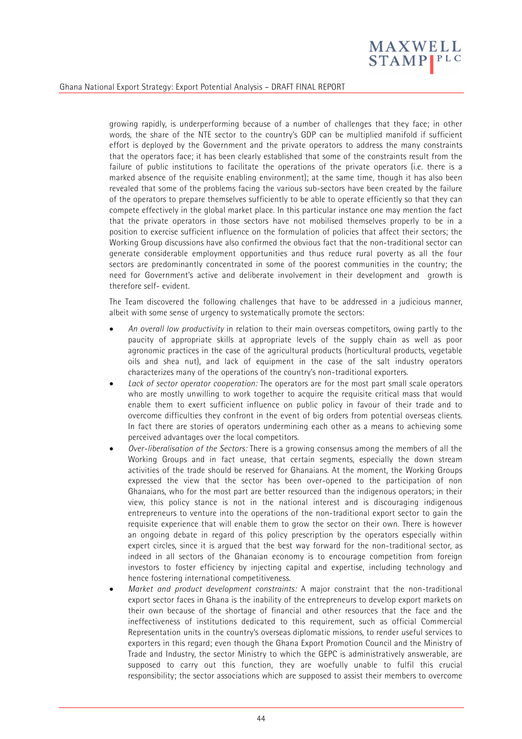growing rapidly, is underperforming because of a number of challenges that they face; in other words, the share of the NTE sector to the country's GDP can be multiplied manifold if sufficient effort is deployed by the Government and the private operators to address the many constraints that the operators face; it has been clearly established that some of the constraints result from the failure of public institutions to facilitate the operations of the private operators (i.e. there is a marked absence of the requisite enabling environment); at the same time, though it has also been revealed that some of the problems facing the various sub-sectors have been created by the failure of the operators to prepare themselves sufficiently to be able to operate efficiently so that they can compete effectively in the global market place. In this particular instance one may mention the fact that the private operators in those sectors have not mobilised themselves properly to be in a position to exercise sufficient influence on the formulation of policies that affect their sectors; the Working Group discussions have also confirmed the obvious fact that the non-traditional sector can generate considerable employment opportunities and thus reduce rural poverty as all the four sectors are predominantly concentrated in some of the poorest communities in the country; the need for Government's active and deliberate involvement in their development and growth is therefore self- evident.

The Team discovered the following challenges that have to be addressed in a judicious manner, albeit with some sense of urgency to systematically promote the sectors:

- *An overall low productivity* in relation to their main overseas competitors, owing partly to the paucity of appropriate skills at appropriate levels of the supply chain as well as poor agronomic practices in the case of the agricultural products (horticultural products, vegetable oils and shea nut), and lack of equipment in the case of the salt industry operators characterizes many of the operations of the country's non-traditional exporters.
- *Lack of sector operator cooperation:* The operators are for the most part small scale operators who are mostly unwilling to work together to acquire the requisite critical mass that would enable them to exert sufficient influence on public policy in favour of their trade and to overcome difficulties they confront in the event of big orders from potential overseas clients. In fact there are stories of operators undermining each other as a means to achieving some perceived advantages over the local competitors.
- *Over-liberalisation of the Sectors:* There is a growing consensus among the members of all the Working Groups and in fact unease, that certain segments, especially the down stream activities of the trade should be reserved for Ghanaians. At the moment, the Working Groups expressed the view that the sector has been over-opened to the participation of non Ghanaians, who for the most part are better resourced than the indigenous operators; in their view, this policy stance is not in the national interest and is discouraging indigenous entrepreneurs to venture into the operations of the non-traditional export sector to gain the requisite experience that will enable them to grow the sector on their own. There is however an ongoing debate in regard of this policy prescription by the operators especially within expert circles, since it is argued that the best way forward for the non-traditional sector, as indeed in all sectors of the Ghanaian economy is to encourage competition from foreign investors to foster efficiency by injecting capital and expertise, including technology and hence fostering international competitiveness.
- *Market and product development constraints:* A major constraint that the non-traditional export sector faces in Ghana is the inability of the entrepreneurs to develop export markets on their own because of the shortage of financial and other resources that the face and the ineffectiveness of institutions dedicated to this requirement, such as official Commercial Representation units in the country's overseas diplomatic missions, to render useful services to exporters in this regard; even though the Ghana Export Promotion Council and the Ministry of Trade and Industry, the sector Ministry to which the GEPC is administratively answerable, are supposed to carry out this function, they are woefully unable to fulfil this crucial responsibility; the sector associations which are supposed to assist their members to overcome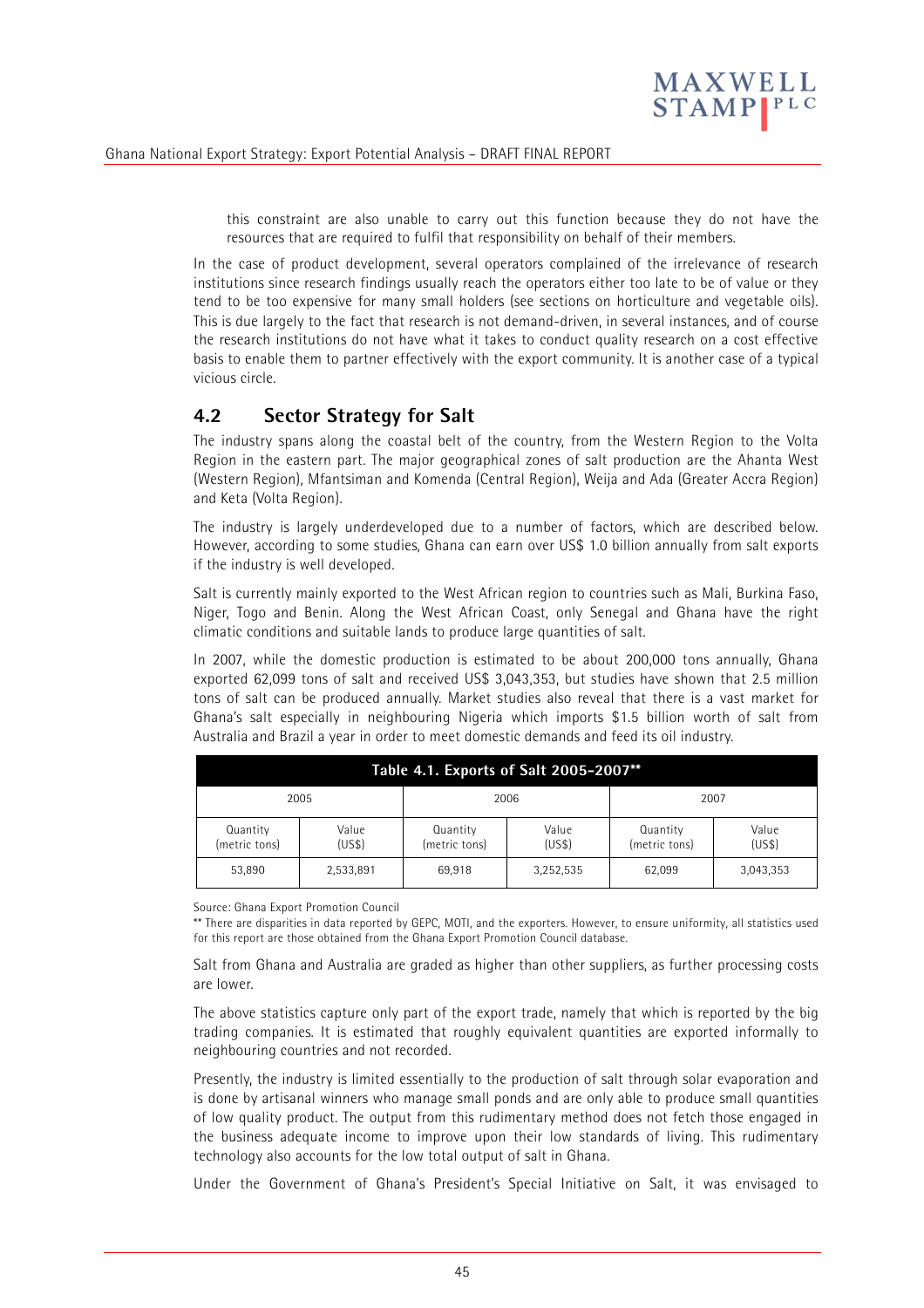this constraint are also unable to carry out this function because they do not have the resources that are required to fulfil that responsibility on behalf of their members.

In the case of product development, several operators complained of the irrelevance of research institutions since research findings usually reach the operators either too late to be of value or they tend to be too expensive for many small holders (see sections on horticulture and vegetable oils). This is due largely to the fact that research is not demand-driven, in several instances, and of course the research institutions do not have what it takes to conduct quality research on a cost effective basis to enable them to partner effectively with the export community. It is another case of a typical vicious circle.

## 4.2 Sector Strategy for Salt

The industry spans along the coastal belt of the country, from the Western Region to the Volta Region in the eastern part. The major geographical zones of salt production are the Ahanta West (Western Region), Mfantsiman and Komenda (Central Region), Weija and Ada (Greater Accra Region) and Keta (Volta Region).

The industry is largely underdeveloped due to a number of factors, which are described below. However, according to some studies, Ghana can earn over US$ 1.0 billion annually from salt exports if the industry is well developed.

Salt is currently mainly exported to the West African region to countries such as Mali, Burkina Faso, Niger, Togo and Benin. Along the West African Coast, only Senegal and Ghana have the right climatic conditions and suitable lands to produce large quantities of salt.

In 2007, while the domestic production is estimated to be about 200,000 tons annually, Ghana exported 62,099 tons of salt and received US$ 3,043,353, but studies have shown that 2.5 million tons of salt can be produced annually. Market studies also reveal that there is a vast market for Ghana's salt especially in neighbouring Nigeria which imports $1.5 billion worth of salt from Australia and Brazil a year in order to meet domestic demands and feed its oil industry.

**Table 4.1. Exports of Salt 2005-2007****

| 2005 | | 2006 | | 2007 | |
|---|---|---|---|---|---|
| Quantity (metric tons) | Value (US$) | Quantity (metric tons) | Value (US$) | Quantity (metric tons) | Value (US$) |
| 53,890 | 2,533,891 | 69,918 | 3,252,535 | 62,099 | 3,043,353 |

Source: Ghana Export Promotion Council

** There are disparities in data reported by GEPC, MOTI, and the exporters. However, to ensure uniformity, all statistics used for this report are those obtained from the Ghana Export Promotion Council database.

Salt from Ghana and Australia are graded as higher than other suppliers, as further processing costs are lower.

The above statistics capture only part of the export trade, namely that which is reported by the big trading companies. It is estimated that roughly equivalent quantities are exported informally to neighbouring countries and not recorded.

Presently, the industry is limited essentially to the production of salt through solar evaporation and is done by artisanal winners who manage small ponds and are only able to produce small quantities of low quality product. The output from this rudimentary method does not fetch those engaged in the business adequate income to improve upon their low standards of living. This rudimentary technology also accounts for the low total output of salt in Ghana.

Under the Government of Ghana's President's Special Initiative on Salt, it was envisaged to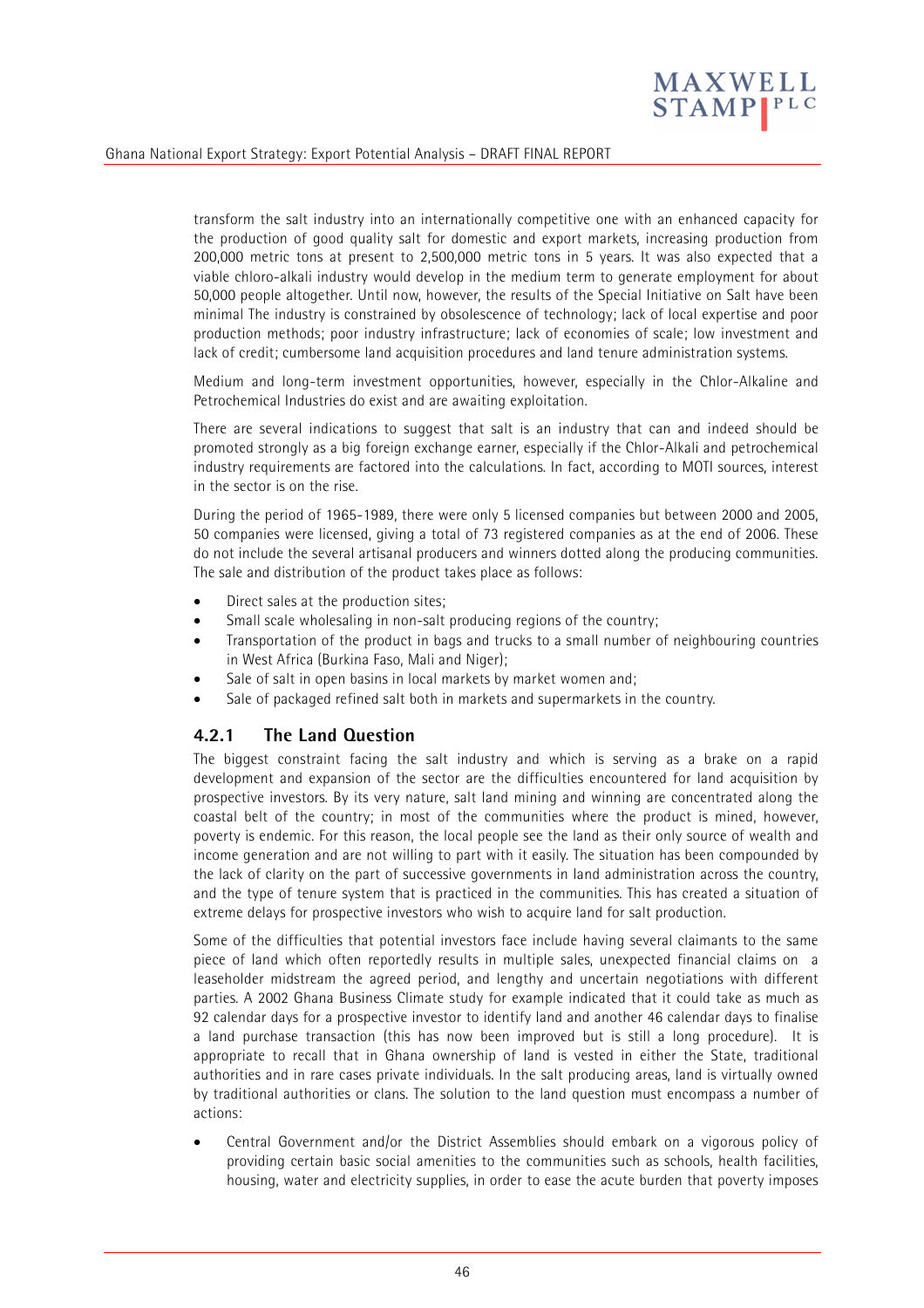transform the salt industry into an internationally competitive one with an enhanced capacity for the production of good quality salt for domestic and export markets, increasing production from 200,000 metric tons at present to 2,500,000 metric tons in 5 years. It was also expected that a viable chloro-alkali industry would develop in the medium term to generate employment for about 50,000 people altogether. Until now, however, the results of the Special Initiative on Salt have been minimal The industry is constrained by obsolescence of technology; lack of local expertise and poor production methods; poor industry infrastructure; lack of economies of scale; low investment and lack of credit; cumbersome land acquisition procedures and land tenure administration systems.

Medium and long-term investment opportunities, however, especially in the Chlor-Alkaline and Petrochemical Industries do exist and are awaiting exploitation.

There are several indications to suggest that salt is an industry that can and indeed should be promoted strongly as a big foreign exchange earner, especially if the Chlor-Alkali and petrochemical industry requirements are factored into the calculations. In fact, according to MOTI sources, interest in the sector is on the rise.

During the period of 1965-1989, there were only 5 licensed companies but between 2000 and 2005, 50 companies were licensed, giving a total of 73 registered companies as at the end of 2006. These do not include the several artisanal producers and winners dotted along the producing communities. The sale and distribution of the product takes place as follows:

- Direct sales at the production sites;
- Small scale wholesaling in non-salt producing regions of the country;
- Transportation of the product in bags and trucks to a small number of neighbouring countries in West Africa (Burkina Faso, Mali and Niger);
- Sale of salt in open basins in local markets by market women and;
- Sale of packaged refined salt both in markets and supermarkets in the country.

### 4.2.1 The Land Question

The biggest constraint facing the salt industry and which is serving as a brake on a rapid development and expansion of the sector are the difficulties encountered for land acquisition by prospective investors. By its very nature, salt land mining and winning are concentrated along the coastal belt of the country; in most of the communities where the product is mined, however, poverty is endemic. For this reason, the local people see the land as their only source of wealth and income generation and are not willing to part with it easily. The situation has been compounded by the lack of clarity on the part of successive governments in land administration across the country, and the type of tenure system that is practiced in the communities. This has created a situation of extreme delays for prospective investors who wish to acquire land for salt production.

Some of the difficulties that potential investors face include having several claimants to the same piece of land which often reportedly results in multiple sales, unexpected financial claims on a leaseholder midstream the agreed period, and lengthy and uncertain negotiations with different parties. A 2002 Ghana Business Climate study for example indicated that it could take as much as 92 calendar days for a prospective investor to identify land and another 46 calendar days to finalise a land purchase transaction (this has now been improved but is still a long procedure). It is appropriate to recall that in Ghana ownership of land is vested in either the State, traditional authorities and in rare cases private individuals. In the salt producing areas, land is virtually owned by traditional authorities or clans. The solution to the land question must encompass a number of actions:

- Central Government and/or the District Assemblies should embark on a vigorous policy of providing certain basic social amenities to the communities such as schools, health facilities, housing, water and electricity supplies, in order to ease the acute burden that poverty imposes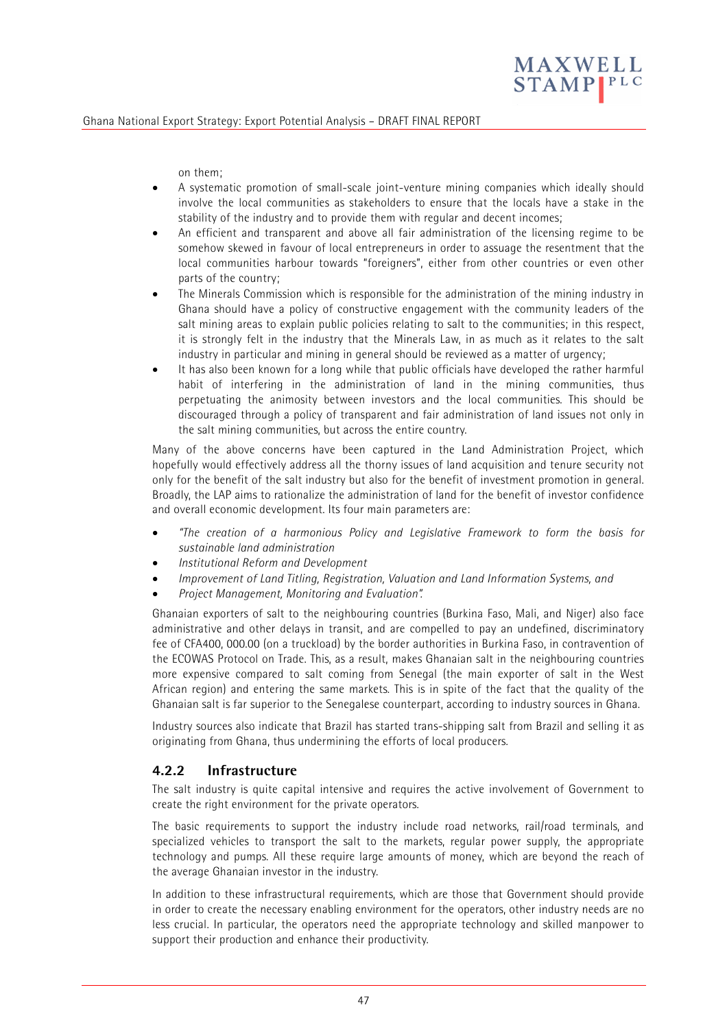on them;

- A systematic promotion of small-scale joint-venture mining companies which ideally should involve the local communities as stakeholders to ensure that the locals have a stake in the stability of the industry and to provide them with regular and decent incomes;
- An efficient and transparent and above all fair administration of the licensing regime to be somehow skewed in favour of local entrepreneurs in order to assuage the resentment that the local communities harbour towards "foreigners", either from other countries or even other parts of the country;
- The Minerals Commission which is responsible for the administration of the mining industry in Ghana should have a policy of constructive engagement with the community leaders of the salt mining areas to explain public policies relating to salt to the communities; in this respect, it is strongly felt in the industry that the Minerals Law, in as much as it relates to the salt industry in particular and mining in general should be reviewed as a matter of urgency;
- It has also been known for a long while that public officials have developed the rather harmful habit of interfering in the administration of land in the mining communities, thus perpetuating the animosity between investors and the local communities. This should be discouraged through a policy of transparent and fair administration of land issues not only in the salt mining communities, but across the entire country.

Many of the above concerns have been captured in the Land Administration Project, which hopefully would effectively address all the thorny issues of land acquisition and tenure security not only for the benefit of the salt industry but also for the benefit of investment promotion in general. Broadly, the LAP aims to rationalize the administration of land for the benefit of investor confidence and overall economic development. Its four main parameters are:

- *"The creation of a harmonious Policy and Legislative Framework to form the basis for sustainable land administration*
- *Institutional Reform and Development*
- *Improvement of Land Titling, Registration, Valuation and Land Information Systems, and*
- *Project Management, Monitoring and Evaluation".*

Ghanaian exporters of salt to the neighbouring countries (Burkina Faso, Mali, and Niger) also face administrative and other delays in transit, and are compelled to pay an undefined, discriminatory fee of CFA400, 000.00 (on a truckload) by the border authorities in Burkina Faso, in contravention of the ECOWAS Protocol on Trade. This, as a result, makes Ghanaian salt in the neighbouring countries more expensive compared to salt coming from Senegal (the main exporter of salt in the West African region) and entering the same markets. This is in spite of the fact that the quality of the Ghanaian salt is far superior to the Senegalese counterpart, according to industry sources in Ghana.

Industry sources also indicate that Brazil has started trans-shipping salt from Brazil and selling it as originating from Ghana, thus undermining the efforts of local producers.

### 4.2.2 Infrastructure

The salt industry is quite capital intensive and requires the active involvement of Government to create the right environment for the private operators.

The basic requirements to support the industry include road networks, rail/road terminals, and specialized vehicles to transport the salt to the markets, regular power supply, the appropriate technology and pumps. All these require large amounts of money, which are beyond the reach of the average Ghanaian investor in the industry.

In addition to these infrastructural requirements, which are those that Government should provide in order to create the necessary enabling environment for the operators, other industry needs are no less crucial. In particular, the operators need the appropriate technology and skilled manpower to support their production and enhance their productivity.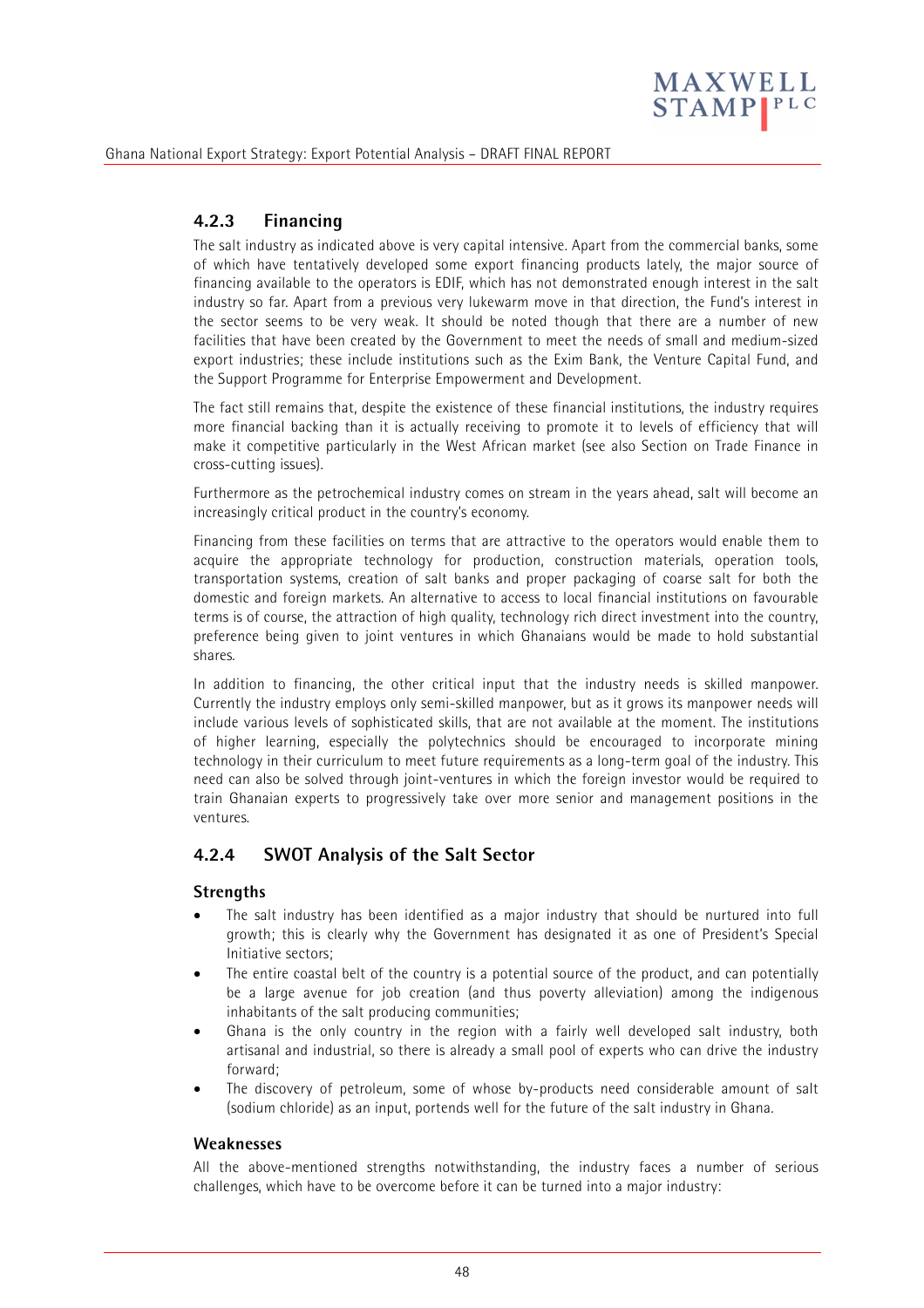### 4.2.3 Financing

The salt industry as indicated above is very capital intensive. Apart from the commercial banks, some of which have tentatively developed some export financing products lately, the major source of financing available to the operators is EDIF, which has not demonstrated enough interest in the salt industry so far. Apart from a previous very lukewarm move in that direction, the Fund's interest in the sector seems to be very weak. It should be noted though that there are a number of new facilities that have been created by the Government to meet the needs of small and medium-sized export industries; these include institutions such as the Exim Bank, the Venture Capital Fund, and the Support Programme for Enterprise Empowerment and Development.

The fact still remains that, despite the existence of these financial institutions, the industry requires more financial backing than it is actually receiving to promote it to levels of efficiency that will make it competitive particularly in the West African market (see also Section on Trade Finance in cross-cutting issues).

Furthermore as the petrochemical industry comes on stream in the years ahead, salt will become an increasingly critical product in the country's economy.

Financing from these facilities on terms that are attractive to the operators would enable them to acquire the appropriate technology for production, construction materials, operation tools, transportation systems, creation of salt banks and proper packaging of coarse salt for both the domestic and foreign markets. An alternative to access to local financial institutions on favourable terms is of course, the attraction of high quality, technology rich direct investment into the country, preference being given to joint ventures in which Ghanaians would be made to hold substantial shares.

In addition to financing, the other critical input that the industry needs is skilled manpower. Currently the industry employs only semi-skilled manpower, but as it grows its manpower needs will include various levels of sophisticated skills, that are not available at the moment. The institutions of higher learning, especially the polytechnics should be encouraged to incorporate mining technology in their curriculum to meet future requirements as a long-term goal of the industry. This need can also be solved through joint-ventures in which the foreign investor would be required to train Ghanaian experts to progressively take over more senior and management positions in the ventures.

### 4.2.4 SWOT Analysis of the Salt Sector

#### Strengths

- The salt industry has been identified as a major industry that should be nurtured into full growth; this is clearly why the Government has designated it as one of President's Special Initiative sectors;
- The entire coastal belt of the country is a potential source of the product, and can potentially be a large avenue for job creation (and thus poverty alleviation) among the indigenous inhabitants of the salt producing communities;
- Ghana is the only country in the region with a fairly well developed salt industry, both artisanal and industrial, so there is already a small pool of experts who can drive the industry forward;
- The discovery of petroleum, some of whose by-products need considerable amount of salt (sodium chloride) as an input, portends well for the future of the salt industry in Ghana.

#### Weaknesses

All the above-mentioned strengths notwithstanding, the industry faces a number of serious challenges, which have to be overcome before it can be turned into a major industry: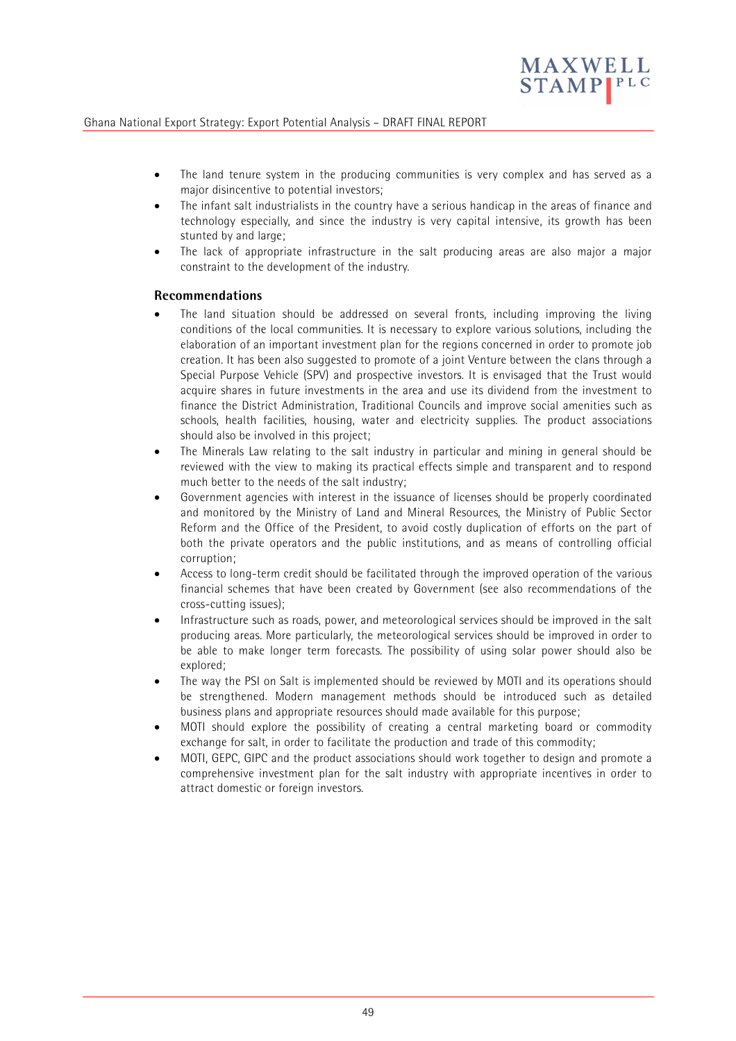- The land tenure system in the producing communities is very complex and has served as a major disincentive to potential investors;
- The infant salt industrialists in the country have a serious handicap in the areas of finance and technology especially, and since the industry is very capital intensive, its growth has been stunted by and large;
- The lack of appropriate infrastructure in the salt producing areas are also major a major constraint to the development of the industry.

**Recommendations**

- The land situation should be addressed on several fronts, including improving the living conditions of the local communities. It is necessary to explore various solutions, including the elaboration of an important investment plan for the regions concerned in order to promote job creation. It has been also suggested to promote of a joint Venture between the clans through a Special Purpose Vehicle (SPV) and prospective investors. It is envisaged that the Trust would acquire shares in future investments in the area and use its dividend from the investment to finance the District Administration, Traditional Councils and improve social amenities such as schools, health facilities, housing, water and electricity supplies. The product associations should also be involved in this project;
- The Minerals Law relating to the salt industry in particular and mining in general should be reviewed with the view to making its practical effects simple and transparent and to respond much better to the needs of the salt industry;
- Government agencies with interest in the issuance of licenses should be properly coordinated and monitored by the Ministry of Land and Mineral Resources, the Ministry of Public Sector Reform and the Office of the President, to avoid costly duplication of efforts on the part of both the private operators and the public institutions, and as means of controlling official corruption;
- Access to long-term credit should be facilitated through the improved operation of the various financial schemes that have been created by Government (see also recommendations of the cross-cutting issues);
- Infrastructure such as roads, power, and meteorological services should be improved in the salt producing areas. More particularly, the meteorological services should be improved in order to be able to make longer term forecasts. The possibility of using solar power should also be explored;
- The way the PSI on Salt is implemented should be reviewed by MOTI and its operations should be strengthened. Modern management methods should be introduced such as detailed business plans and appropriate resources should made available for this purpose;
- MOTI should explore the possibility of creating a central marketing board or commodity exchange for salt, in order to facilitate the production and trade of this commodity;
- MOTI, GEPC, GIPC and the product associations should work together to design and promote a comprehensive investment plan for the salt industry with appropriate incentives in order to attract domestic or foreign investors.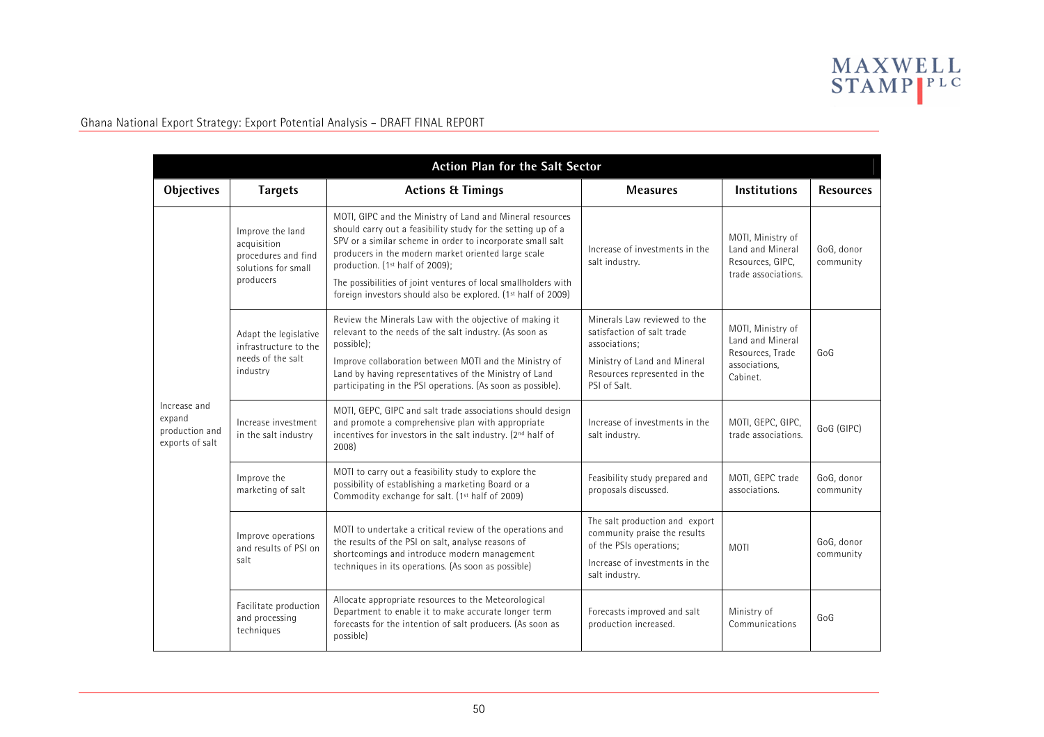| Action Plan for the Salt Sector | | | | | |
|---|---|---|---|---|---|
| **Objectives** | **Targets** | **Actions & Timings** | **Measures** | **Institutions** | **Resources** |
| Increase and expand production and exports of salt | Improve the land acquisition procedures and find solutions for small producers | MOTI, GIPC and the Ministry of Land and Mineral resources should carry out a feasibility study for the setting up of a SPV or a similar scheme in order to incorporate small salt producers in the modern market oriented large scale production. (1st half of 2009);<br>The possibilities of joint ventures of local smallholders with foreign investors should also be explored. (1st half of 2009) | Increase of investments in the salt industry. | MOTI, Ministry of Land and Mineral Resources, GIPC, trade associations. | GoG, donor community |
| | Adapt the legislative infrastructure to the needs of the salt industry | Review the Minerals Law with the objective of making it relevant to the needs of the salt industry. (As soon as possible);<br>Improve collaboration between MOTI and the Ministry of Land by having representatives of the Ministry of Land participating in the PSI operations. (As soon as possible). | Minerals Law reviewed to the satisfaction of salt trade associations;<br>Ministry of Land and Mineral Resources represented in the PSI of Salt. | MOTI, Ministry of Land and Mineral Resources, Trade associations, Cabinet. | GoG |
| | Increase investment in the salt industry | MOTI, GEPC, GIPC and salt trade associations should design and promote a comprehensive plan with appropriate incentives for investors in the salt industry. (2nd half of 2008) | Increase of investments in the salt industry. | MOTI, GEPC, GIPC, trade associations. | GoG (GIPC) |
| | Improve the marketing of salt | MOTI to carry out a feasibility study to explore the possibility of establishing a marketing Board or a Commodity exchange for salt. (1st half of 2009) | Feasibility study prepared and proposals discussed. | MOTI, GEPC trade associations. | GoG, donor community |
| | Improve operations and results of PSI on salt | MOTI to undertake a critical review of the operations and the results of the PSI on salt, analyse reasons of shortcomings and introduce modern management techniques in its operations. (As soon as possible) | The salt production and export community praise the results of the PSIs operations;<br>Increase of investments in the salt industry. | MOTI | GoG, donor community |
| | Facilitate production and processing techniques | Allocate appropriate resources to the Meteorological Department to enable it to make accurate longer term forecasts for the intention of salt producers. (As soon as possible) | Forecasts improved and salt production increased. | Ministry of Communications | GoG |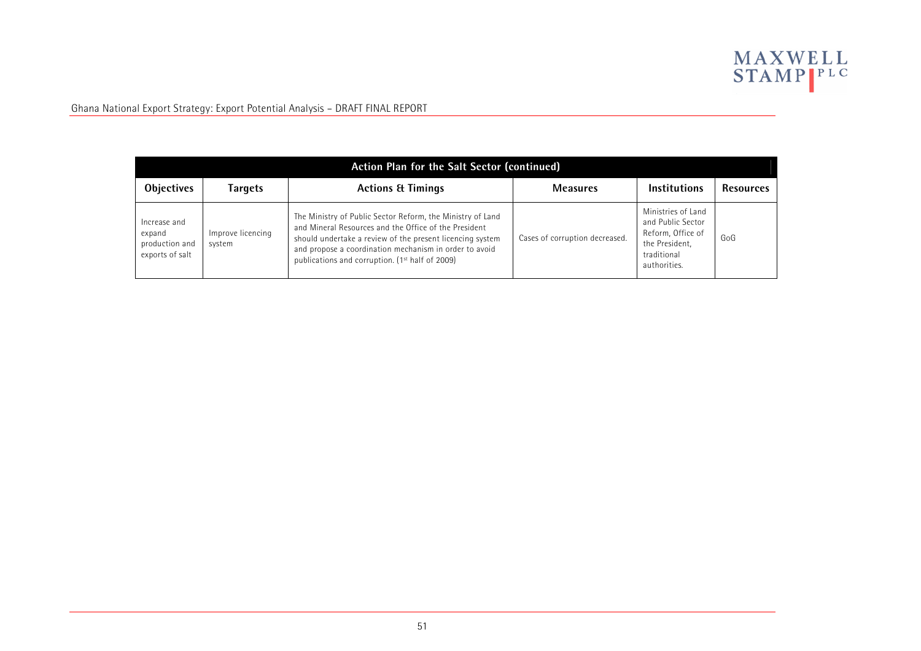| Action Plan for the Salt Sector (continued) | | | | | |
|---|---|---|---|---|---|
| **Objectives** | **Targets** | **Actions & Timings** | **Measures** | **Institutions** | **Resources** |
| Increase and expand production and exports of salt | Improve licencing system | The Ministry of Public Sector Reform, the Ministry of Land and Mineral Resources and the Office of the President should undertake a review of the present licencing system and propose a coordination mechanism in order to avoid publications and corruption. (1st half of 2009) | Cases of corruption decreased. | Ministries of Land and Public Sector Reform, Office of the President, traditional authorities. | GoG |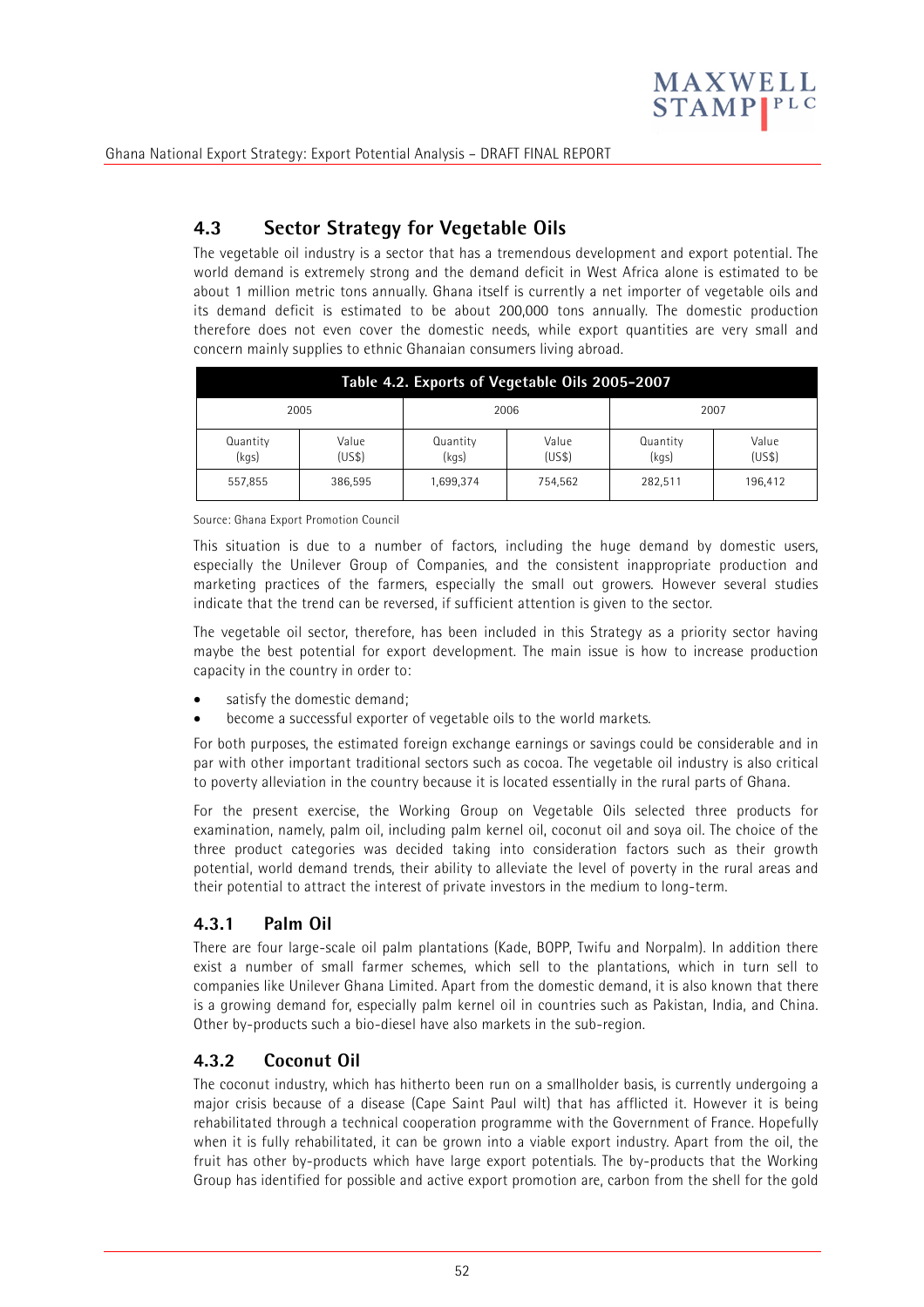## 4.3 Sector Strategy for Vegetable Oils

The vegetable oil industry is a sector that has a tremendous development and export potential. The world demand is extremely strong and the demand deficit in West Africa alone is estimated to be about 1 million metric tons annually. Ghana itself is currently a net importer of vegetable oils and its demand deficit is estimated to be about 200,000 tons annually. The domestic production therefore does not even cover the domestic needs, while export quantities are very small and concern mainly supplies to ethnic Ghanaian consumers living abroad.

**Table 4.2. Exports of Vegetable Oils 2005-2007**

| 2005 | | 2006 | | 2007 | |
|---|---|---|---|---|---|
| Quantity (kgs) | Value (US$) | Quantity (kgs) | Value (US$) | Quantity (kgs) | Value (US$) |
| 557,855 | 386,595 | 1,699,374 | 754,562 | 282,511 | 196,412 |

Source: Ghana Export Promotion Council

This situation is due to a number of factors, including the huge demand by domestic users, especially the Unilever Group of Companies, and the consistent inappropriate production and marketing practices of the farmers, especially the small out growers. However several studies indicate that the trend can be reversed, if sufficient attention is given to the sector.

The vegetable oil sector, therefore, has been included in this Strategy as a priority sector having maybe the best potential for export development. The main issue is how to increase production capacity in the country in order to:

- satisfy the domestic demand;
- become a successful exporter of vegetable oils to the world markets.

For both purposes, the estimated foreign exchange earnings or savings could be considerable and in par with other important traditional sectors such as cocoa. The vegetable oil industry is also critical to poverty alleviation in the country because it is located essentially in the rural parts of Ghana.

For the present exercise, the Working Group on Vegetable Oils selected three products for examination, namely, palm oil, including palm kernel oil, coconut oil and soya oil. The choice of the three product categories was decided taking into consideration factors such as their growth potential, world demand trends, their ability to alleviate the level of poverty in the rural areas and their potential to attract the interest of private investors in the medium to long-term.

### 4.3.1 Palm Oil

There are four large-scale oil palm plantations (Kade, BOPP, Twifu and Norpalm). In addition there exist a number of small farmer schemes, which sell to the plantations, which in turn sell to companies like Unilever Ghana Limited. Apart from the domestic demand, it is also known that there is a growing demand for, especially palm kernel oil in countries such as Pakistan, India, and China. Other by-products such a bio-diesel have also markets in the sub-region.

### 4.3.2 Coconut Oil

The coconut industry, which has hitherto been run on a smallholder basis, is currently undergoing a major crisis because of a disease (Cape Saint Paul wilt) that has afflicted it. However it is being rehabilitated through a technical cooperation programme with the Government of France. Hopefully when it is fully rehabilitated, it can be grown into a viable export industry. Apart from the oil, the fruit has other by-products which have large export potentials. The by-products that the Working Group has identified for possible and active export promotion are, carbon from the shell for the gold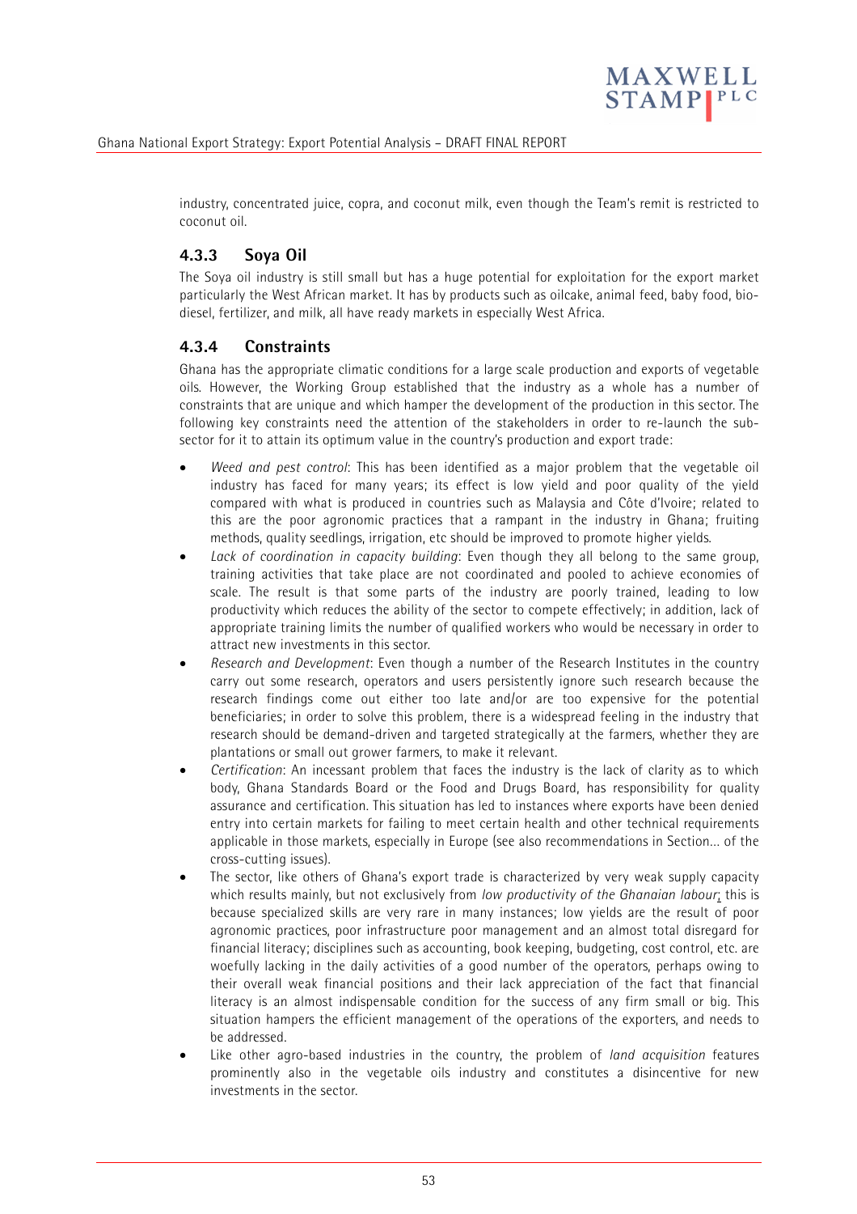industry, concentrated juice, copra, and coconut milk, even though the Team's remit is restricted to coconut oil.

### 4.3.3 Soya Oil

The Soya oil industry is still small but has a huge potential for exploitation for the export market particularly the West African market. It has by products such as oilcake, animal feed, baby food, bio-diesel, fertilizer, and milk, all have ready markets in especially West Africa.

### 4.3.4 Constraints

Ghana has the appropriate climatic conditions for a large scale production and exports of vegetable oils. However, the Working Group established that the industry as a whole has a number of constraints that are unique and which hamper the development of the production in this sector. The following key constraints need the attention of the stakeholders in order to re-launch the sub-sector for it to attain its optimum value in the country's production and export trade:

- *Weed and pest control*: This has been identified as a major problem that the vegetable oil industry has faced for many years; its effect is low yield and poor quality of the yield compared with what is produced in countries such as Malaysia and Côte d'Ivoire; related to this are the poor agronomic practices that a rampant in the industry in Ghana; fruiting methods, quality seedlings, irrigation, etc should be improved to promote higher yields.
- *Lack of coordination in capacity building*: Even though they all belong to the same group, training activities that take place are not coordinated and pooled to achieve economies of scale. The result is that some parts of the industry are poorly trained, leading to low productivity which reduces the ability of the sector to compete effectively; in addition, lack of appropriate training limits the number of qualified workers who would be necessary in order to attract new investments in this sector.
- *Research and Development*: Even though a number of the Research Institutes in the country carry out some research, operators and users persistently ignore such research because the research findings come out either too late and/or are too expensive for the potential beneficiaries; in order to solve this problem, there is a widespread feeling in the industry that research should be demand-driven and targeted strategically at the farmers, whether they are plantations or small out grower farmers, to make it relevant.
- *Certification*: An incessant problem that faces the industry is the lack of clarity as to which body, Ghana Standards Board or the Food and Drugs Board, has responsibility for quality assurance and certification. This situation has led to instances where exports have been denied entry into certain markets for failing to meet certain health and other technical requirements applicable in those markets, especially in Europe (see also recommendations in Section… of the cross-cutting issues).
- The sector, like others of Ghana's export trade is characterized by very weak supply capacity which results mainly, but not exclusively from *low productivity of the Ghanaian labour*; this is because specialized skills are very rare in many instances; low yields are the result of poor agronomic practices, poor infrastructure poor management and an almost total disregard for financial literacy; disciplines such as accounting, book keeping, budgeting, cost control, etc. are woefully lacking in the daily activities of a good number of the operators, perhaps owing to their overall weak financial positions and their lack appreciation of the fact that financial literacy is an almost indispensable condition for the success of any firm small or big. This situation hampers the efficient management of the operations of the exporters, and needs to be addressed.
- Like other agro-based industries in the country, the problem of *land acquisition* features prominently also in the vegetable oils industry and constitutes a disincentive for new investments in the sector.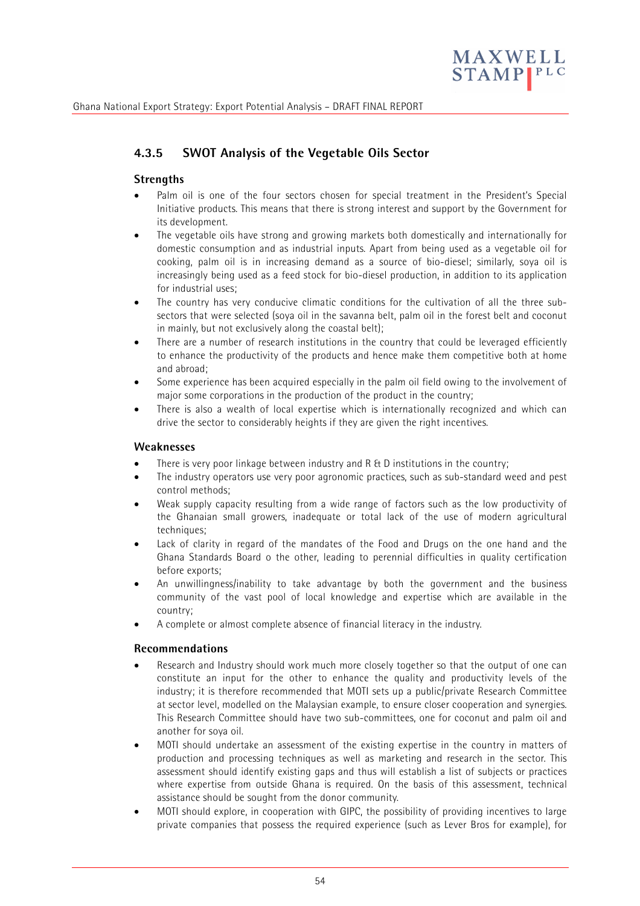### 4.3.5 SWOT Analysis of the Vegetable Oils Sector

**Strengths**

- Palm oil is one of the four sectors chosen for special treatment in the President's Special Initiative products. This means that there is strong interest and support by the Government for its development.
- The vegetable oils have strong and growing markets both domestically and internationally for domestic consumption and as industrial inputs. Apart from being used as a vegetable oil for cooking, palm oil is in increasing demand as a source of bio-diesel; similarly, soya oil is increasingly being used as a feed stock for bio-diesel production, in addition to its application for industrial uses;
- The country has very conducive climatic conditions for the cultivation of all the three sub-sectors that were selected (soya oil in the savanna belt, palm oil in the forest belt and coconut in mainly, but not exclusively along the coastal belt);
- There are a number of research institutions in the country that could be leveraged efficiently to enhance the productivity of the products and hence make them competitive both at home and abroad;
- Some experience has been acquired especially in the palm oil field owing to the involvement of major some corporations in the production of the product in the country;
- There is also a wealth of local expertise which is internationally recognized and which can drive the sector to considerably heights if they are given the right incentives.

**Weaknesses**

- There is very poor linkage between industry and R & D institutions in the country;
- The industry operators use very poor agronomic practices, such as sub-standard weed and pest control methods;
- Weak supply capacity resulting from a wide range of factors such as the low productivity of the Ghanaian small growers, inadequate or total lack of the use of modern agricultural techniques;
- Lack of clarity in regard of the mandates of the Food and Drugs on the one hand and the Ghana Standards Board o the other, leading to perennial difficulties in quality certification before exports;
- An unwillingness/inability to take advantage by both the government and the business community of the vast pool of local knowledge and expertise which are available in the country;
- A complete or almost complete absence of financial literacy in the industry.

**Recommendations**

- Research and Industry should work much more closely together so that the output of one can constitute an input for the other to enhance the quality and productivity levels of the industry; it is therefore recommended that MOTI sets up a public/private Research Committee at sector level, modelled on the Malaysian example, to ensure closer cooperation and synergies. This Research Committee should have two sub-committees, one for coconut and palm oil and another for soya oil.
- MOTI should undertake an assessment of the existing expertise in the country in matters of production and processing techniques as well as marketing and research in the sector. This assessment should identify existing gaps and thus will establish a list of subjects or practices where expertise from outside Ghana is required. On the basis of this assessment, technical assistance should be sought from the donor community.
- MOTI should explore, in cooperation with GIPC, the possibility of providing incentives to large private companies that possess the required experience (such as Lever Bros for example), for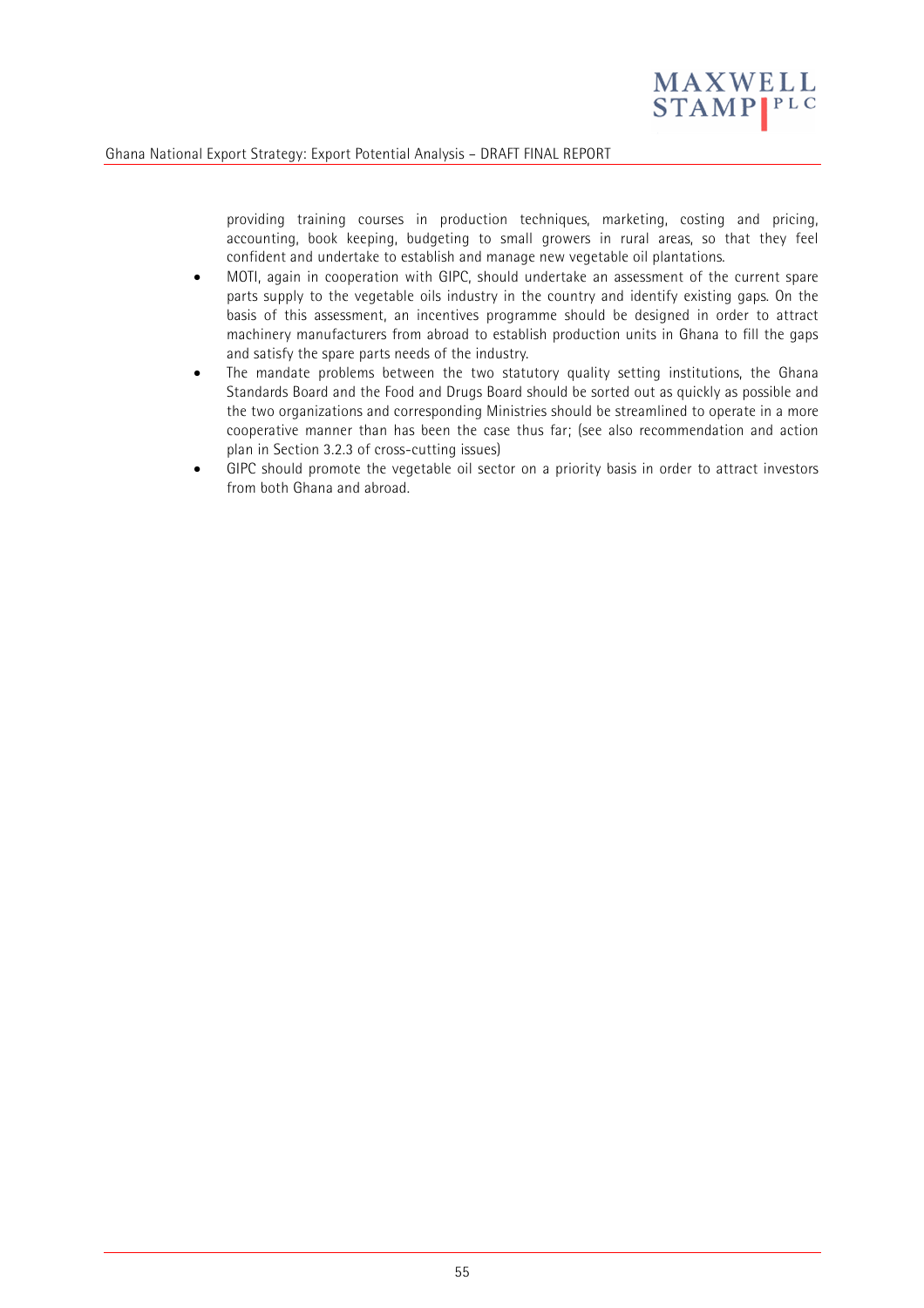providing training courses in production techniques, marketing, costing and pricing, accounting, book keeping, budgeting to small growers in rural areas, so that they feel confident and undertake to establish and manage new vegetable oil plantations.

- MOTI, again in cooperation with GIPC, should undertake an assessment of the current spare parts supply to the vegetable oils industry in the country and identify existing gaps. On the basis of this assessment, an incentives programme should be designed in order to attract machinery manufacturers from abroad to establish production units in Ghana to fill the gaps and satisfy the spare parts needs of the industry.
- The mandate problems between the two statutory quality setting institutions, the Ghana Standards Board and the Food and Drugs Board should be sorted out as quickly as possible and the two organizations and corresponding Ministries should be streamlined to operate in a more cooperative manner than has been the case thus far; (see also recommendation and action plan in Section 3.2.3 of cross-cutting issues)
- GIPC should promote the vegetable oil sector on a priority basis in order to attract investors from both Ghana and abroad.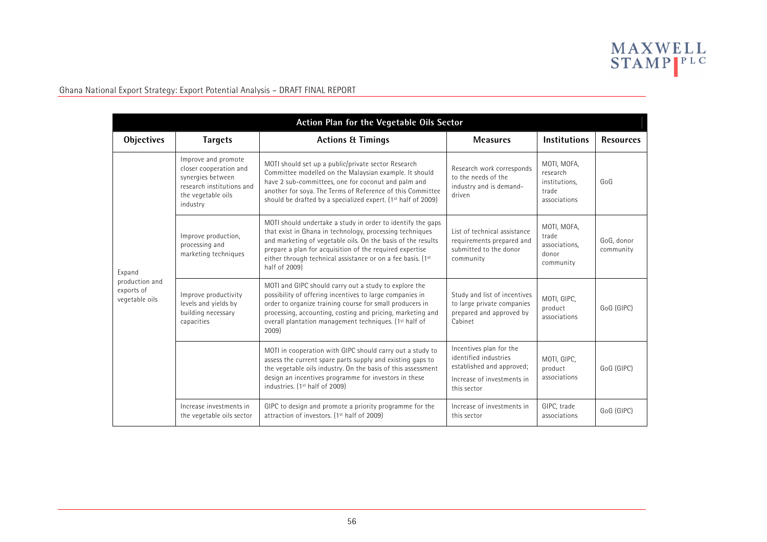| Action Plan for the Vegetable Oils Sector | | | | | |
|---|---|---|---|---|---|
| **Objectives** | **Targets** | **Actions & Timings** | **Measures** | **Institutions** | **Resources** |
| Expand production and exports of vegetable oils | Improve and promote closer cooperation and synergies between research institutions and the vegetable oils industry | MOTI should set up a public/private sector Research Committee modelled on the Malaysian example. It should have 2 sub-committees, one for coconut and palm and another for soya. The Terms of Reference of this Committee should be drafted by a specialized expert. (1st half of 2009) | Research work corresponds to the needs of the industry and is demand-driven | MOTI, MOFA, research institutions, trade associations | GoG |
| | Improve production, processing and marketing techniques | MOTI should undertake a study in order to identify the gaps that exist in Ghana in technology, processing techniques and marketing of vegetable oils. On the basis of the results prepare a plan for acquisition of the required expertise either through technical assistance or on a fee basis. (1st half of 2009) | List of technical assistance requirements prepared and submitted to the donor community | MOTI, MOFA, trade associations, donor community | GoG, donor community |
| | Improve productivity levels and yields by building necessary capacities | MOTI and GIPC should carry out a study to explore the possibility of offering incentives to large companies in order to organize training course for small producers in processing, accounting, costing and pricing, marketing and overall plantation management techniques. (1st half of 2009) | Study and list of incentives to large private companies prepared and approved by Cabinet | MOTI, GIPC, product associations | GoG (GIPC) |
| | | MOTI in cooperation with GIPC should carry out a study to assess the current spare parts supply and existing gaps to the vegetable oils industry. On the basis of this assessment design an incentives programme for investors in these industries. (1st half of 2009) | Incentives plan for the identified industries established and approved; Increase of investments in this sector | MOTI, GIPC, product associations | GoG (GIPC) |
| | Increase investments in the vegetable oils sector | GIPC to design and promote a priority programme for the attraction of investors. (1st half of 2009) | Increase of investments in this sector | GIPC, trade associations | GoG (GIPC) |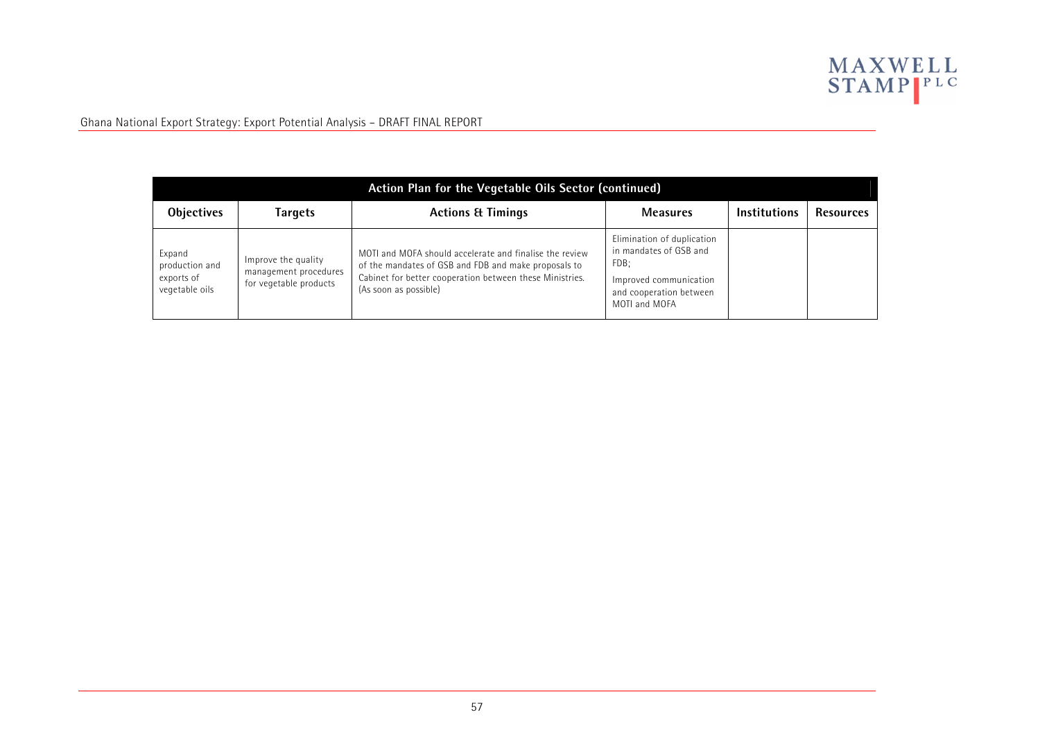| Action Plan for the Vegetable Oils Sector (continued) | | | | | |
|---|---|---|---|---|---|
| **Objectives** | **Targets** | **Actions & Timings** | **Measures** | **Institutions** | **Resources** |
| Expand production and exports of vegetable oils | Improve the quality management procedures for vegetable products | MOTI and MOFA should accelerate and finalise the review of the mandates of GSB and FDB and make proposals to Cabinet for better cooperation between these Ministries. (As soon as possible) | Elimination of duplication in mandates of GSB and FDB; Improved communication and cooperation between MOTI and MOFA | | |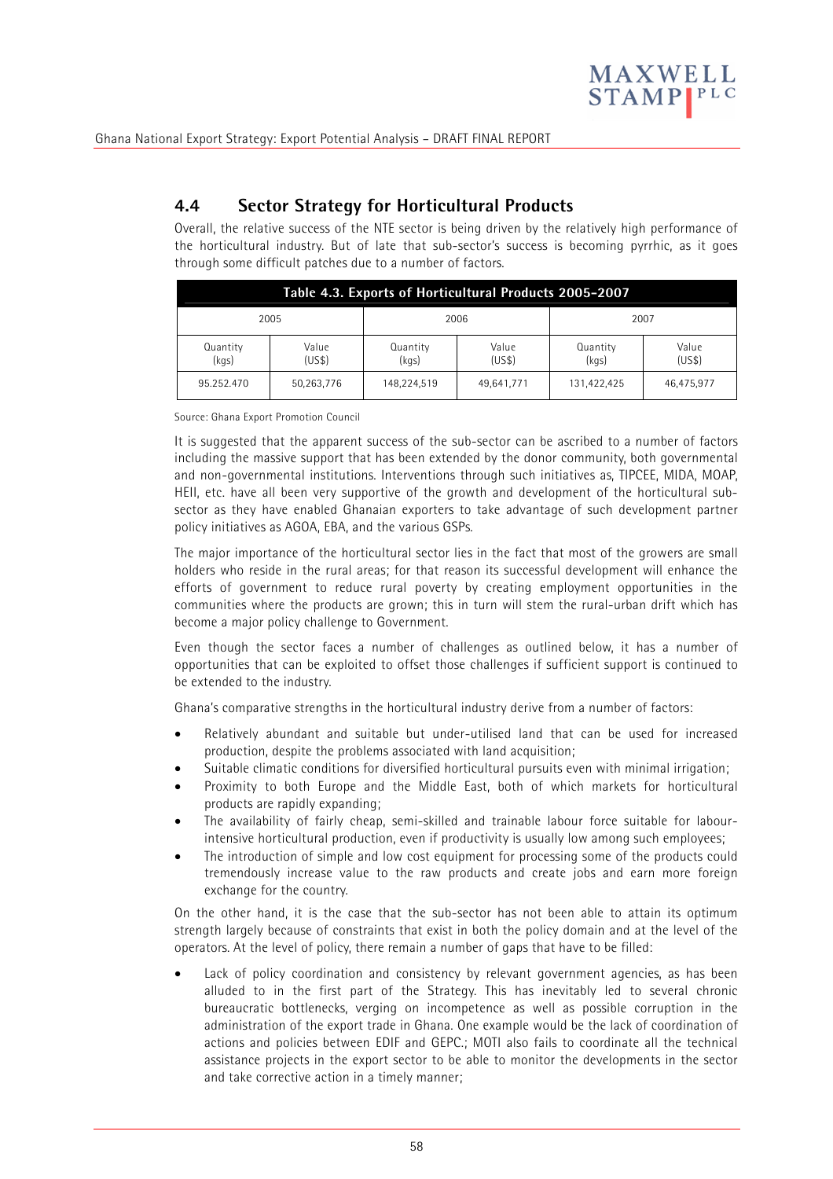## 4.4 Sector Strategy for Horticultural Products

Overall, the relative success of the NTE sector is being driven by the relatively high performance of the horticultural industry. But of late that sub-sector's success is becoming pyrrhic, as it goes through some difficult patches due to a number of factors.

**Table 4.3. Exports of Horticultural Products 2005-2007**

| 2005 | | 2006 | | 2007 | |
|---|---|---|---|---|---|
| Quantity (kgs) | Value (US$) | Quantity (kgs) | Value (US$) | Quantity (kgs) | Value (US$) |
| 95.252.470 | 50,263,776 | 148,224,519 | 49,641,771 | 131,422,425 | 46,475,977 |

Source: Ghana Export Promotion Council

It is suggested that the apparent success of the sub-sector can be ascribed to a number of factors including the massive support that has been extended by the donor community, both governmental and non-governmental institutions. Interventions through such initiatives as, TIPCEE, MIDA, MOAP, HEII, etc. have all been very supportive of the growth and development of the horticultural sub-sector as they have enabled Ghanaian exporters to take advantage of such development partner policy initiatives as AGOA, EBA, and the various GSPs.

The major importance of the horticultural sector lies in the fact that most of the growers are small holders who reside in the rural areas; for that reason its successful development will enhance the efforts of government to reduce rural poverty by creating employment opportunities in the communities where the products are grown; this in turn will stem the rural-urban drift which has become a major policy challenge to Government.

Even though the sector faces a number of challenges as outlined below, it has a number of opportunities that can be exploited to offset those challenges if sufficient support is continued to be extended to the industry.

Ghana's comparative strengths in the horticultural industry derive from a number of factors:

- Relatively abundant and suitable but under-utilised land that can be used for increased production, despite the problems associated with land acquisition;
- Suitable climatic conditions for diversified horticultural pursuits even with minimal irrigation;
- Proximity to both Europe and the Middle East, both of which markets for horticultural products are rapidly expanding;
- The availability of fairly cheap, semi-skilled and trainable labour force suitable for labour-intensive horticultural production, even if productivity is usually low among such employees;
- The introduction of simple and low cost equipment for processing some of the products could tremendously increase value to the raw products and create jobs and earn more foreign exchange for the country.

On the other hand, it is the case that the sub-sector has not been able to attain its optimum strength largely because of constraints that exist in both the policy domain and at the level of the operators. At the level of policy, there remain a number of gaps that have to be filled:

- Lack of policy coordination and consistency by relevant government agencies, as has been alluded to in the first part of the Strategy. This has inevitably led to several chronic bureaucratic bottlenecks, verging on incompetence as well as possible corruption in the administration of the export trade in Ghana. One example would be the lack of coordination of actions and policies between EDIF and GEPC.; MOTI also fails to coordinate all the technical assistance projects in the export sector to be able to monitor the developments in the sector and take corrective action in a timely manner;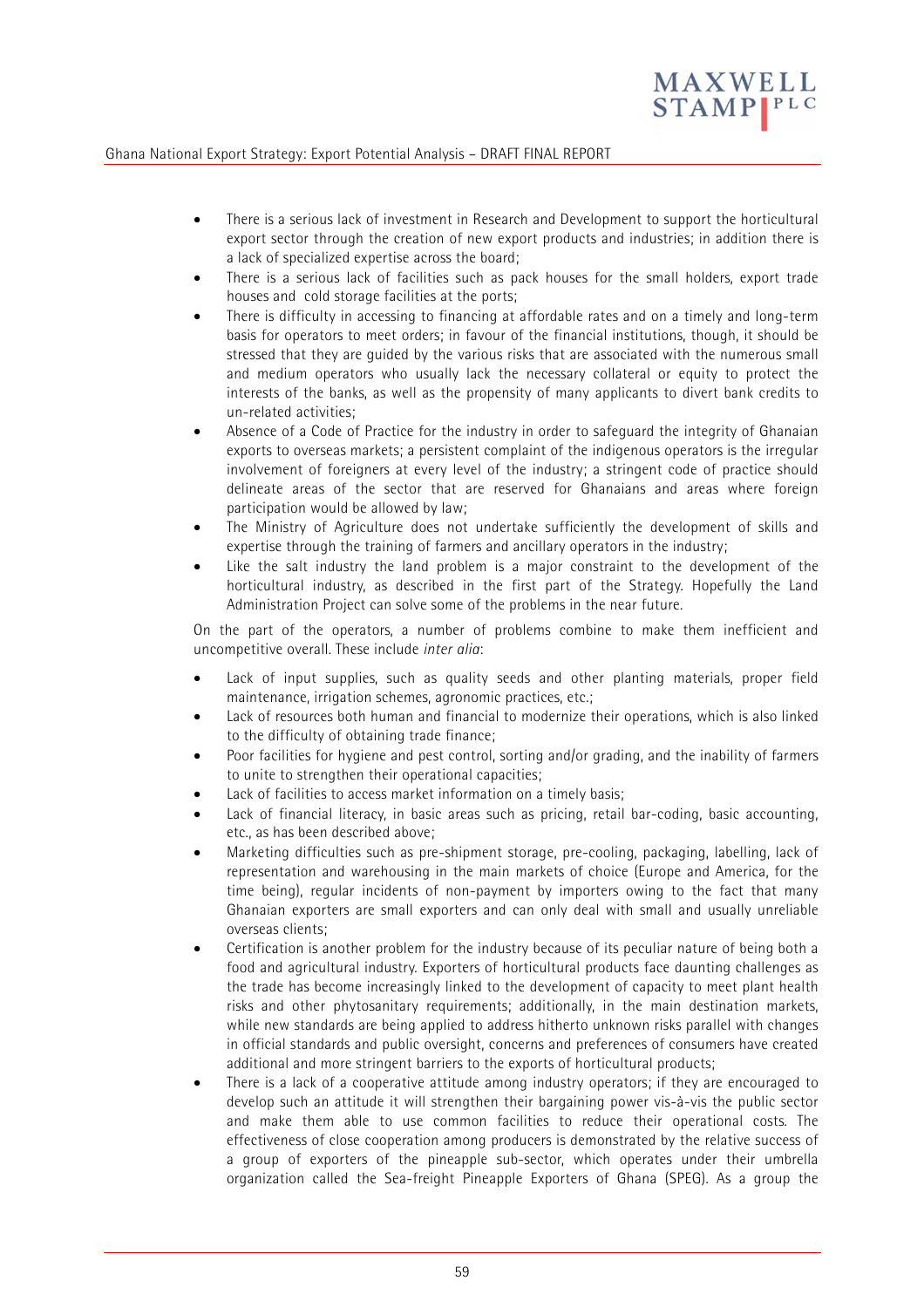- There is a serious lack of investment in Research and Development to support the horticultural export sector through the creation of new export products and industries; in addition there is a lack of specialized expertise across the board;
- There is a serious lack of facilities such as pack houses for the small holders, export trade houses and cold storage facilities at the ports;
- There is difficulty in accessing to financing at affordable rates and on a timely and long-term basis for operators to meet orders; in favour of the financial institutions, though, it should be stressed that they are guided by the various risks that are associated with the numerous small and medium operators who usually lack the necessary collateral or equity to protect the interests of the banks, as well as the propensity of many applicants to divert bank credits to un-related activities;
- Absence of a Code of Practice for the industry in order to safeguard the integrity of Ghanaian exports to overseas markets; a persistent complaint of the indigenous operators is the irregular involvement of foreigners at every level of the industry; a stringent code of practice should delineate areas of the sector that are reserved for Ghanaians and areas where foreign participation would be allowed by law;
- The Ministry of Agriculture does not undertake sufficiently the development of skills and expertise through the training of farmers and ancillary operators in the industry;
- Like the salt industry the land problem is a major constraint to the development of the horticultural industry, as described in the first part of the Strategy. Hopefully the Land Administration Project can solve some of the problems in the near future.

On the part of the operators, a number of problems combine to make them inefficient and uncompetitive overall. These include *inter alia*:

- Lack of input supplies, such as quality seeds and other planting materials, proper field maintenance, irrigation schemes, agronomic practices, etc.;
- Lack of resources both human and financial to modernize their operations, which is also linked to the difficulty of obtaining trade finance;
- Poor facilities for hygiene and pest control, sorting and/or grading, and the inability of farmers to unite to strengthen their operational capacities;
- Lack of facilities to access market information on a timely basis;
- Lack of financial literacy, in basic areas such as pricing, retail bar-coding, basic accounting, etc., as has been described above;
- Marketing difficulties such as pre-shipment storage, pre-cooling, packaging, labelling, lack of representation and warehousing in the main markets of choice (Europe and America, for the time being), regular incidents of non-payment by importers owing to the fact that many Ghanaian exporters are small exporters and can only deal with small and usually unreliable overseas clients;
- Certification is another problem for the industry because of its peculiar nature of being both a food and agricultural industry. Exporters of horticultural products face daunting challenges as the trade has become increasingly linked to the development of capacity to meet plant health risks and other phytosanitary requirements; additionally, in the main destination markets, while new standards are being applied to address hitherto unknown risks parallel with changes in official standards and public oversight, concerns and preferences of consumers have created additional and more stringent barriers to the exports of horticultural products;
- There is a lack of a cooperative attitude among industry operators; if they are encouraged to develop such an attitude it will strengthen their bargaining power vis-à-vis the public sector and make them able to use common facilities to reduce their operational costs. The effectiveness of close cooperation among producers is demonstrated by the relative success of a group of exporters of the pineapple sub-sector, which operates under their umbrella organization called the Sea-freight Pineapple Exporters of Ghana (SPEG). As a group the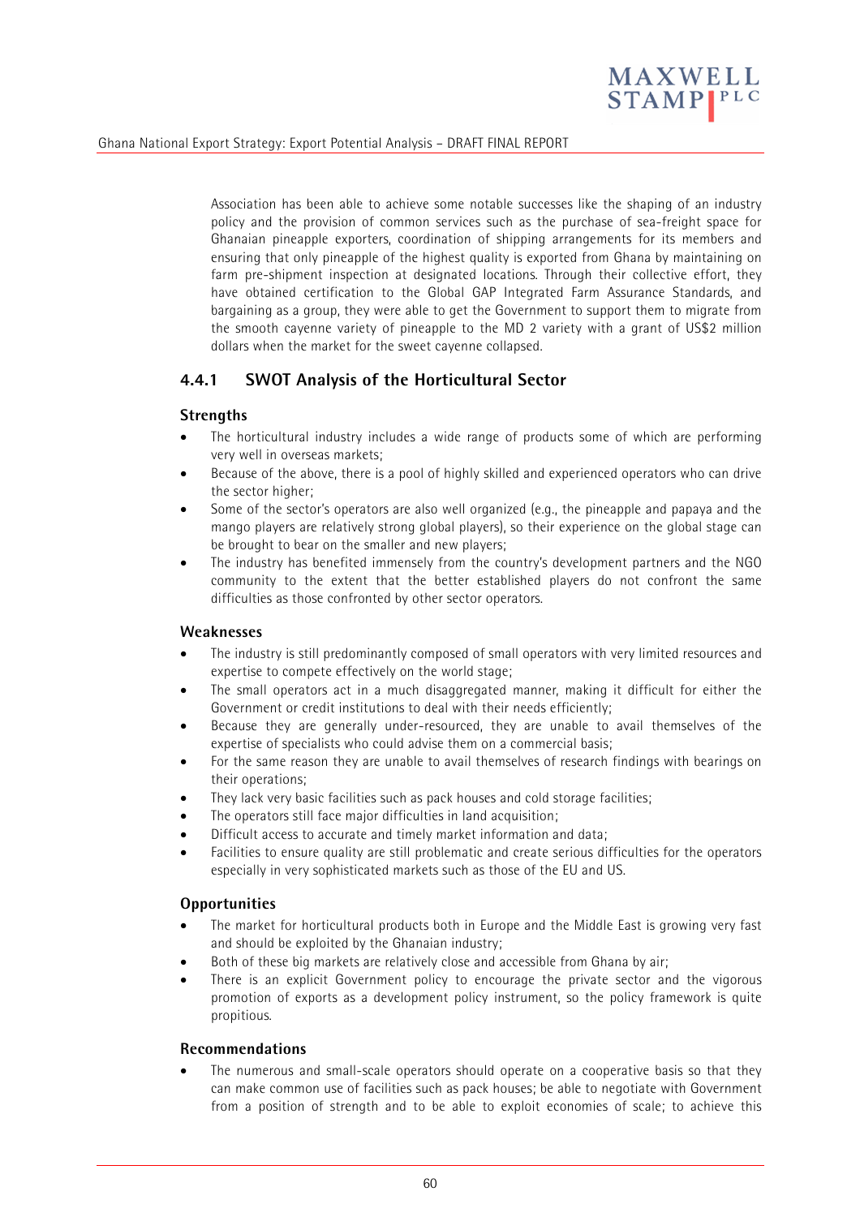Association has been able to achieve some notable successes like the shaping of an industry policy and the provision of common services such as the purchase of sea-freight space for Ghanaian pineapple exporters, coordination of shipping arrangements for its members and ensuring that only pineapple of the highest quality is exported from Ghana by maintaining on farm pre-shipment inspection at designated locations. Through their collective effort, they have obtained certification to the Global GAP Integrated Farm Assurance Standards, and bargaining as a group, they were able to get the Government to support them to migrate from the smooth cayenne variety of pineapple to the MD 2 variety with a grant of US$2 million dollars when the market for the sweet cayenne collapsed.

### 4.4.1 SWOT Analysis of the Horticultural Sector

**Strengths**

- The horticultural industry includes a wide range of products some of which are performing very well in overseas markets;
- Because of the above, there is a pool of highly skilled and experienced operators who can drive the sector higher;
- Some of the sector's operators are also well organized (e.g., the pineapple and papaya and the mango players are relatively strong global players), so their experience on the global stage can be brought to bear on the smaller and new players;
- The industry has benefited immensely from the country's development partners and the NGO community to the extent that the better established players do not confront the same difficulties as those confronted by other sector operators.

**Weaknesses**

- The industry is still predominantly composed of small operators with very limited resources and expertise to compete effectively on the world stage;
- The small operators act in a much disaggregated manner, making it difficult for either the Government or credit institutions to deal with their needs efficiently;
- Because they are generally under-resourced, they are unable to avail themselves of the expertise of specialists who could advise them on a commercial basis;
- For the same reason they are unable to avail themselves of research findings with bearings on their operations;
- They lack very basic facilities such as pack houses and cold storage facilities;
- The operators still face major difficulties in land acquisition;
- Difficult access to accurate and timely market information and data;
- Facilities to ensure quality are still problematic and create serious difficulties for the operators especially in very sophisticated markets such as those of the EU and US.

**Opportunities**

- The market for horticultural products both in Europe and the Middle East is growing very fast and should be exploited by the Ghanaian industry;
- Both of these big markets are relatively close and accessible from Ghana by air;
- There is an explicit Government policy to encourage the private sector and the vigorous promotion of exports as a development policy instrument, so the policy framework is quite propitious.

**Recommendations**

- The numerous and small-scale operators should operate on a cooperative basis so that they can make common use of facilities such as pack houses; be able to negotiate with Government from a position of strength and to be able to exploit economies of scale; to achieve this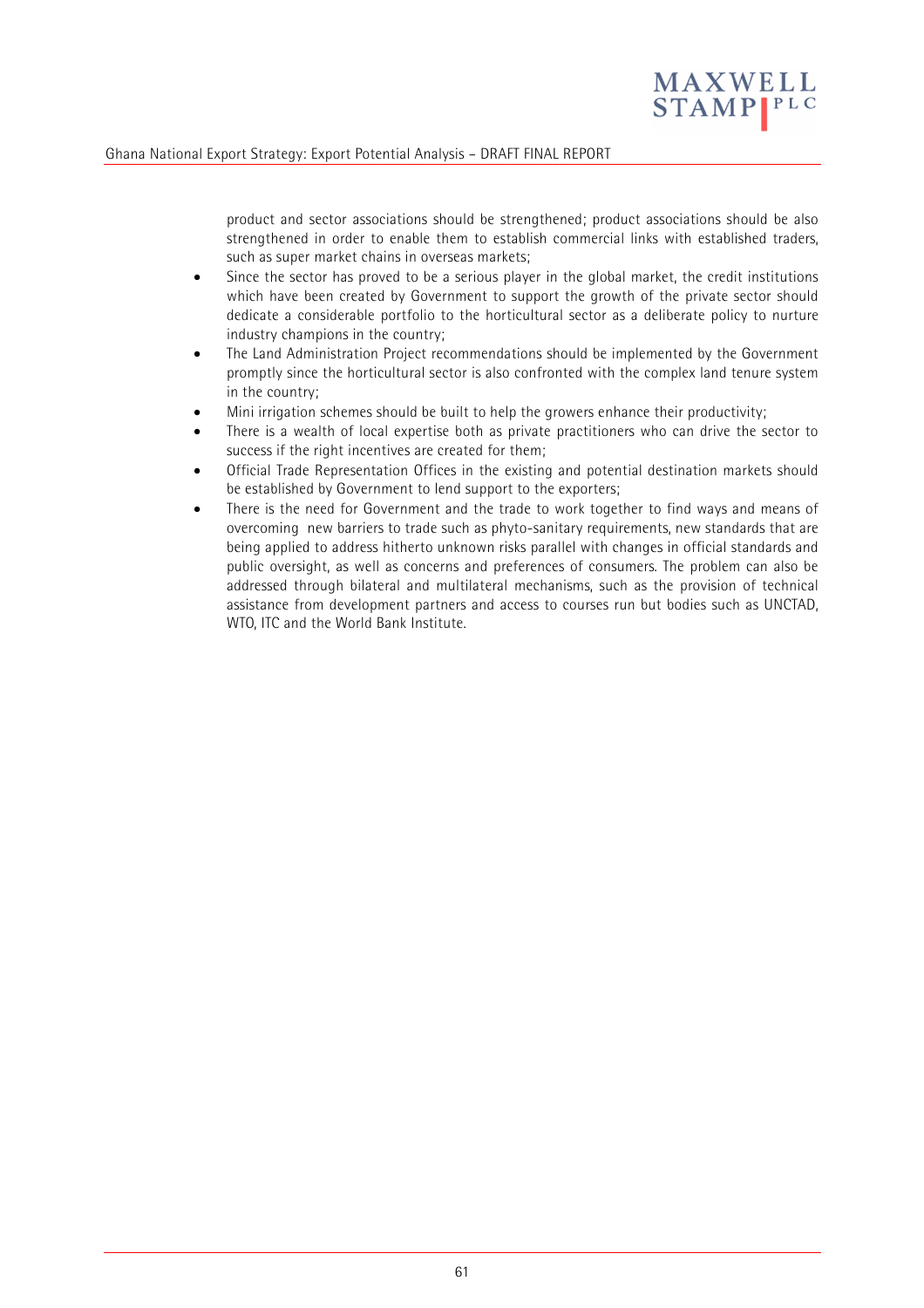product and sector associations should be strengthened; product associations should be also strengthened in order to enable them to establish commercial links with established traders, such as super market chains in overseas markets;

- Since the sector has proved to be a serious player in the global market, the credit institutions which have been created by Government to support the growth of the private sector should dedicate a considerable portfolio to the horticultural sector as a deliberate policy to nurture industry champions in the country;
- The Land Administration Project recommendations should be implemented by the Government promptly since the horticultural sector is also confronted with the complex land tenure system in the country;
- Mini irrigation schemes should be built to help the growers enhance their productivity;
- There is a wealth of local expertise both as private practitioners who can drive the sector to success if the right incentives are created for them;
- Official Trade Representation Offices in the existing and potential destination markets should be established by Government to lend support to the exporters;
- There is the need for Government and the trade to work together to find ways and means of overcoming new barriers to trade such as phyto-sanitary requirements, new standards that are being applied to address hitherto unknown risks parallel with changes in official standards and public oversight, as well as concerns and preferences of consumers. The problem can also be addressed through bilateral and multilateral mechanisms, such as the provision of technical assistance from development partners and access to courses run but bodies such as UNCTAD, WTO, ITC and the World Bank Institute.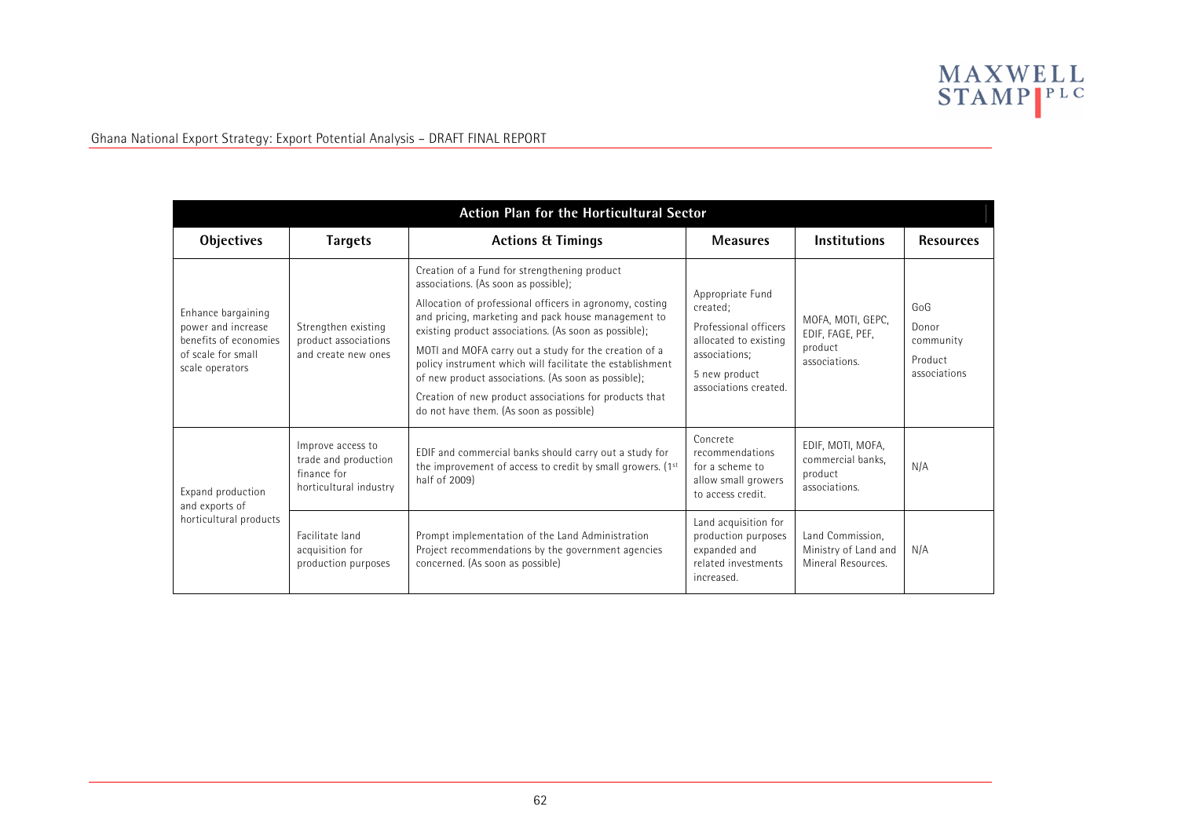| Action Plan for the Horticultural Sector | | | | | |
|---|---|---|---|---|---|
| **Objectives** | **Targets** | **Actions & Timings** | **Measures** | **Institutions** | **Resources** |
| Enhance bargaining power and increase benefits of economies of scale for small scale operators | Strengthen existing product associations and create new ones | Creation of a Fund for strengthening product associations. (As soon as possible);<br><br>Allocation of professional officers in agronomy, costing and pricing, marketing and pack house management to existing product associations. (As soon as possible);<br><br>MOTI and MOFA carry out a study for the creation of a policy instrument which will facilitate the establishment of new product associations. (As soon as possible);<br><br>Creation of new product associations for products that do not have them. (As soon as possible) | Appropriate Fund created;<br><br>Professional officers allocated to existing associations;<br><br>5 new product associations created. | MOFA, MOTI, GEPC, EDIF, FAGE, PEF, product associations. | GoG<br><br>Donor community<br><br>Product associations |
| Expand production and exports of horticultural products | Improve access to trade and production finance for horticultural industry | EDIF and commercial banks should carry out a study for the improvement of access to credit by small growers. (1st half of 2009) | Concrete recommendations for a scheme to allow small growers to access credit. | EDIF, MOTI, MOFA, commercial banks, product associations. | N/A |
| | Facilitate land acquisition for production purposes | Prompt implementation of the Land Administration Project recommendations by the government agencies concerned. (As soon as possible) | Land acquisition for production purposes expanded and related investments increased. | Land Commission, Ministry of Land and Mineral Resources. | N/A |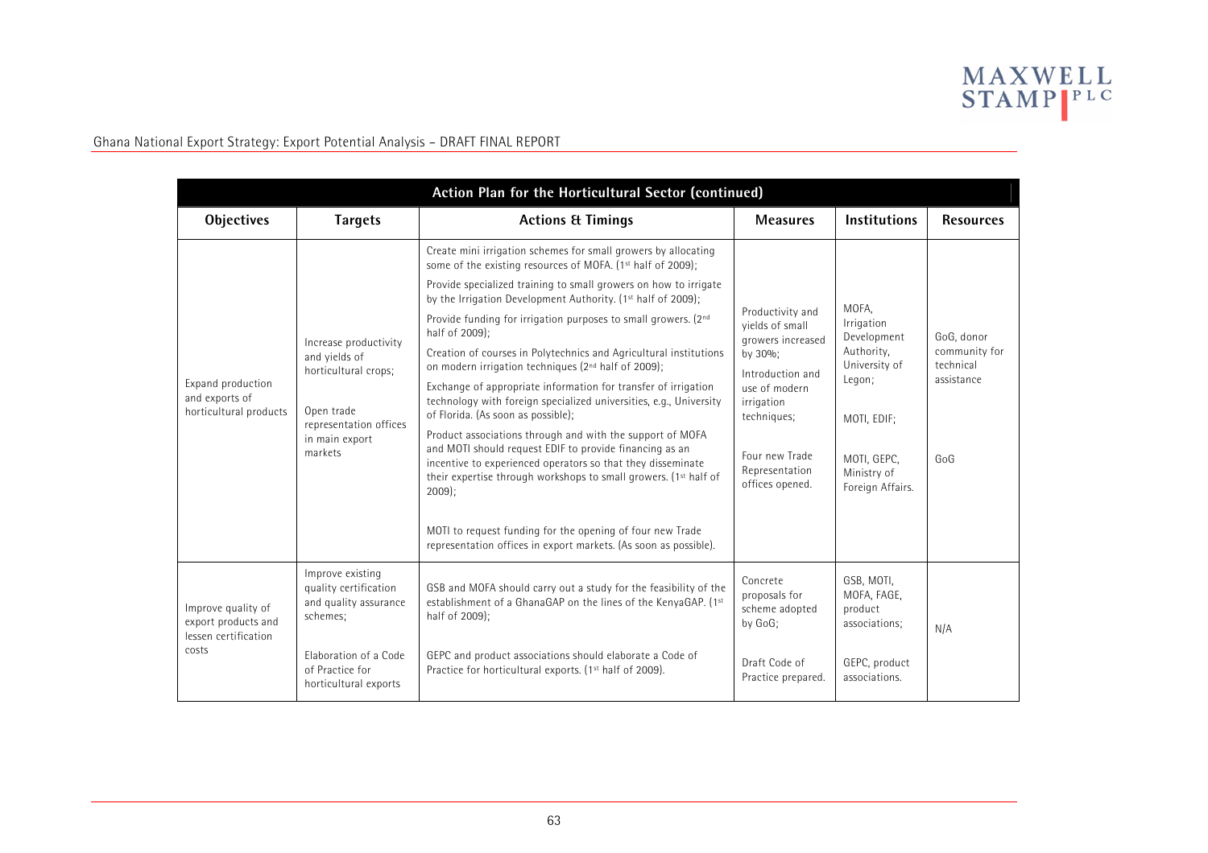| Action Plan for the Horticultural Sector (continued) | | | | | |
|---|---|---|---|---|---|
| **Objectives** | **Targets** | **Actions & Timings** | **Measures** | **Institutions** | **Resources** |
| Expand production and exports of horticultural products | Increase productivity and yields of horticultural crops;<br><br>Open trade representation offices in main export markets | Create mini irrigation schemes for small growers by allocating some of the existing resources of MOFA. (1st half of 2009);<br>Provide specialized training to small growers on how to irrigate by the Irrigation Development Authority. (1st half of 2009);<br>Provide funding for irrigation purposes to small growers. (2nd half of 2009);<br>Creation of courses in Polytechnics and Agricultural institutions on modern irrigation techniques (2nd half of 2009);<br>Exchange of appropriate information for transfer of irrigation technology with foreign specialized universities, e.g., University of Florida. (As soon as possible);<br>Product associations through and with the support of MOFA and MOTI should request EDIF to provide financing as an incentive to experienced operators so that they disseminate their expertise through workshops to small growers. (1st half of 2009);<br><br>MOTI to request funding for the opening of four new Trade representation offices in export markets. (As soon as possible). | Productivity and yields of small growers increased by 30%;<br>Introduction and use of modern irrigation techniques;<br><br>Four new Trade Representation offices opened. | MOFA, Irrigation Development Authority, University of Legon;<br><br>MOTI, EDIF;<br><br>MOTI, GEPC, Ministry of Foreign Affairs. | GoG, donor community for technical assistance<br><br>GoG |
| Improve quality of export products and lessen certification costs | Improve existing quality certification and quality assurance schemes;<br><br>Elaboration of a Code of Practice for horticultural exports | GSB and MOFA should carry out a study for the feasibility of the establishment of a GhanaGAP on the lines of the KenyaGAP. (1st half of 2009);<br><br>GEPC and product associations should elaborate a Code of Practice for horticultural exports. (1st half of 2009). | Concrete proposals for scheme adopted by GoG;<br><br>Draft Code of Practice prepared. | GSB, MOTI, MOFA, FAGE, product associations;<br><br>GEPC, product associations. | N/A |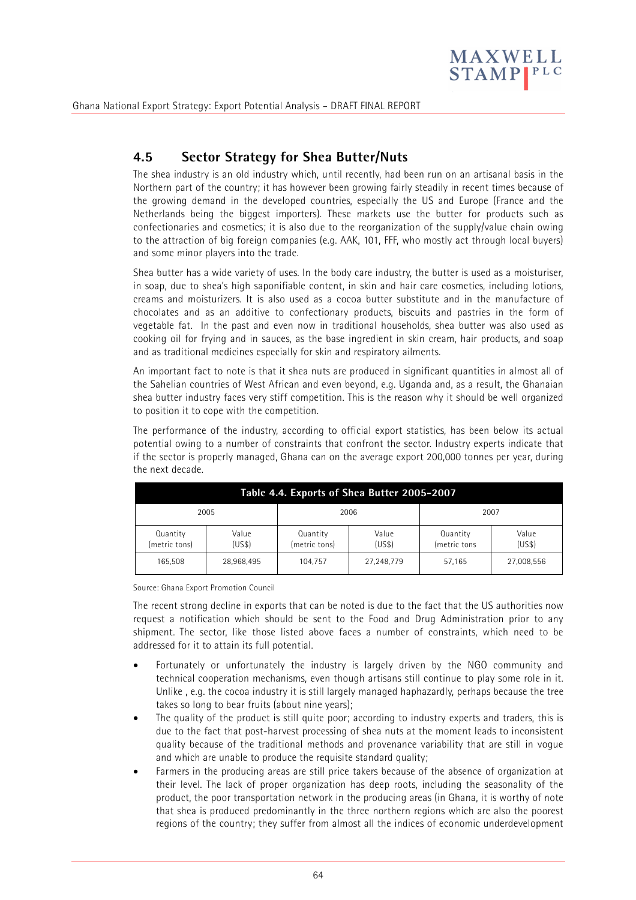## 4.5 Sector Strategy for Shea Butter/Nuts

The shea industry is an old industry which, until recently, had been run on an artisanal basis in the Northern part of the country; it has however been growing fairly steadily in recent times because of the growing demand in the developed countries, especially the US and Europe (France and the Netherlands being the biggest importers). These markets use the butter for products such as confectionaries and cosmetics; it is also due to the reorganization of the supply/value chain owing to the attraction of big foreign companies (e.g. AAK, 101, FFF, who mostly act through local buyers) and some minor players into the trade.

Shea butter has a wide variety of uses. In the body care industry, the butter is used as a moisturiser, in soap, due to shea's high saponifiable content, in skin and hair care cosmetics, including lotions, creams and moisturizers. It is also used as a cocoa butter substitute and in the manufacture of chocolates and as an additive to confectionary products, biscuits and pastries in the form of vegetable fat. In the past and even now in traditional households, shea butter was also used as cooking oil for frying and in sauces, as the base ingredient in skin cream, hair products, and soap and as traditional medicines especially for skin and respiratory ailments.

An important fact to note is that it shea nuts are produced in significant quantities in almost all of the Sahelian countries of West African and even beyond, e.g. Uganda and, as a result, the Ghanaian shea butter industry faces very stiff competition. This is the reason why it should be well organized to position it to cope with the competition.

The performance of the industry, according to official export statistics, has been below its actual potential owing to a number of constraints that confront the sector. Industry experts indicate that if the sector is properly managed, Ghana can on the average export 200,000 tonnes per year, during the next decade.

**Table 4.4. Exports of Shea Butter 2005-2007**

| 2005 | | 2006 | | 2007 | |
|---|---|---|---|---|---|
| Quantity (metric tons) | Value (US$) | Quantity (metric tons) | Value (US$) | Quantity (metric tons | Value (US$) |
| 165,508 | 28,968,495 | 104,757 | 27,248,779 | 57,165 | 27,008,556 |

Source: Ghana Export Promotion Council

The recent strong decline in exports that can be noted is due to the fact that the US authorities now request a notification which should be sent to the Food and Drug Administration prior to any shipment. The sector, like those listed above faces a number of constraints, which need to be addressed for it to attain its full potential.

- Fortunately or unfortunately the industry is largely driven by the NGO community and technical cooperation mechanisms, even though artisans still continue to play some role in it. Unlike , e.g. the cocoa industry it is still largely managed haphazardly, perhaps because the tree takes so long to bear fruits (about nine years);
- The quality of the product is still quite poor; according to industry experts and traders, this is due to the fact that post-harvest processing of shea nuts at the moment leads to inconsistent quality because of the traditional methods and provenance variability that are still in vogue and which are unable to produce the requisite standard quality;
- Farmers in the producing areas are still price takers because of the absence of organization at their level. The lack of proper organization has deep roots, including the seasonality of the product, the poor transportation network in the producing areas (in Ghana, it is worthy of note that shea is produced predominantly in the three northern regions which are also the poorest regions of the country; they suffer from almost all the indices of economic underdevelopment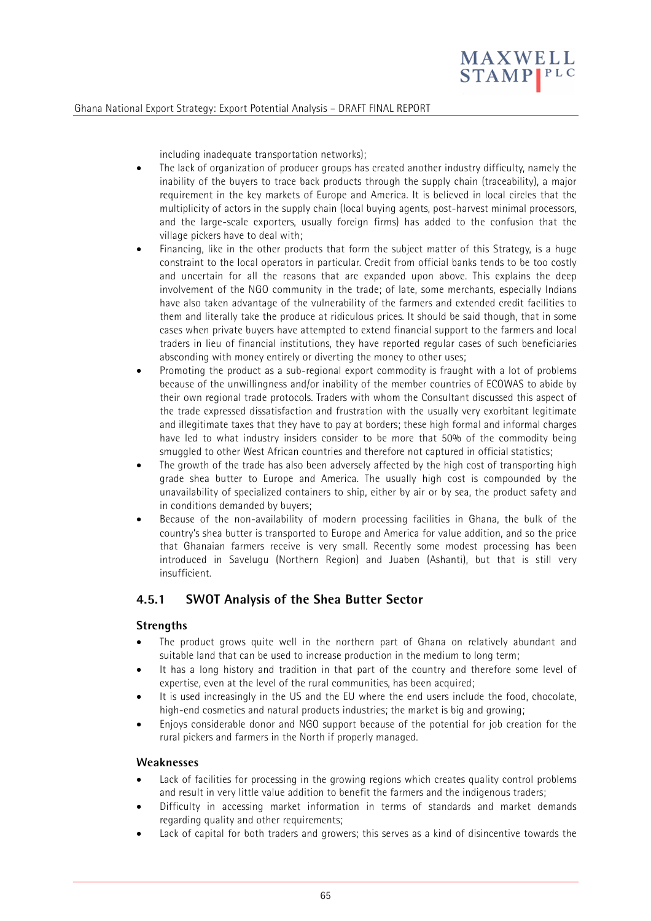including inadequate transportation networks);

- The lack of organization of producer groups has created another industry difficulty, namely the inability of the buyers to trace back products through the supply chain (traceability), a major requirement in the key markets of Europe and America. It is believed in local circles that the multiplicity of actors in the supply chain (local buying agents, post-harvest minimal processors, and the large-scale exporters, usually foreign firms) has added to the confusion that the village pickers have to deal with;
- Financing, like in the other products that form the subject matter of this Strategy, is a huge constraint to the local operators in particular. Credit from official banks tends to be too costly and uncertain for all the reasons that are expanded upon above. This explains the deep involvement of the NGO community in the trade; of late, some merchants, especially Indians have also taken advantage of the vulnerability of the farmers and extended credit facilities to them and literally take the produce at ridiculous prices. It should be said though, that in some cases when private buyers have attempted to extend financial support to the farmers and local traders in lieu of financial institutions, they have reported regular cases of such beneficiaries absconding with money entirely or diverting the money to other uses;
- Promoting the product as a sub-regional export commodity is fraught with a lot of problems because of the unwillingness and/or inability of the member countries of ECOWAS to abide by their own regional trade protocols. Traders with whom the Consultant discussed this aspect of the trade expressed dissatisfaction and frustration with the usually very exorbitant legitimate and illegitimate taxes that they have to pay at borders; these high formal and informal charges have led to what industry insiders consider to be more that 50% of the commodity being smuggled to other West African countries and therefore not captured in official statistics;
- The growth of the trade has also been adversely affected by the high cost of transporting high grade shea butter to Europe and America. The usually high cost is compounded by the unavailability of specialized containers to ship, either by air or by sea, the product safety and in conditions demanded by buyers;
- Because of the non-availability of modern processing facilities in Ghana, the bulk of the country's shea butter is transported to Europe and America for value addition, and so the price that Ghanaian farmers receive is very small. Recently some modest processing has been introduced in Savelugu (Northern Region) and Juaben (Ashanti), but that is still very insufficient.

### 4.5.1 SWOT Analysis of the Shea Butter Sector

**Strengths**

- The product grows quite well in the northern part of Ghana on relatively abundant and suitable land that can be used to increase production in the medium to long term;
- It has a long history and tradition in that part of the country and therefore some level of expertise, even at the level of the rural communities, has been acquired;
- It is used increasingly in the US and the EU where the end users include the food, chocolate, high-end cosmetics and natural products industries; the market is big and growing;
- Enjoys considerable donor and NGO support because of the potential for job creation for the rural pickers and farmers in the North if properly managed.

**Weaknesses**

- Lack of facilities for processing in the growing regions which creates quality control problems and result in very little value addition to benefit the farmers and the indigenous traders;
- Difficulty in accessing market information in terms of standards and market demands regarding quality and other requirements;
- Lack of capital for both traders and growers; this serves as a kind of disincentive towards the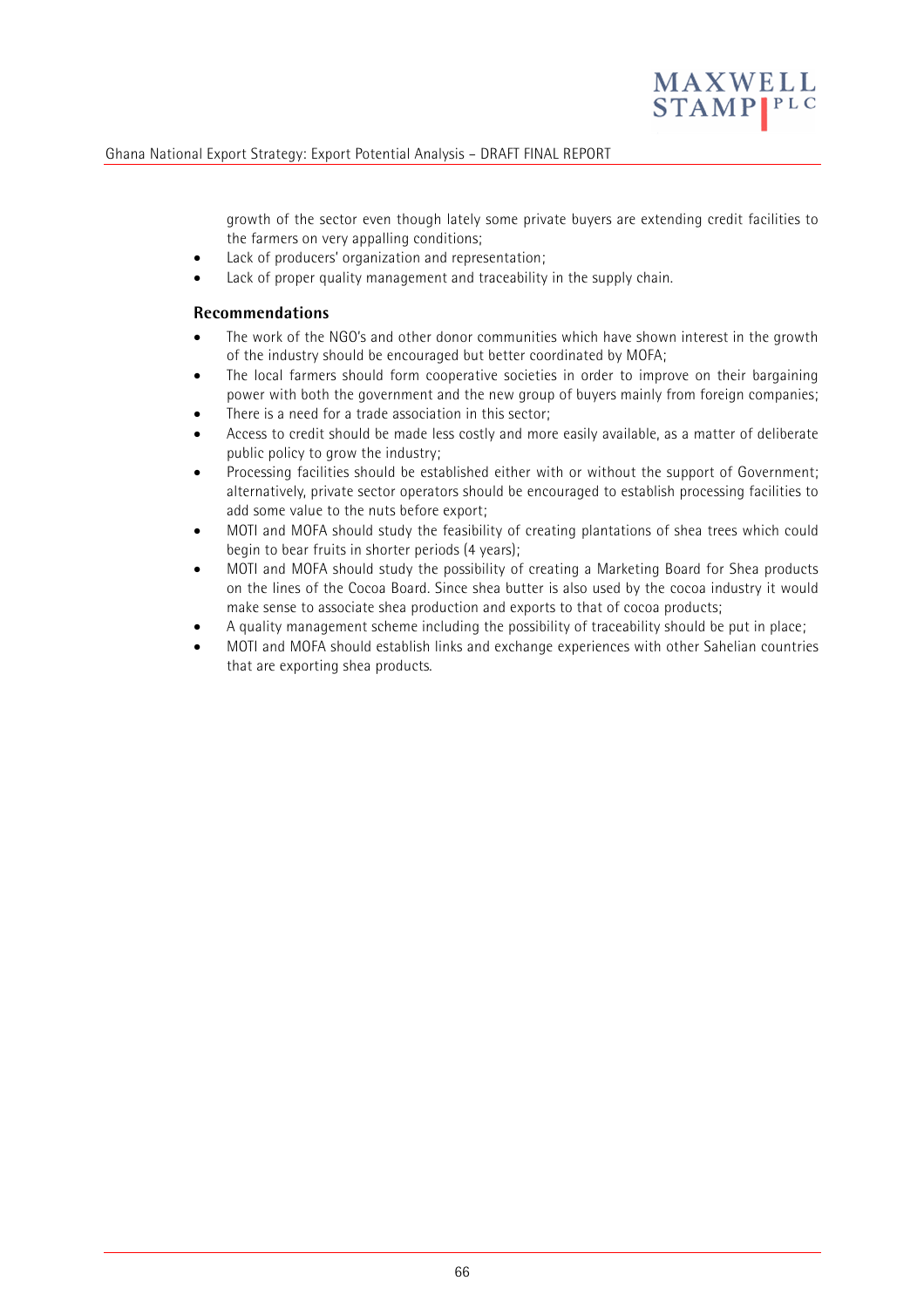growth of the sector even though lately some private buyers are extending credit facilities to the farmers on very appalling conditions;

- Lack of producers' organization and representation;
- Lack of proper quality management and traceability in the supply chain.

**Recommendations**

- The work of the NGO's and other donor communities which have shown interest in the growth of the industry should be encouraged but better coordinated by MOFA;
- The local farmers should form cooperative societies in order to improve on their bargaining power with both the government and the new group of buyers mainly from foreign companies;
- There is a need for a trade association in this sector;
- Access to credit should be made less costly and more easily available, as a matter of deliberate public policy to grow the industry;
- Processing facilities should be established either with or without the support of Government; alternatively, private sector operators should be encouraged to establish processing facilities to add some value to the nuts before export;
- MOTI and MOFA should study the feasibility of creating plantations of shea trees which could begin to bear fruits in shorter periods (4 years);
- MOTI and MOFA should study the possibility of creating a Marketing Board for Shea products on the lines of the Cocoa Board. Since shea butter is also used by the cocoa industry it would make sense to associate shea production and exports to that of cocoa products;
- A quality management scheme including the possibility of traceability should be put in place;
- MOTI and MOFA should establish links and exchange experiences with other Sahelian countries that are exporting shea products.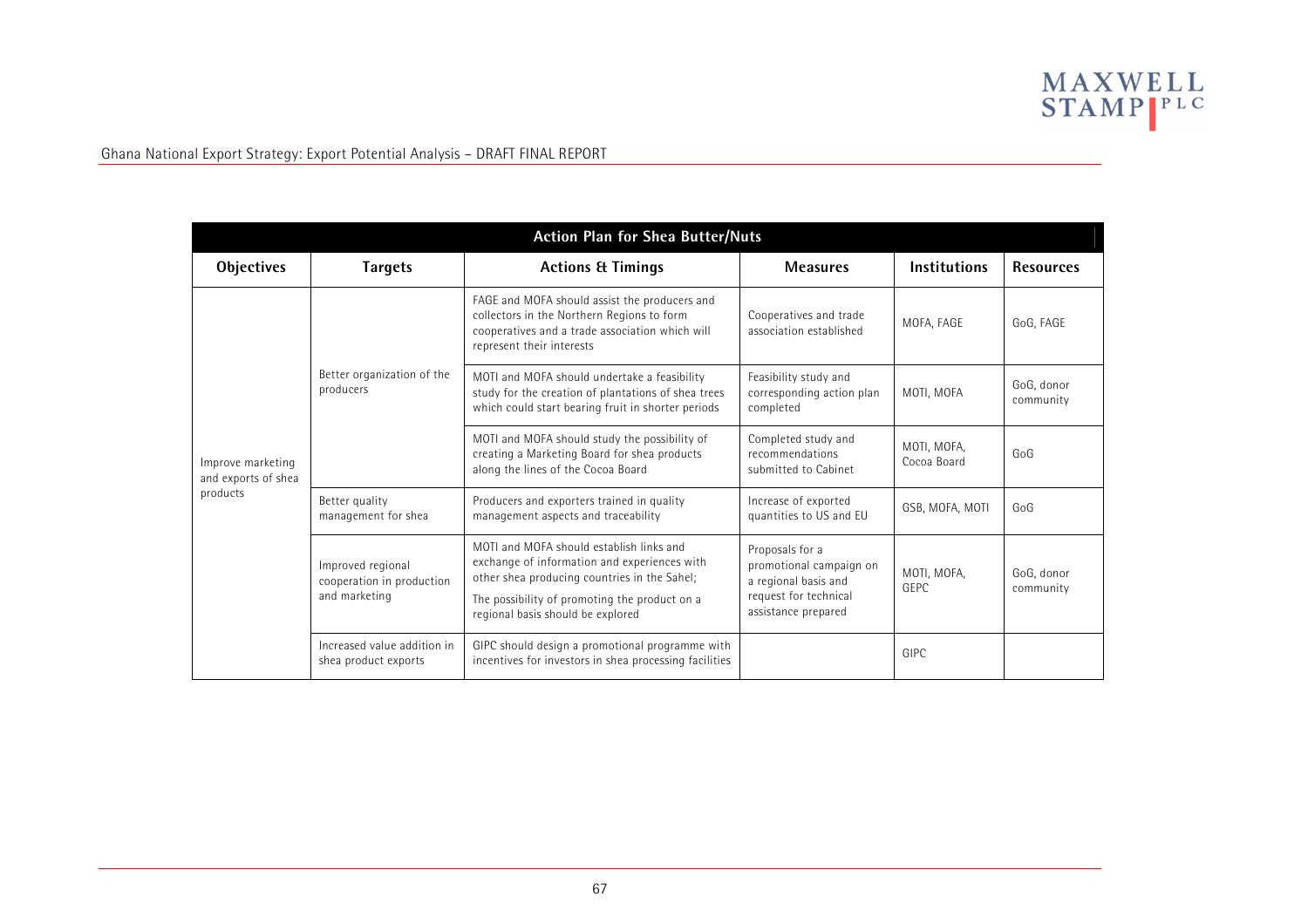| Action Plan for Shea Butter/Nuts | | | | | |
|---|---|---|---|---|---|
| **Objectives** | **Targets** | **Actions & Timings** | **Measures** | **Institutions** | **Resources** |
| Improve marketing and exports of shea products | Better organization of the producers | FAGE and MOFA should assist the producers and collectors in the Northern Regions to form cooperatives and a trade association which will represent their interests | Cooperatives and trade association established | MOFA, FAGE | GoG, FAGE |
| | | MOTI and MOFA should undertake a feasibility study for the creation of plantations of shea trees which could start bearing fruit in shorter periods | Feasibility study and corresponding action plan completed | MOTI, MOFA | GoG, donor community |
| | | MOTI and MOFA should study the possibility of creating a Marketing Board for shea products along the lines of the Cocoa Board | Completed study and recommendations submitted to Cabinet | MOTI, MOFA, Cocoa Board | GoG |
| | Better quality management for shea | Producers and exporters trained in quality management aspects and traceability | Increase of exported quantities to US and EU | GSB, MOFA, MOTI | GoG |
| | Improved regional cooperation in production and marketing | MOTI and MOFA should establish links and exchange of information and experiences with other shea producing countries in the Sahel; The possibility of promoting the product on a regional basis should be explored | Proposals for a promotional campaign on a regional basis and request for technical assistance prepared | MOTI, MOFA, GEPC | GoG, donor community |
| | Increased value addition in shea product exports | GIPC should design a promotional programme with incentives for investors in shea processing facilities | | GIPC | |